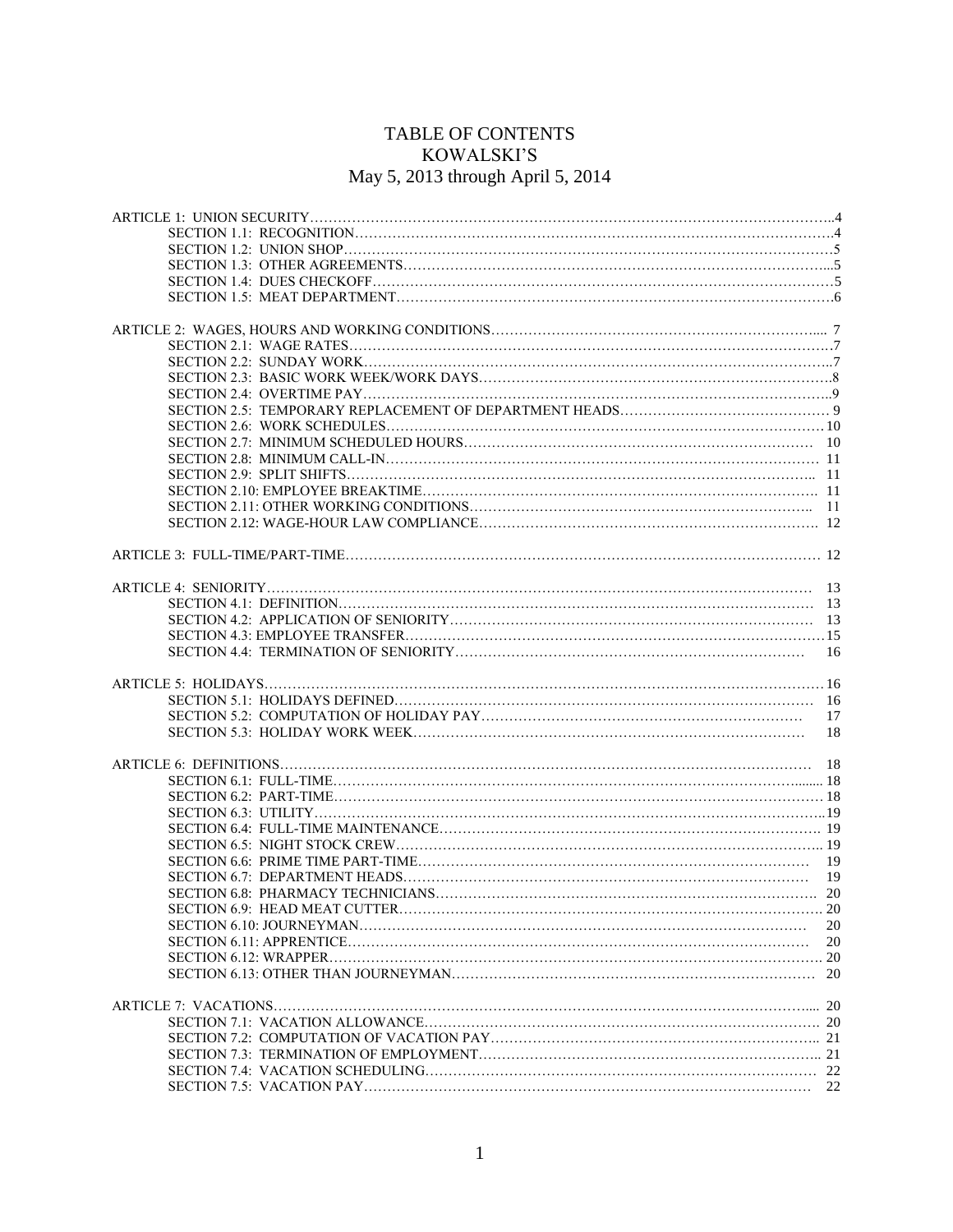# TABLE OF CONTENTS
## KOWALSKI'S
## May 5, 2013 through April 5, 2014

ARTICLE 1: UNION SECURITY……………………………………………………………………………………………..4
- SECTION 1.1: RECOGNITION………………………………………………………………………………………4
- SECTION 1.2: UNION SHOP…………………………………………………………………………………………5
- SECTION 1.3: OTHER AGREEMENTS……………………………………………………………………………...5
- SECTION 1.4: DUES CHECKOFF…………………………………………………………………………………….5
- SECTION 1.5: MEAT DEPARTMENT………………………………………………………………………………..6

ARTICLE 2: WAGES, HOURS AND WORKING CONDITIONS……………………………………………………….... 7
- SECTION 2.1: WAGE RATES………………………………………………………………………………………….7
- SECTION 2.2: SUNDAY WORK………………………………………………………………………………………..7
- SECTION 2.3: BASIC WORK WEEK/WORK DAYS……………………………………………………………….8
- SECTION 2.4: OVERTIME PAY………………………………………………………………………………………..9
- SECTION 2.5: TEMPORARY REPLACEMENT OF DEPARTMENT HEADS…………………………………… 9
- SECTION 2.6: WORK SCHEDULES………………………………………………………………………………10
- SECTION 2.7: MINIMUM SCHEDULED HOURS…………………………………………………………… 10
- SECTION 2.8: MINIMUM CALL-IN……………………………………………………………………………… 11
- SECTION 2.9: SPLIT SHIFTS…………………………………………………………………………………... 11
- SECTION 2.10: EMPLOYEE BREAKTIME………………………………………………………………………. 11
- SECTION 2.11: OTHER WORKING CONDITIONS…………………………………………………………….. 11
- SECTION 2.12: WAGE-HOUR LAW COMPLIANCE…………………………………………………………. 12

ARTICLE 3: FULL-TIME/PART-TIME…………………………………………………………………………………… 12

ARTICLE 4: SENIORITY…………………………………………………………………………………………………… 13
- SECTION 4.1: DEFINITION……………………………………………………………………………………… 13
- SECTION 4.2: APPLICATION OF SENIORITY………………………………………………………………… 13
- SECTION 4.3: EMPLOYEE TRANSFER…………………………………………………………………………15
- SECTION 4.4: TERMINATION OF SENIORITY……………………………………………………………… 16

ARTICLE 5: HOLIDAYS……………………………………………………………………………………………………16
- SECTION 5.1: HOLIDAYS DEFINED…………………………………………………………………………… 16
- SECTION 5.2: COMPUTATION OF HOLIDAY PAY………………………………………………………… 17
- SECTION 5.3: HOLIDAY WORK WEEK……………………………………………………………………… 18

ARTICLE 6: DEFINITIONS………………………………………………………………………………………………… 18
- SECTION 6.1: FULL-TIME…………………………………………………………………………………....... 18
- SECTION 6.2: PART-TIME………………………………………………………………………………………… 18
- SECTION 6.3: UTILITY……………………………………………………………………………………………...19
- SECTION 6.4: FULL-TIME MAINTENANCE…………………………………………………………………… 19
- SECTION 6.5: NIGHT STOCK CREW………………………………………………………………………….. 19
- SECTION 6.6: PRIME TIME PART-TIME……………………………………………………………………… 19
- SECTION 6.7: DEPARTMENT HEADS………………………………………………………………………… 19
- SECTION 6.8: PHARMACY TECHNICIANS………………………………………………………………….. 20
- SECTION 6.9: HEAD MEAT CUTTER………………………………………………………………………… 20
- SECTION 6.10: JOURNEYMAN………………………………………………………………………………… 20
- SECTION 6.11: APPRENTICE…………………………………………………………………………………… 20
- SECTION 6.12: WRAPPER………………………………………………………………………………………. 20
- SECTION 6.13: OTHER THAN JOURNEYMAN……………………………………………………………… 20

ARTICLE 7: VACATIONS……………………………………………………………………………………………….... 20
- SECTION 7.1: VACATION ALLOWANCE……………………………………………………………………. 20
- SECTION 7.2: COMPUTATION OF VACATION PAY……………………………………………………….. 21
- SECTION 7.3: TERMINATION OF EMPLOYMENT………………………………………………………….. 21
- SECTION 7.4: VACATION SCHEDULING…………………………………………………………………… 22
- SECTION 7.5: VACATION PAY………………………………………………………………………………… 22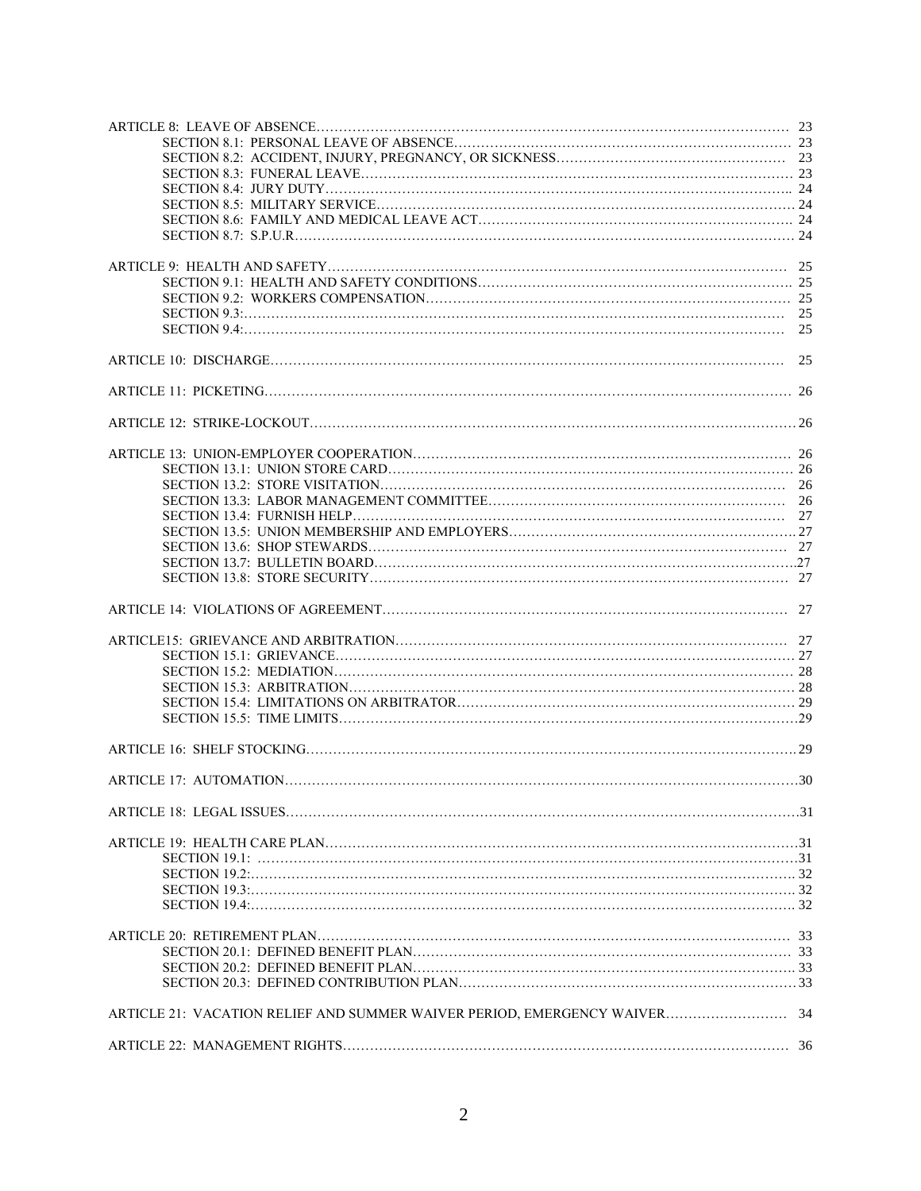ARTICLE 8: LEAVE OF ABSENCE........................................................................................................ 23
- SECTION 8.1: PERSONAL LEAVE OF ABSENCE........................................................................ 23
- SECTION 8.2: ACCIDENT, INJURY, PREGNANCY, OR SICKNESS............................................. 23
- SECTION 8.3: FUNERAL LEAVE............................................................................................ 23
- SECTION 8.4: JURY DUTY.................................................................................................... 24
- SECTION 8.5: MILITARY SERVICE......................................................................................... 24
- SECTION 8.6: FAMILY AND MEDICAL LEAVE ACT.................................................................. 24
- SECTION 8.7: S.P.U.R.......................................................................................................... 24

ARTICLE 9: HEALTH AND SAFETY.......................................................................................... 25
- SECTION 9.1: HEALTH AND SAFETY CONDITIONS................................................................. 25
- SECTION 9.2: WORKERS COMPENSATION............................................................................ 25
- SECTION 9.3:...................................................................................................................... 25
- SECTION 9.4:...................................................................................................................... 25

ARTICLE 10: DISCHARGE........................................................................................................ 25

ARTICLE 11: PICKETING......................................................................................................... 26

ARTICLE 12: STRIKE-LOCKOUT.............................................................................................. 26

ARTICLE 13: UNION-EMPLOYER COOPERATION.................................................................... 26
- SECTION 13.1: UNION STORE CARD..................................................................................... 26
- SECTION 13.2: STORE VISITATION....................................................................................... 26
- SECTION 13.3: LABOR MANAGEMENT COMMITTEE................................................................ 26
- SECTION 13.4: FURNISH HELP.............................................................................................. 27
- SECTION 13.5: UNION MEMBERSHIP AND EMPLOYERS.......................................................... 27
- SECTION 13.6: SHOP STEWARDS.......................................................................................... 27
- SECTION 13.7: BULLETIN BOARD......................................................................................... 27
- SECTION 13.8: STORE SECURITY.......................................................................................... 27

ARTICLE 14: VIOLATIONS OF AGREEMENT............................................................................. 27

ARTICLE15: GRIEVANCE AND ARBITRATION........................................................................... 27
- SECTION 15.1: GRIEVANCE.................................................................................................. 27
- SECTION 15.2: MEDIATION................................................................................................... 28
- SECTION 15.3: ARBITRATION................................................................................................ 28
- SECTION 15.4: LIMITATIONS ON ARBITRATOR...................................................................... 29
- SECTION 15.5: TIME LIMITS.................................................................................................. 29

ARTICLE 16: SHELF STOCKING............................................................................................... 29

ARTICLE 17: AUTOMATION..................................................................................................... 30

ARTICLE 18: LEGAL ISSUES.................................................................................................... 31

ARTICLE 19: HEALTH CARE PLAN........................................................................................... 31
- SECTION 19.1: ..................................................................................................................... 31
- SECTION 19.2:...................................................................................................................... 32
- SECTION 19.3:...................................................................................................................... 32
- SECTION 19.4:...................................................................................................................... 32

ARTICLE 20: RETIREMENT PLAN............................................................................................ 33
- SECTION 20.1: DEFINED BENEFIT PLAN................................................................................ 33
- SECTION 20.2: DEFINED BENEFIT PLAN................................................................................ 33
- SECTION 20.3: DEFINED CONTRIBUTION PLAN..................................................................... 33

ARTICLE 21: VACATION RELIEF AND SUMMER WAIVER PERIOD, EMERGENCY WAIVER.......................... 34

ARTICLE 22: MANAGEMENT RIGHTS...................................................................................... 36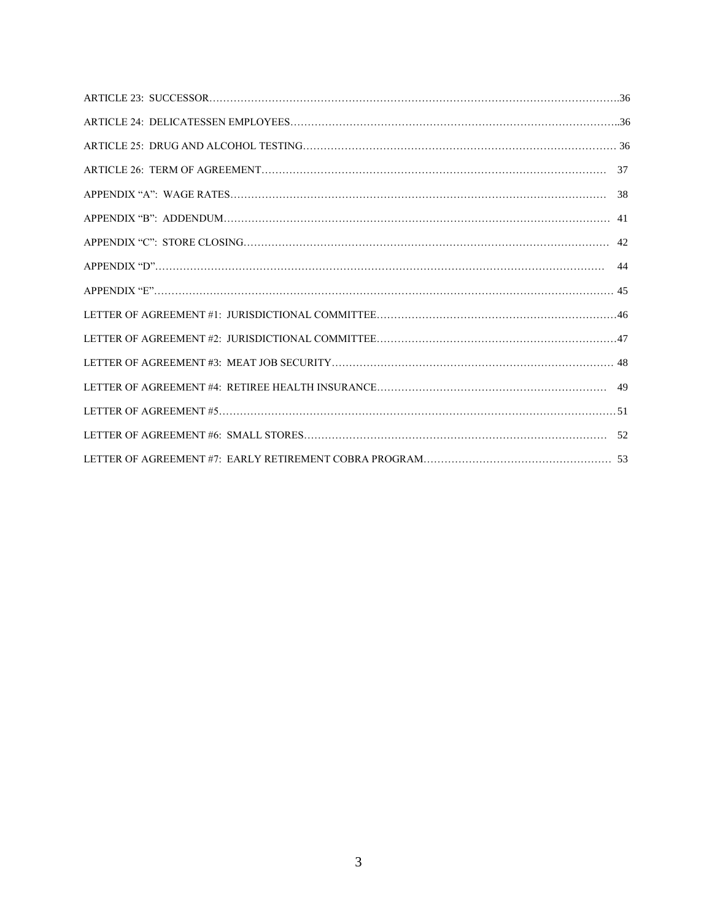ARTICLE 23: SUCCESSOR……………………………………………………………………………………………………….36

ARTICLE 24: DELICATESSEN EMPLOYEES………………………………………………………………………………..36

ARTICLE 25: DRUG AND ALCOHOL TESTING…………………………………………………………………………… 36

ARTICLE 26: TERM OF AGREEMENT…………………………………………………………………………………… 37

APPENDIX "A": WAGE RATES…………………………………………………………………………………………… 38

APPENDIX "B": ADDENDUM……………………………………………………………………………………………… 41

APPENDIX "C": STORE CLOSING………………………………………………………………………………………… 42

APPENDIX "D"…………………………………………………………………………………………………………… 44

APPENDIX "E"……………………………………………………………………………………………………………… 45

LETTER OF AGREEMENT #1: JURISDICTIONAL COMMITTEE……………………………………………………………46

LETTER OF AGREEMENT #2: JURISDICTIONAL COMMITTEE……………………………………………………………47

LETTER OF AGREEMENT #3: MEAT JOB SECURITY………………………………………………………………………… 48

LETTER OF AGREEMENT #4: RETIREE HEALTH INSURANCE………………………………………………………… 49

LETTER OF AGREEMENT #5……………………………………………………………………………………………51

LETTER OF AGREEMENT #6: SMALL STORES……………………………………………………………………………… 52

LETTER OF AGREEMENT #7: EARLY RETIREMENT COBRA PROGRAM……………………………………………… 53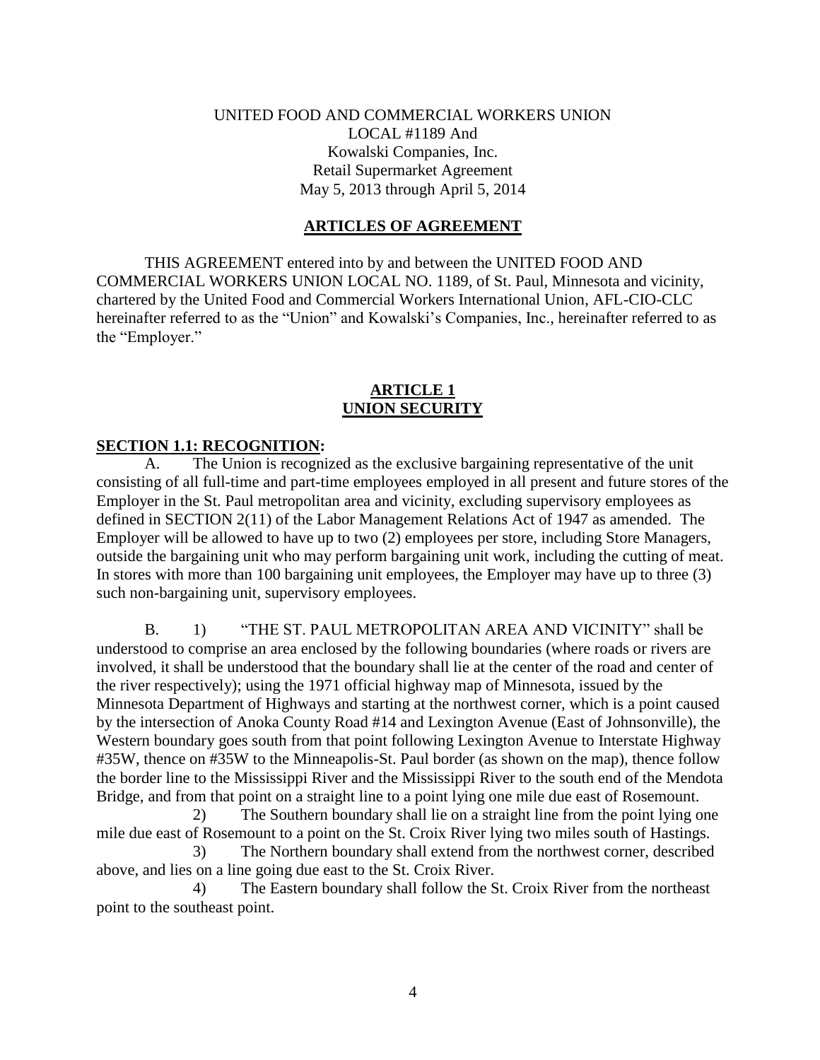UNITED FOOD AND COMMERCIAL WORKERS UNION
LOCAL #1189 And
Kowalski Companies, Inc.
Retail Supermarket Agreement
May 5, 2013 through April 5, 2014

## ARTICLES OF AGREEMENT

THIS AGREEMENT entered into by and between the UNITED FOOD AND COMMERCIAL WORKERS UNION LOCAL NO. 1189, of St. Paul, Minnesota and vicinity, chartered by the United Food and Commercial Workers International Union, AFL-CIO-CLC hereinafter referred to as the "Union" and Kowalski's Companies, Inc., hereinafter referred to as the "Employer."

## ARTICLE 1
## UNION SECURITY

### SECTION 1.1: RECOGNITION:

A. The Union is recognized as the exclusive bargaining representative of the unit consisting of all full-time and part-time employees employed in all present and future stores of the Employer in the St. Paul metropolitan area and vicinity, excluding supervisory employees as defined in SECTION 2(11) of the Labor Management Relations Act of 1947 as amended. The Employer will be allowed to have up to two (2) employees per store, including Store Managers, outside the bargaining unit who may perform bargaining unit work, including the cutting of meat. In stores with more than 100 bargaining unit employees, the Employer may have up to three (3) such non-bargaining unit, supervisory employees.

B. 1) "THE ST. PAUL METROPOLITAN AREA AND VICINITY" shall be understood to comprise an area enclosed by the following boundaries (where roads or rivers are involved, it shall be understood that the boundary shall lie at the center of the road and center of the river respectively); using the 1971 official highway map of Minnesota, issued by the Minnesota Department of Highways and starting at the northwest corner, which is a point caused by the intersection of Anoka County Road #14 and Lexington Avenue (East of Johnsonville), the Western boundary goes south from that point following Lexington Avenue to Interstate Highway #35W, thence on #35W to the Minneapolis-St. Paul border (as shown on the map), thence follow the border line to the Mississippi River and the Mississippi River to the south end of the Mendota Bridge, and from that point on a straight line to a point lying one mile due east of Rosemount.

2) The Southern boundary shall lie on a straight line from the point lying one mile due east of Rosemount to a point on the St. Croix River lying two miles south of Hastings.

3) The Northern boundary shall extend from the northwest corner, described above, and lies on a line going due east to the St. Croix River.

4) The Eastern boundary shall follow the St. Croix River from the northeast point to the southeast point.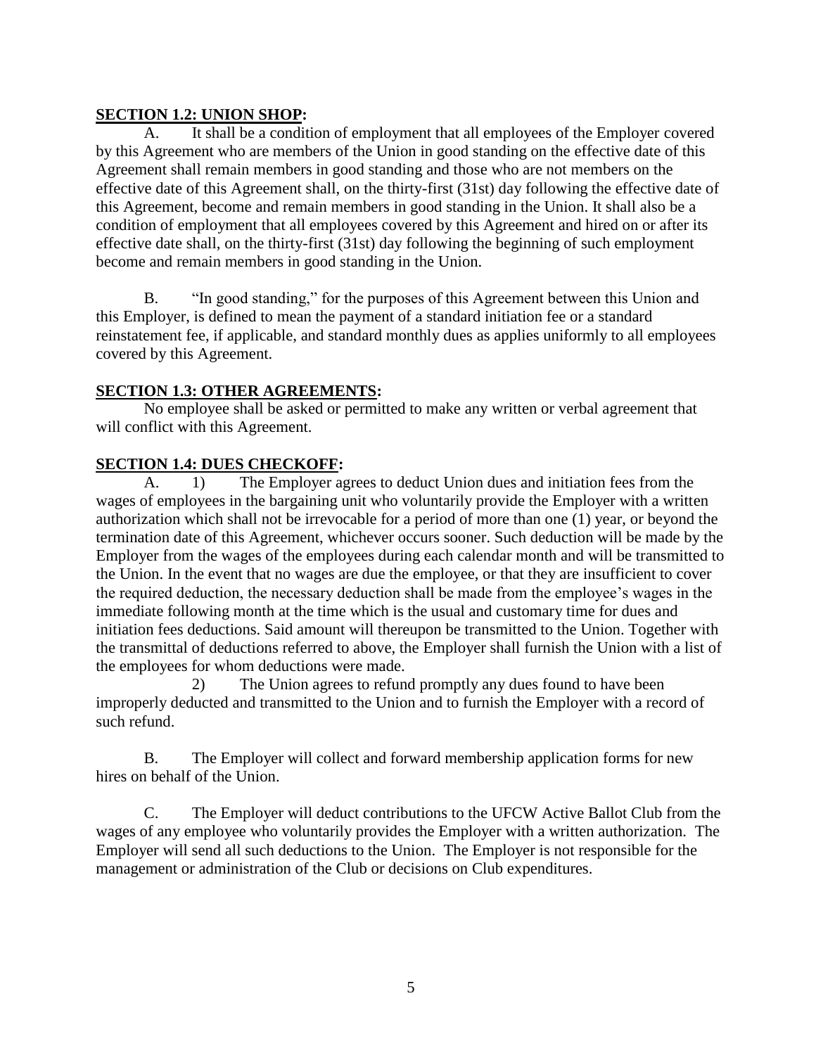**SECTION 1.2: UNION SHOP:**

A. It shall be a condition of employment that all employees of the Employer covered by this Agreement who are members of the Union in good standing on the effective date of this Agreement shall remain members in good standing and those who are not members on the effective date of this Agreement shall, on the thirty-first (31st) day following the effective date of this Agreement, become and remain members in good standing in the Union. It shall also be a condition of employment that all employees covered by this Agreement and hired on or after its effective date shall, on the thirty-first (31st) day following the beginning of such employment become and remain members in good standing in the Union.

B. "In good standing," for the purposes of this Agreement between this Union and this Employer, is defined to mean the payment of a standard initiation fee or a standard reinstatement fee, if applicable, and standard monthly dues as applies uniformly to all employees covered by this Agreement.

**SECTION 1.3: OTHER AGREEMENTS:**

No employee shall be asked or permitted to make any written or verbal agreement that will conflict with this Agreement.

**SECTION 1.4: DUES CHECKOFF:**

A. 1) The Employer agrees to deduct Union dues and initiation fees from the wages of employees in the bargaining unit who voluntarily provide the Employer with a written authorization which shall not be irrevocable for a period of more than one (1) year, or beyond the termination date of this Agreement, whichever occurs sooner. Such deduction will be made by the Employer from the wages of the employees during each calendar month and will be transmitted to the Union. In the event that no wages are due the employee, or that they are insufficient to cover the required deduction, the necessary deduction shall be made from the employee's wages in the immediate following month at the time which is the usual and customary time for dues and initiation fees deductions. Said amount will thereupon be transmitted to the Union. Together with the transmittal of deductions referred to above, the Employer shall furnish the Union with a list of the employees for whom deductions were made.

2) The Union agrees to refund promptly any dues found to have been improperly deducted and transmitted to the Union and to furnish the Employer with a record of such refund.

B. The Employer will collect and forward membership application forms for new hires on behalf of the Union.

C. The Employer will deduct contributions to the UFCW Active Ballot Club from the wages of any employee who voluntarily provides the Employer with a written authorization. The Employer will send all such deductions to the Union. The Employer is not responsible for the management or administration of the Club or decisions on Club expenditures.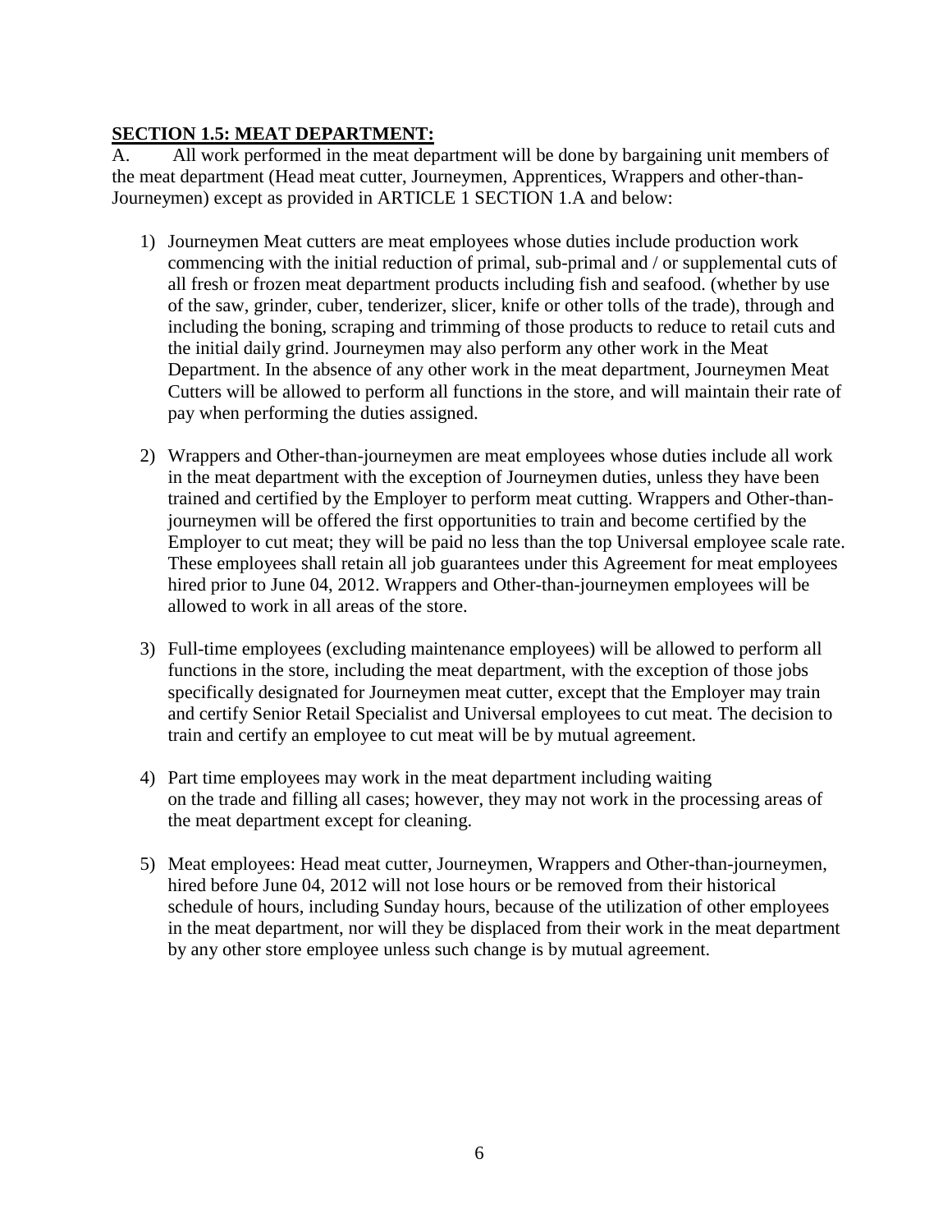**SECTION 1.5: MEAT DEPARTMENT:**

A. All work performed in the meat department will be done by bargaining unit members of the meat department (Head meat cutter, Journeymen, Apprentices, Wrappers and other-than-Journeymen) except as provided in ARTICLE 1 SECTION 1.A and below:

1) Journeymen Meat cutters are meat employees whose duties include production work commencing with the initial reduction of primal, sub-primal and / or supplemental cuts of all fresh or frozen meat department products including fish and seafood. (whether by use of the saw, grinder, cuber, tenderizer, slicer, knife or other tolls of the trade), through and including the boning, scraping and trimming of those products to reduce to retail cuts and the initial daily grind. Journeymen may also perform any other work in the Meat Department. In the absence of any other work in the meat department, Journeymen Meat Cutters will be allowed to perform all functions in the store, and will maintain their rate of pay when performing the duties assigned.

2) Wrappers and Other-than-journeymen are meat employees whose duties include all work in the meat department with the exception of Journeymen duties, unless they have been trained and certified by the Employer to perform meat cutting. Wrappers and Other-than-journeymen will be offered the first opportunities to train and become certified by the Employer to cut meat; they will be paid no less than the top Universal employee scale rate. These employees shall retain all job guarantees under this Agreement for meat employees hired prior to June 04, 2012. Wrappers and Other-than-journeymen employees will be allowed to work in all areas of the store.

3) Full-time employees (excluding maintenance employees) will be allowed to perform all functions in the store, including the meat department, with the exception of those jobs specifically designated for Journeymen meat cutter, except that the Employer may train and certify Senior Retail Specialist and Universal employees to cut meat. The decision to train and certify an employee to cut meat will be by mutual agreement.

4) Part time employees may work in the meat department including waiting on the trade and filling all cases; however, they may not work in the processing areas of the meat department except for cleaning.

5) Meat employees: Head meat cutter, Journeymen, Wrappers and Other-than-journeymen, hired before June 04, 2012 will not lose hours or be removed from their historical schedule of hours, including Sunday hours, because of the utilization of other employees in the meat department, nor will they be displaced from their work in the meat department by any other store employee unless such change is by mutual agreement.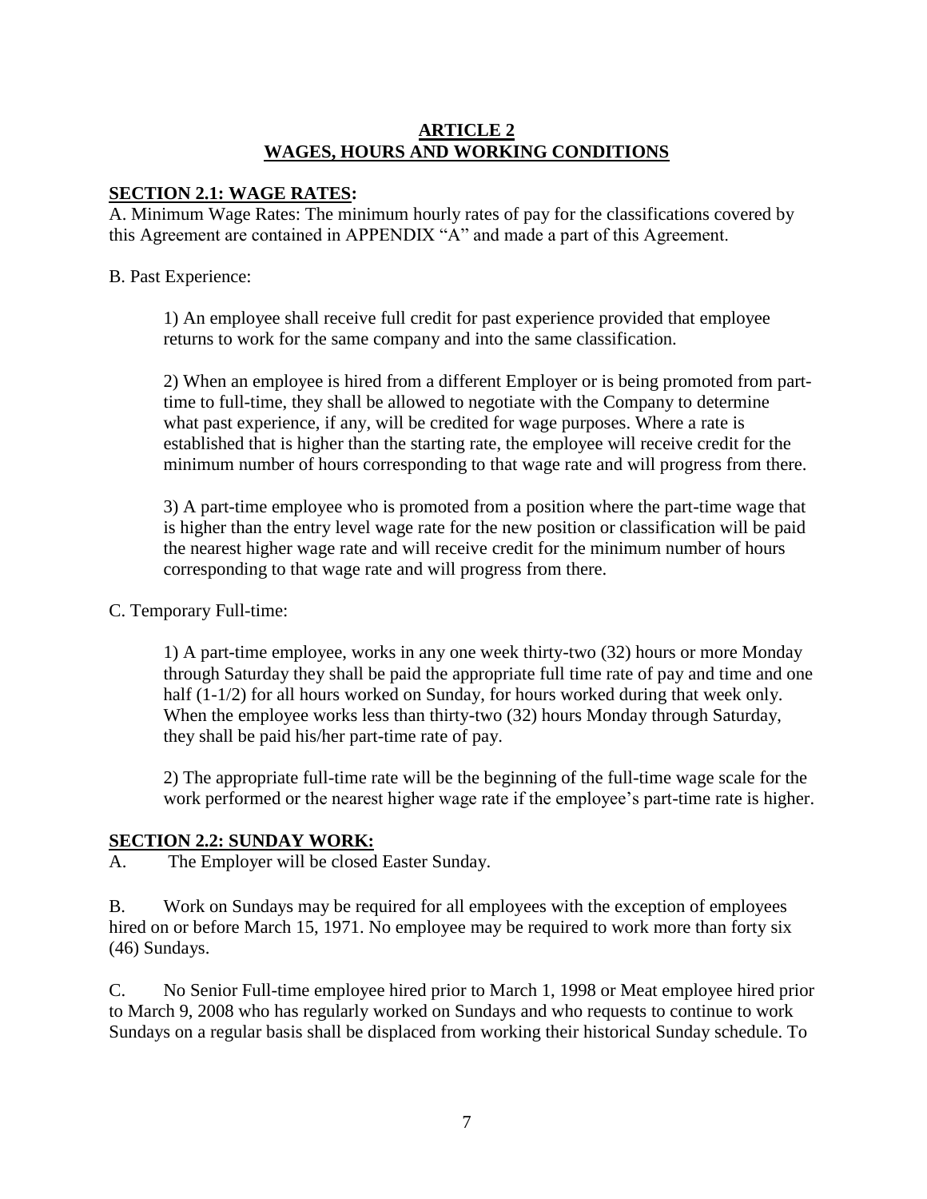## ARTICLE 2
## WAGES, HOURS AND WORKING CONDITIONS

### SECTION 2.1: WAGE RATES:

A. Minimum Wage Rates: The minimum hourly rates of pay for the classifications covered by this Agreement are contained in APPENDIX "A" and made a part of this Agreement.

B. Past Experience:

1) An employee shall receive full credit for past experience provided that employee returns to work for the same company and into the same classification.

2) When an employee is hired from a different Employer or is being promoted from part-time to full-time, they shall be allowed to negotiate with the Company to determine what past experience, if any, will be credited for wage purposes. Where a rate is established that is higher than the starting rate, the employee will receive credit for the minimum number of hours corresponding to that wage rate and will progress from there.

3) A part-time employee who is promoted from a position where the part-time wage that is higher than the entry level wage rate for the new position or classification will be paid the nearest higher wage rate and will receive credit for the minimum number of hours corresponding to that wage rate and will progress from there.

C. Temporary Full-time:

1) A part-time employee, works in any one week thirty-two (32) hours or more Monday through Saturday they shall be paid the appropriate full time rate of pay and time and one half (1-1/2) for all hours worked on Sunday, for hours worked during that week only. When the employee works less than thirty-two (32) hours Monday through Saturday, they shall be paid his/her part-time rate of pay.

2) The appropriate full-time rate will be the beginning of the full-time wage scale for the work performed or the nearest higher wage rate if the employee's part-time rate is higher.

### SECTION 2.2: SUNDAY WORK:

A. The Employer will be closed Easter Sunday.

B. Work on Sundays may be required for all employees with the exception of employees hired on or before March 15, 1971. No employee may be required to work more than forty six (46) Sundays.

C. No Senior Full-time employee hired prior to March 1, 1998 or Meat employee hired prior to March 9, 2008 who has regularly worked on Sundays and who requests to continue to work Sundays on a regular basis shall be displaced from working their historical Sunday schedule. To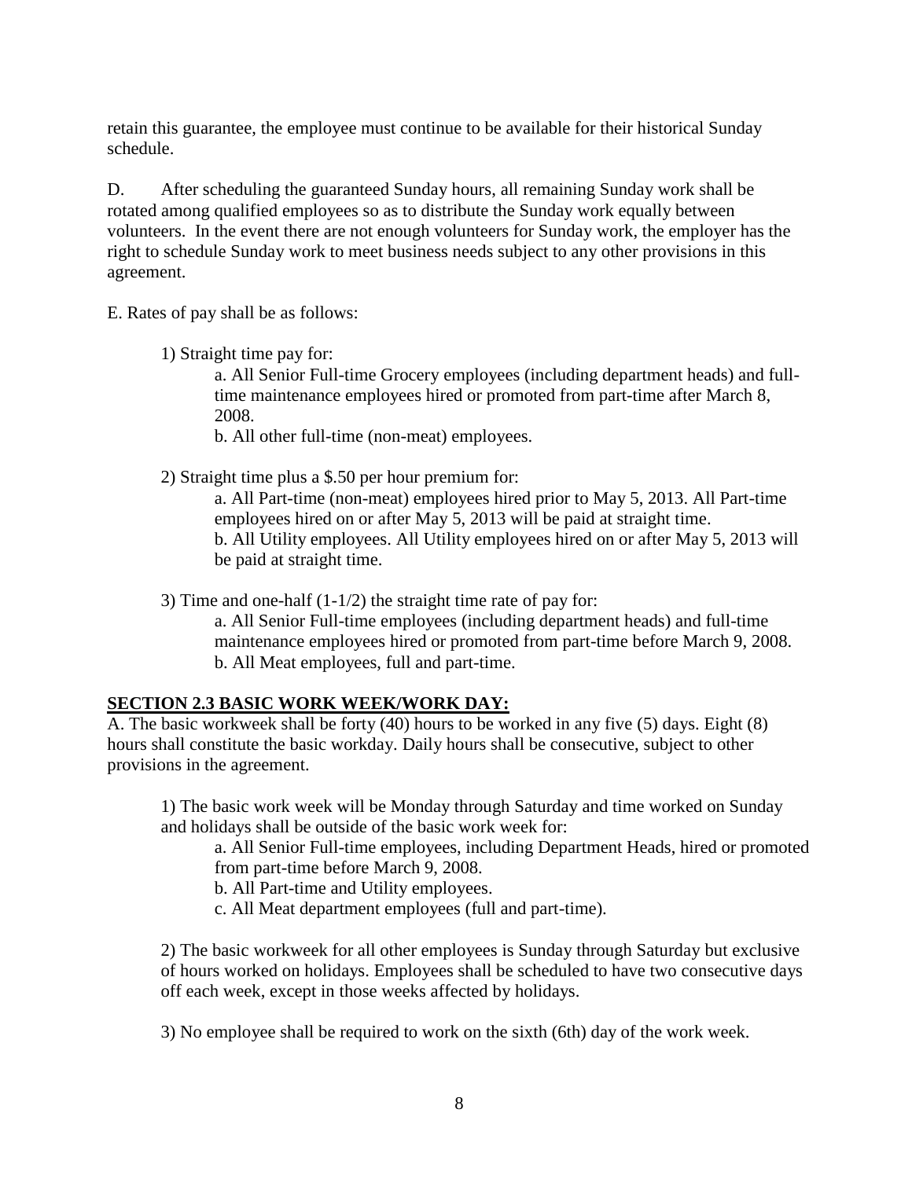retain this guarantee, the employee must continue to be available for their historical Sunday schedule.

D. After scheduling the guaranteed Sunday hours, all remaining Sunday work shall be rotated among qualified employees so as to distribute the Sunday work equally between volunteers. In the event there are not enough volunteers for Sunday work, the employer has the right to schedule Sunday work to meet business needs subject to any other provisions in this agreement.

E. Rates of pay shall be as follows:

1) Straight time pay for:

a. All Senior Full-time Grocery employees (including department heads) and full-time maintenance employees hired or promoted from part-time after March 8, 2008.

b. All other full-time (non-meat) employees.

2) Straight time plus a $.50 per hour premium for:

a. All Part-time (non-meat) employees hired prior to May 5, 2013. All Part-time employees hired on or after May 5, 2013 will be paid at straight time.

b. All Utility employees. All Utility employees hired on or after May 5, 2013 will be paid at straight time.

3) Time and one-half (1-1/2) the straight time rate of pay for:

a. All Senior Full-time employees (including department heads) and full-time maintenance employees hired or promoted from part-time before March 9, 2008.

b. All Meat employees, full and part-time.

## SECTION 2.3 BASIC WORK WEEK/WORK DAY:

A. The basic workweek shall be forty (40) hours to be worked in any five (5) days. Eight (8) hours shall constitute the basic workday. Daily hours shall be consecutive, subject to other provisions in the agreement.

1) The basic work week will be Monday through Saturday and time worked on Sunday and holidays shall be outside of the basic work week for:

a. All Senior Full-time employees, including Department Heads, hired or promoted from part-time before March 9, 2008.

b. All Part-time and Utility employees.

c. All Meat department employees (full and part-time).

2) The basic workweek for all other employees is Sunday through Saturday but exclusive of hours worked on holidays. Employees shall be scheduled to have two consecutive days off each week, except in those weeks affected by holidays.

3) No employee shall be required to work on the sixth (6th) day of the work week.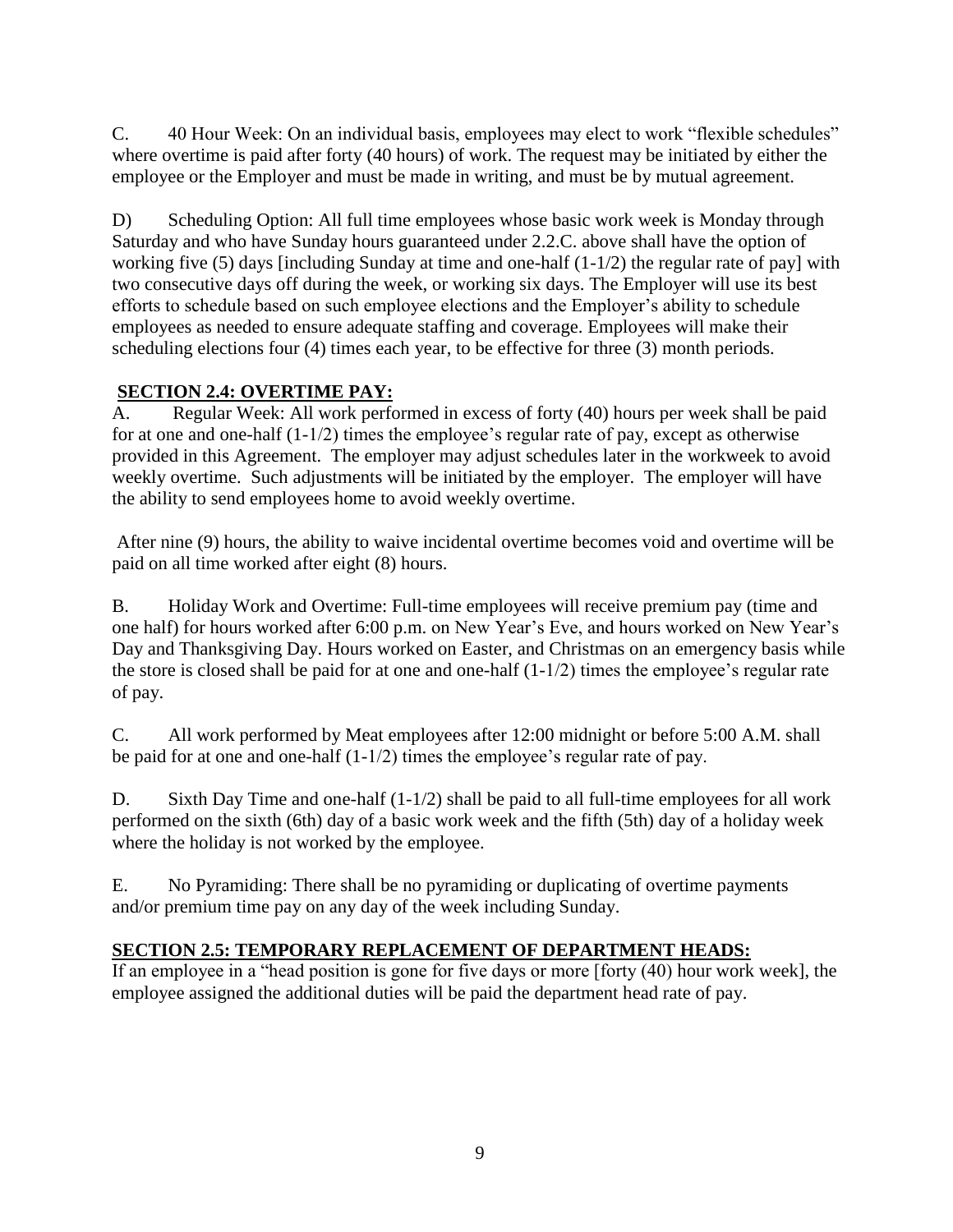C. 40 Hour Week: On an individual basis, employees may elect to work "flexible schedules" where overtime is paid after forty (40 hours) of work. The request may be initiated by either the employee or the Employer and must be made in writing, and must be by mutual agreement.

D) Scheduling Option: All full time employees whose basic work week is Monday through Saturday and who have Sunday hours guaranteed under 2.2.C. above shall have the option of working five (5) days [including Sunday at time and one-half (1-1/2) the regular rate of pay] with two consecutive days off during the week, or working six days. The Employer will use its best efforts to schedule based on such employee elections and the Employer's ability to schedule employees as needed to ensure adequate staffing and coverage. Employees will make their scheduling elections four (4) times each year, to be effective for three (3) month periods.

## SECTION 2.4: OVERTIME PAY:

A. Regular Week: All work performed in excess of forty (40) hours per week shall be paid for at one and one-half (1-1/2) times the employee's regular rate of pay, except as otherwise provided in this Agreement. The employer may adjust schedules later in the workweek to avoid weekly overtime. Such adjustments will be initiated by the employer. The employer will have the ability to send employees home to avoid weekly overtime.

After nine (9) hours, the ability to waive incidental overtime becomes void and overtime will be paid on all time worked after eight (8) hours.

B. Holiday Work and Overtime: Full-time employees will receive premium pay (time and one half) for hours worked after 6:00 p.m. on New Year's Eve, and hours worked on New Year's Day and Thanksgiving Day. Hours worked on Easter, and Christmas on an emergency basis while the store is closed shall be paid for at one and one-half (1-1/2) times the employee's regular rate of pay.

C. All work performed by Meat employees after 12:00 midnight or before 5:00 A.M. shall be paid for at one and one-half (1-1/2) times the employee's regular rate of pay.

D. Sixth Day Time and one-half (1-1/2) shall be paid to all full-time employees for all work performed on the sixth (6th) day of a basic work week and the fifth (5th) day of a holiday week where the holiday is not worked by the employee.

E. No Pyramiding: There shall be no pyramiding or duplicating of overtime payments and/or premium time pay on any day of the week including Sunday.

## SECTION 2.5: TEMPORARY REPLACEMENT OF DEPARTMENT HEADS:

If an employee in a "head position is gone for five days or more [forty (40) hour work week], the employee assigned the additional duties will be paid the department head rate of pay.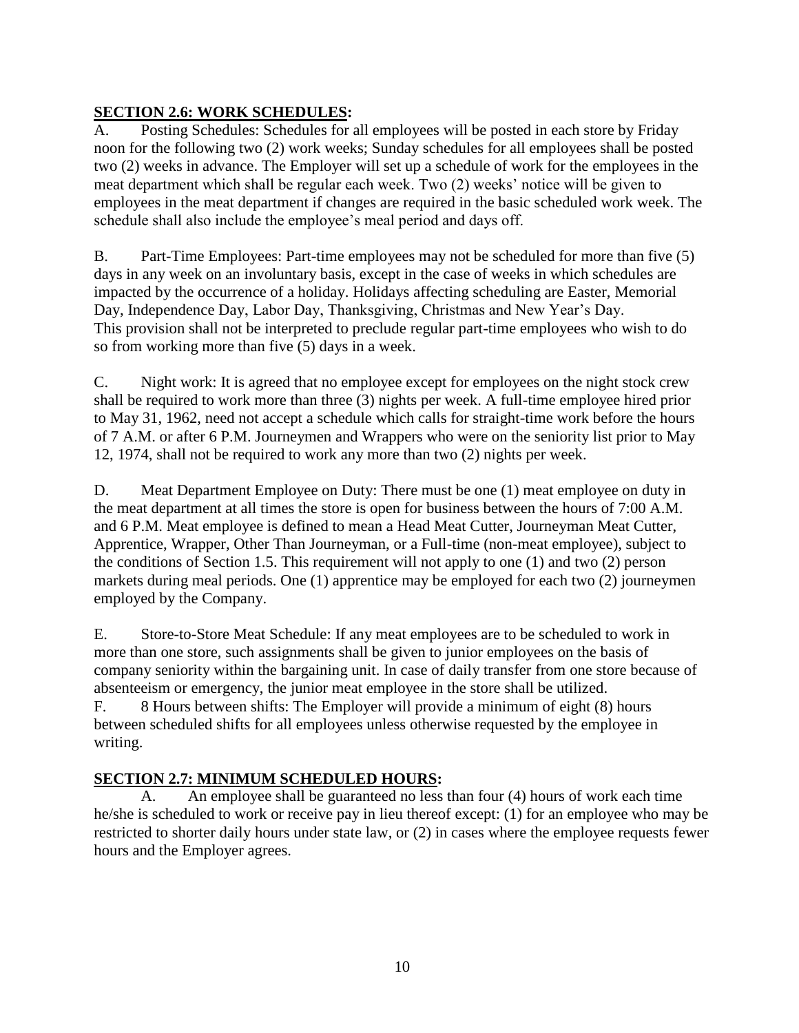## **SECTION 2.6: WORK SCHEDULES:**

A. Posting Schedules: Schedules for all employees will be posted in each store by Friday noon for the following two (2) work weeks; Sunday schedules for all employees shall be posted two (2) weeks in advance. The Employer will set up a schedule of work for the employees in the meat department which shall be regular each week. Two (2) weeks' notice will be given to employees in the meat department if changes are required in the basic scheduled work week. The schedule shall also include the employee's meal period and days off.

B. Part-Time Employees: Part-time employees may not be scheduled for more than five (5) days in any week on an involuntary basis, except in the case of weeks in which schedules are impacted by the occurrence of a holiday. Holidays affecting scheduling are Easter, Memorial Day, Independence Day, Labor Day, Thanksgiving, Christmas and New Year's Day. This provision shall not be interpreted to preclude regular part-time employees who wish to do so from working more than five (5) days in a week.

C. Night work: It is agreed that no employee except for employees on the night stock crew shall be required to work more than three (3) nights per week. A full-time employee hired prior to May 31, 1962, need not accept a schedule which calls for straight-time work before the hours of 7 A.M. or after 6 P.M. Journeymen and Wrappers who were on the seniority list prior to May 12, 1974, shall not be required to work any more than two (2) nights per week.

D. Meat Department Employee on Duty: There must be one (1) meat employee on duty in the meat department at all times the store is open for business between the hours of 7:00 A.M. and 6 P.M. Meat employee is defined to mean a Head Meat Cutter, Journeyman Meat Cutter, Apprentice, Wrapper, Other Than Journeyman, or a Full-time (non-meat employee), subject to the conditions of Section 1.5. This requirement will not apply to one (1) and two (2) person markets during meal periods. One (1) apprentice may be employed for each two (2) journeymen employed by the Company.

E. Store-to-Store Meat Schedule: If any meat employees are to be scheduled to work in more than one store, such assignments shall be given to junior employees on the basis of company seniority within the bargaining unit. In case of daily transfer from one store because of absenteeism or emergency, the junior meat employee in the store shall be utilized.

F. 8 Hours between shifts: The Employer will provide a minimum of eight (8) hours between scheduled shifts for all employees unless otherwise requested by the employee in writing.

## **SECTION 2.7: MINIMUM SCHEDULED HOURS:**

A. An employee shall be guaranteed no less than four (4) hours of work each time he/she is scheduled to work or receive pay in lieu thereof except: (1) for an employee who may be restricted to shorter daily hours under state law, or (2) in cases where the employee requests fewer hours and the Employer agrees.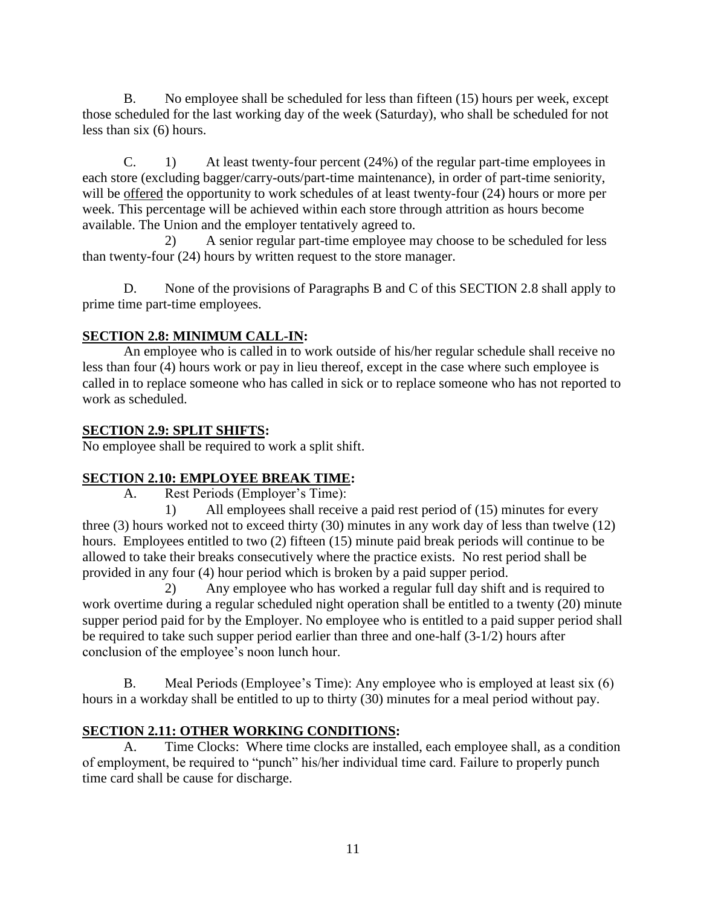B. No employee shall be scheduled for less than fifteen (15) hours per week, except those scheduled for the last working day of the week (Saturday), who shall be scheduled for not less than six (6) hours.

C. 1) At least twenty-four percent (24%) of the regular part-time employees in each store (excluding bagger/carry-outs/part-time maintenance), in order of part-time seniority, will be offered the opportunity to work schedules of at least twenty-four (24) hours or more per week. This percentage will be achieved within each store through attrition as hours become available. The Union and the employer tentatively agreed to.

2) A senior regular part-time employee may choose to be scheduled for less than twenty-four (24) hours by written request to the store manager.

D. None of the provisions of Paragraphs B and C of this SECTION 2.8 shall apply to prime time part-time employees.

## SECTION 2.8: MINIMUM CALL-IN:

An employee who is called in to work outside of his/her regular schedule shall receive no less than four (4) hours work or pay in lieu thereof, except in the case where such employee is called in to replace someone who has called in sick or to replace someone who has not reported to work as scheduled.

## SECTION 2.9: SPLIT SHIFTS:

No employee shall be required to work a split shift.

## SECTION 2.10: EMPLOYEE BREAK TIME:

A. Rest Periods (Employer's Time):

1) All employees shall receive a paid rest period of (15) minutes for every three (3) hours worked not to exceed thirty (30) minutes in any work day of less than twelve (12) hours. Employees entitled to two (2) fifteen (15) minute paid break periods will continue to be allowed to take their breaks consecutively where the practice exists. No rest period shall be provided in any four (4) hour period which is broken by a paid supper period.

2) Any employee who has worked a regular full day shift and is required to work overtime during a regular scheduled night operation shall be entitled to a twenty (20) minute supper period paid for by the Employer. No employee who is entitled to a paid supper period shall be required to take such supper period earlier than three and one-half (3-1/2) hours after conclusion of the employee's noon lunch hour.

B. Meal Periods (Employee's Time): Any employee who is employed at least six (6) hours in a workday shall be entitled to up to thirty (30) minutes for a meal period without pay.

## SECTION 2.11: OTHER WORKING CONDITIONS:

A. Time Clocks: Where time clocks are installed, each employee shall, as a condition of employment, be required to "punch" his/her individual time card. Failure to properly punch time card shall be cause for discharge.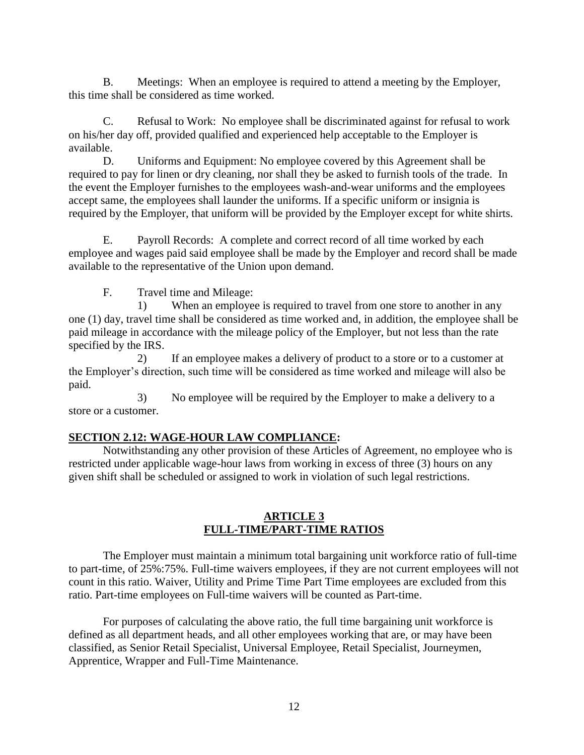B. Meetings: When an employee is required to attend a meeting by the Employer, this time shall be considered as time worked.

C. Refusal to Work: No employee shall be discriminated against for refusal to work on his/her day off, provided qualified and experienced help acceptable to the Employer is available.

D. Uniforms and Equipment: No employee covered by this Agreement shall be required to pay for linen or dry cleaning, nor shall they be asked to furnish tools of the trade. In the event the Employer furnishes to the employees wash-and-wear uniforms and the employees accept same, the employees shall launder the uniforms. If a specific uniform or insignia is required by the Employer, that uniform will be provided by the Employer except for white shirts.

E. Payroll Records: A complete and correct record of all time worked by each employee and wages paid said employee shall be made by the Employer and record shall be made available to the representative of the Union upon demand.

F. Travel time and Mileage:

1) When an employee is required to travel from one store to another in any one (1) day, travel time shall be considered as time worked and, in addition, the employee shall be paid mileage in accordance with the mileage policy of the Employer, but not less than the rate specified by the IRS.

2) If an employee makes a delivery of product to a store or to a customer at the Employer's direction, such time will be considered as time worked and mileage will also be paid.

3) No employee will be required by the Employer to make a delivery to a store or a customer.

**SECTION 2.12: WAGE-HOUR LAW COMPLIANCE:**

Notwithstanding any other provision of these Articles of Agreement, no employee who is restricted under applicable wage-hour laws from working in excess of three (3) hours on any given shift shall be scheduled or assigned to work in violation of such legal restrictions.

## ARTICLE 3
## FULL-TIME/PART-TIME RATIOS

The Employer must maintain a minimum total bargaining unit workforce ratio of full-time to part-time, of 25%:75%. Full-time waivers employees, if they are not current employees will not count in this ratio. Waiver, Utility and Prime Time Part Time employees are excluded from this ratio. Part-time employees on Full-time waivers will be counted as Part-time.

For purposes of calculating the above ratio, the full time bargaining unit workforce is defined as all department heads, and all other employees working that are, or may have been classified, as Senior Retail Specialist, Universal Employee, Retail Specialist, Journeymen, Apprentice, Wrapper and Full-Time Maintenance.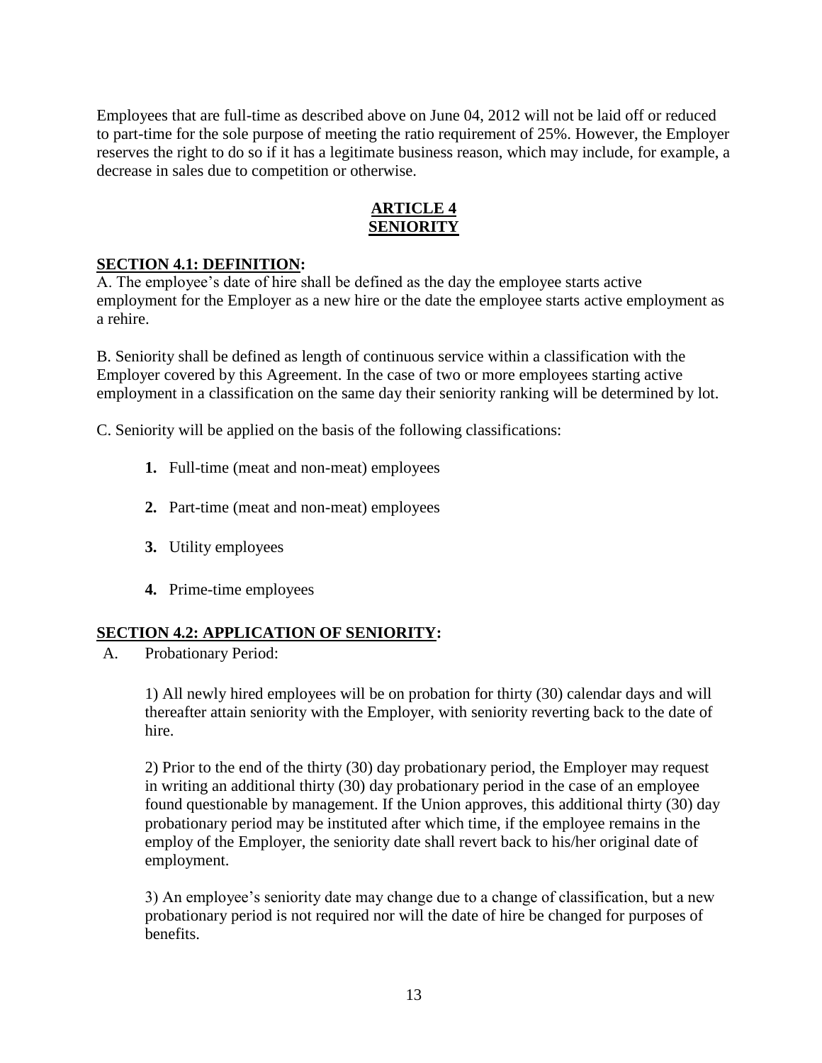Employees that are full-time as described above on June 04, 2012 will not be laid off or reduced to part-time for the sole purpose of meeting the ratio requirement of 25%. However, the Employer reserves the right to do so if it has a legitimate business reason, which may include, for example, a decrease in sales due to competition or otherwise.

## ARTICLE 4
## SENIORITY

### SECTION 4.1: DEFINITION:

A. The employee's date of hire shall be defined as the day the employee starts active employment for the Employer as a new hire or the date the employee starts active employment as a rehire.

B. Seniority shall be defined as length of continuous service within a classification with the Employer covered by this Agreement. In the case of two or more employees starting active employment in a classification on the same day their seniority ranking will be determined by lot.

C. Seniority will be applied on the basis of the following classifications:

1. Full-time (meat and non-meat) employees
2. Part-time (meat and non-meat) employees
3. Utility employees
4. Prime-time employees

### SECTION 4.2: APPLICATION OF SENIORITY:

A. Probationary Period:

1) All newly hired employees will be on probation for thirty (30) calendar days and will thereafter attain seniority with the Employer, with seniority reverting back to the date of hire.

2) Prior to the end of the thirty (30) day probationary period, the Employer may request in writing an additional thirty (30) day probationary period in the case of an employee found questionable by management. If the Union approves, this additional thirty (30) day probationary period may be instituted after which time, if the employee remains in the employ of the Employer, the seniority date shall revert back to his/her original date of employment.

3) An employee's seniority date may change due to a change of classification, but a new probationary period is not required nor will the date of hire be changed for purposes of benefits.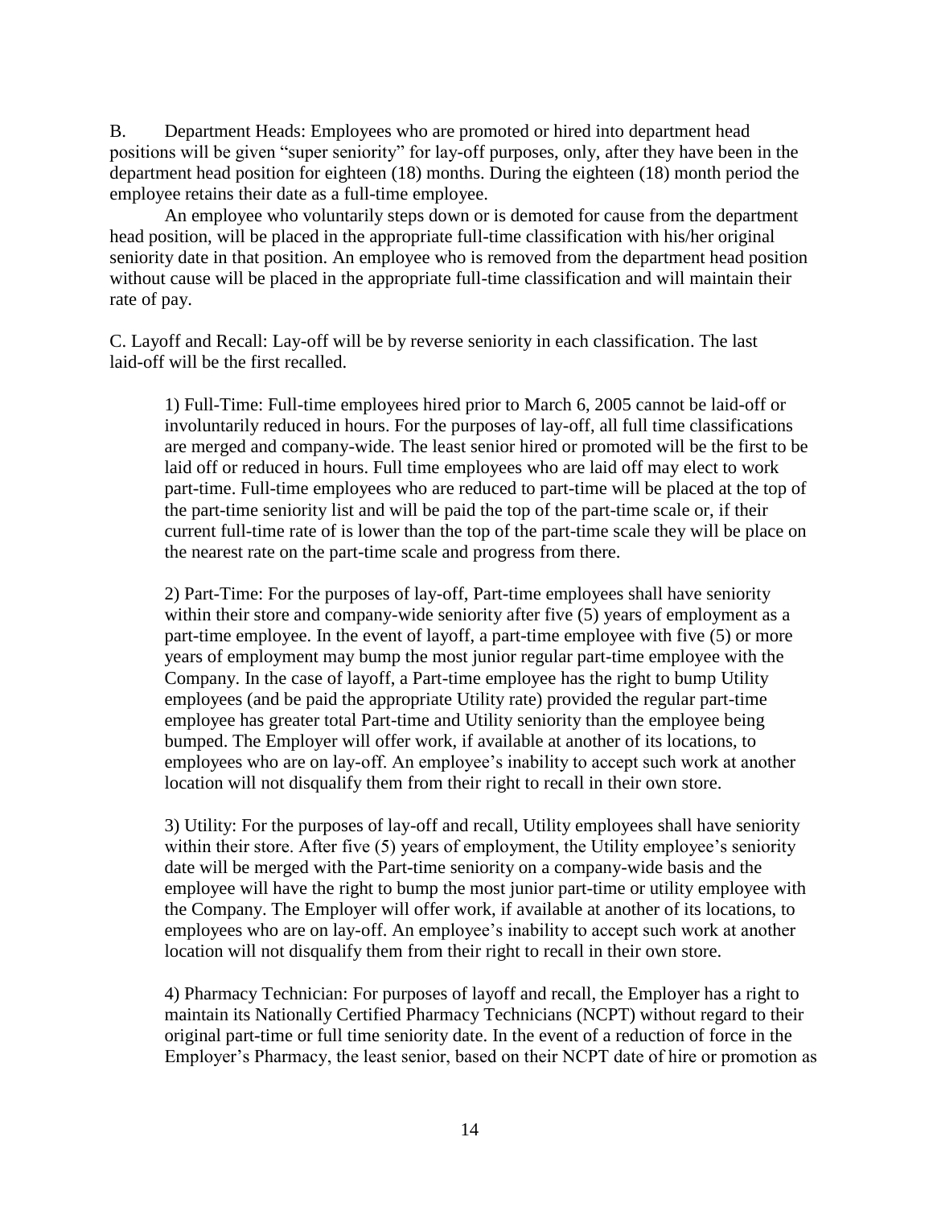B. Department Heads: Employees who are promoted or hired into department head positions will be given "super seniority" for lay-off purposes, only, after they have been in the department head position for eighteen (18) months. During the eighteen (18) month period the employee retains their date as a full-time employee.

An employee who voluntarily steps down or is demoted for cause from the department head position, will be placed in the appropriate full-time classification with his/her original seniority date in that position. An employee who is removed from the department head position without cause will be placed in the appropriate full-time classification and will maintain their rate of pay.

C. Layoff and Recall: Lay-off will be by reverse seniority in each classification. The last laid-off will be the first recalled.

1) Full-Time: Full-time employees hired prior to March 6, 2005 cannot be laid-off or involuntarily reduced in hours. For the purposes of lay-off, all full time classifications are merged and company-wide. The least senior hired or promoted will be the first to be laid off or reduced in hours. Full time employees who are laid off may elect to work part-time. Full-time employees who are reduced to part-time will be placed at the top of the part-time seniority list and will be paid the top of the part-time scale or, if their current full-time rate of is lower than the top of the part-time scale they will be place on the nearest rate on the part-time scale and progress from there.

2) Part-Time: For the purposes of lay-off, Part-time employees shall have seniority within their store and company-wide seniority after five (5) years of employment as a part-time employee. In the event of layoff, a part-time employee with five (5) or more years of employment may bump the most junior regular part-time employee with the Company. In the case of layoff, a Part-time employee has the right to bump Utility employees (and be paid the appropriate Utility rate) provided the regular part-time employee has greater total Part-time and Utility seniority than the employee being bumped. The Employer will offer work, if available at another of its locations, to employees who are on lay-off. An employee's inability to accept such work at another location will not disqualify them from their right to recall in their own store.

3) Utility: For the purposes of lay-off and recall, Utility employees shall have seniority within their store. After five (5) years of employment, the Utility employee's seniority date will be merged with the Part-time seniority on a company-wide basis and the employee will have the right to bump the most junior part-time or utility employee with the Company. The Employer will offer work, if available at another of its locations, to employees who are on lay-off. An employee's inability to accept such work at another location will not disqualify them from their right to recall in their own store.

4) Pharmacy Technician: For purposes of layoff and recall, the Employer has a right to maintain its Nationally Certified Pharmacy Technicians (NCPT) without regard to their original part-time or full time seniority date. In the event of a reduction of force in the Employer's Pharmacy, the least senior, based on their NCPT date of hire or promotion as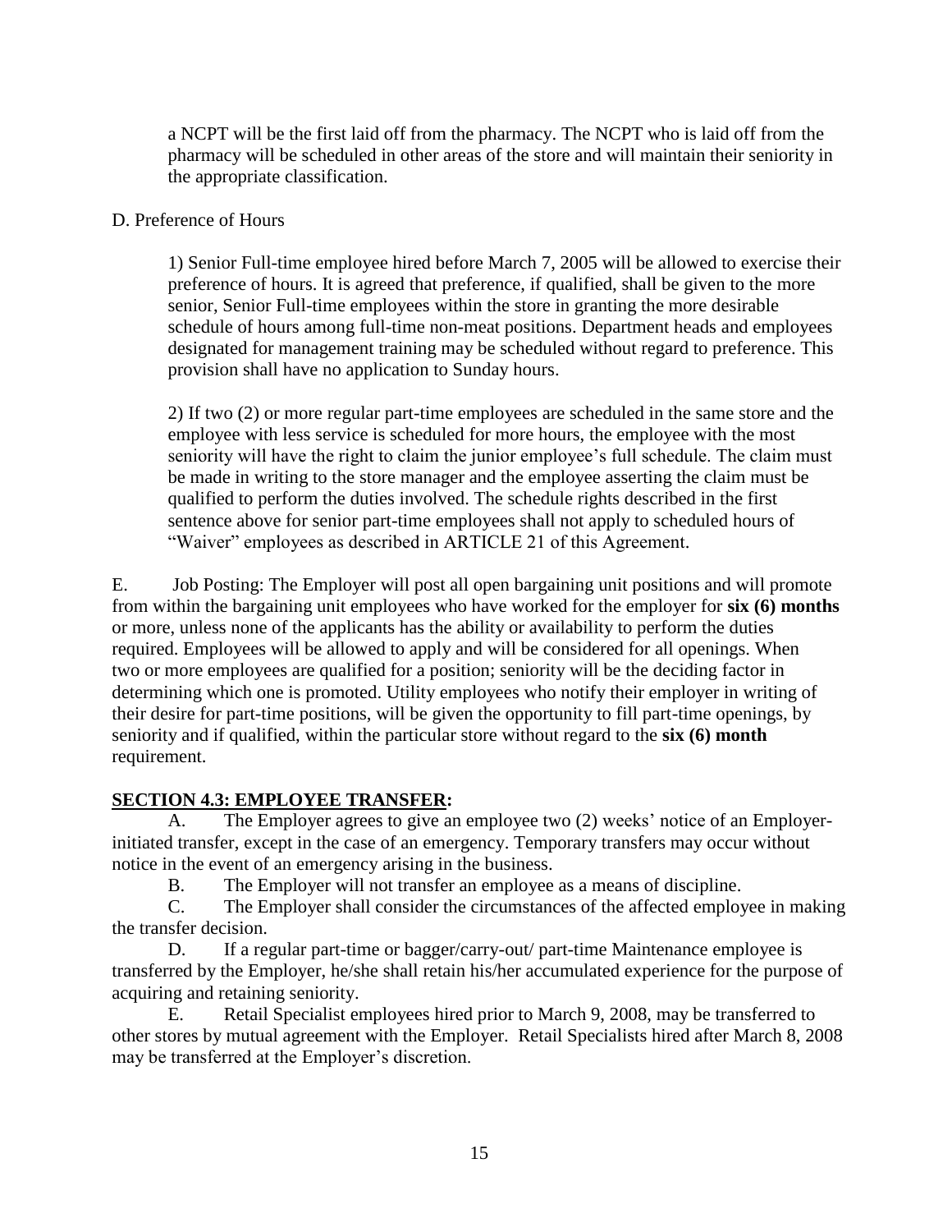a NCPT will be the first laid off from the pharmacy. The NCPT who is laid off from the pharmacy will be scheduled in other areas of the store and will maintain their seniority in the appropriate classification.

D. Preference of Hours

1) Senior Full-time employee hired before March 7, 2005 will be allowed to exercise their preference of hours. It is agreed that preference, if qualified, shall be given to the more senior, Senior Full-time employees within the store in granting the more desirable schedule of hours among full-time non-meat positions. Department heads and employees designated for management training may be scheduled without regard to preference. This provision shall have no application to Sunday hours.

2) If two (2) or more regular part-time employees are scheduled in the same store and the employee with less service is scheduled for more hours, the employee with the most seniority will have the right to claim the junior employee's full schedule. The claim must be made in writing to the store manager and the employee asserting the claim must be qualified to perform the duties involved. The schedule rights described in the first sentence above for senior part-time employees shall not apply to scheduled hours of "Waiver" employees as described in ARTICLE 21 of this Agreement.

E. Job Posting: The Employer will post all open bargaining unit positions and will promote from within the bargaining unit employees who have worked for the employer for **six (6) months** or more, unless none of the applicants has the ability or availability to perform the duties required. Employees will be allowed to apply and will be considered for all openings. When two or more employees are qualified for a position; seniority will be the deciding factor in determining which one is promoted. Utility employees who notify their employer in writing of their desire for part-time positions, will be given the opportunity to fill part-time openings, by seniority and if qualified, within the particular store without regard to the **six (6) month** requirement.

## SECTION 4.3: EMPLOYEE TRANSFER:

A. The Employer agrees to give an employee two (2) weeks' notice of an Employer-initiated transfer, except in the case of an emergency. Temporary transfers may occur without notice in the event of an emergency arising in the business.

B. The Employer will not transfer an employee as a means of discipline.

C. The Employer shall consider the circumstances of the affected employee in making the transfer decision.

D. If a regular part-time or bagger/carry-out/ part-time Maintenance employee is transferred by the Employer, he/she shall retain his/her accumulated experience for the purpose of acquiring and retaining seniority.

E. Retail Specialist employees hired prior to March 9, 2008, may be transferred to other stores by mutual agreement with the Employer. Retail Specialists hired after March 8, 2008 may be transferred at the Employer's discretion.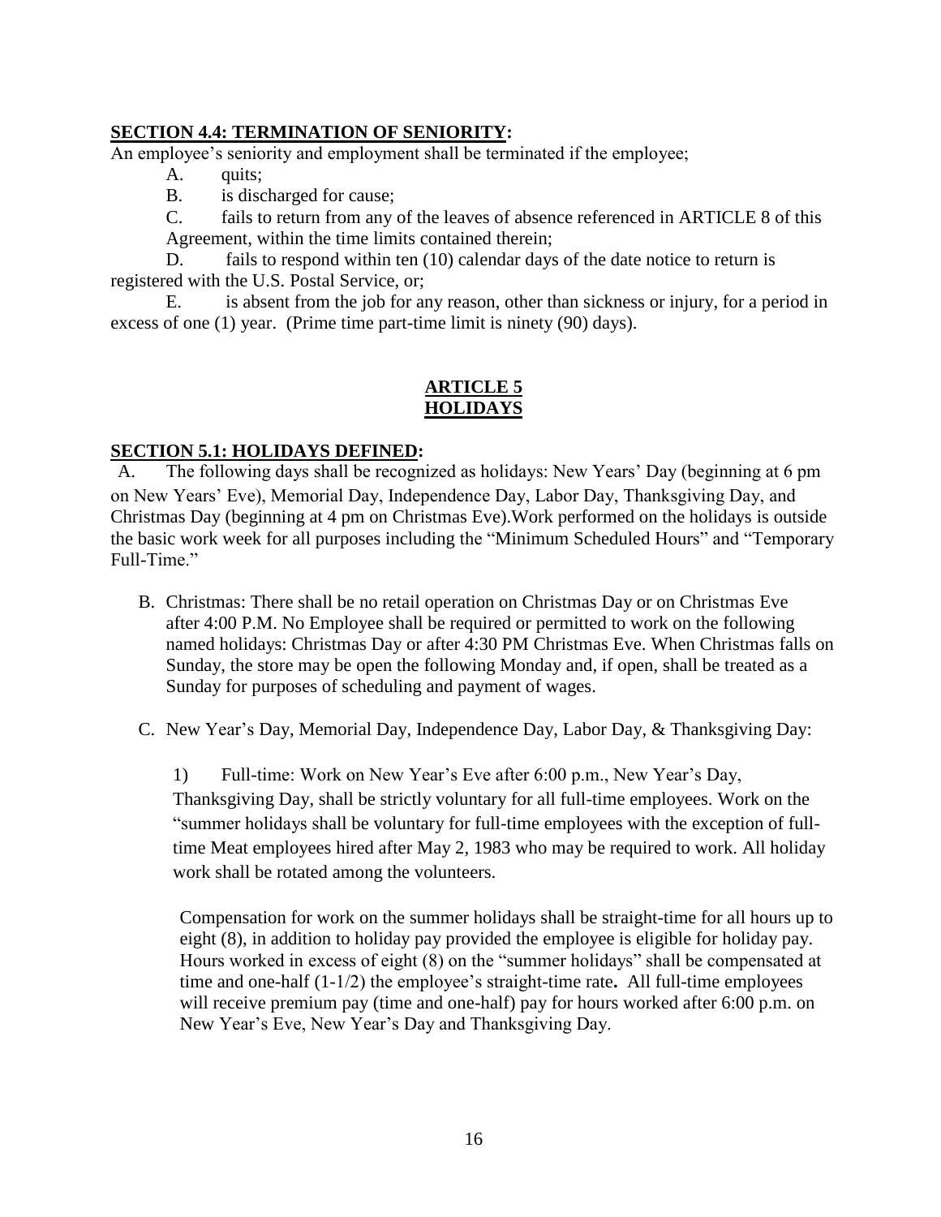**SECTION 4.4: TERMINATION OF SENIORITY:**

An employee's seniority and employment shall be terminated if the employee;

A. quits;

B. is discharged for cause;

C. fails to return from any of the leaves of absence referenced in ARTICLE 8 of this Agreement, within the time limits contained therein;

D. fails to respond within ten (10) calendar days of the date notice to return is registered with the U.S. Postal Service, or;

E. is absent from the job for any reason, other than sickness or injury, for a period in excess of one (1) year. (Prime time part-time limit is ninety (90) days).

## ARTICLE 5
## HOLIDAYS

**SECTION 5.1: HOLIDAYS DEFINED:**

A. The following days shall be recognized as holidays: New Years' Day (beginning at 6 pm on New Years' Eve), Memorial Day, Independence Day, Labor Day, Thanksgiving Day, and Christmas Day (beginning at 4 pm on Christmas Eve).Work performed on the holidays is outside the basic work week for all purposes including the "Minimum Scheduled Hours" and "Temporary Full-Time."

B. Christmas: There shall be no retail operation on Christmas Day or on Christmas Eve after 4:00 P.M. No Employee shall be required or permitted to work on the following named holidays: Christmas Day or after 4:30 PM Christmas Eve. When Christmas falls on Sunday, the store may be open the following Monday and, if open, shall be treated as a Sunday for purposes of scheduling and payment of wages.

C. New Year's Day, Memorial Day, Independence Day, Labor Day, & Thanksgiving Day:

1) Full-time: Work on New Year's Eve after 6:00 p.m., New Year's Day, Thanksgiving Day, shall be strictly voluntary for all full-time employees. Work on the "summer holidays shall be voluntary for full-time employees with the exception of full-time Meat employees hired after May 2, 1983 who may be required to work. All holiday work shall be rotated among the volunteers.

Compensation for work on the summer holidays shall be straight-time for all hours up to eight (8), in addition to holiday pay provided the employee is eligible for holiday pay. Hours worked in excess of eight (8) on the "summer holidays" shall be compensated at time and one-half (1-1/2) the employee's straight-time rate**.** All full-time employees will receive premium pay (time and one-half) pay for hours worked after 6:00 p.m. on New Year's Eve, New Year's Day and Thanksgiving Day.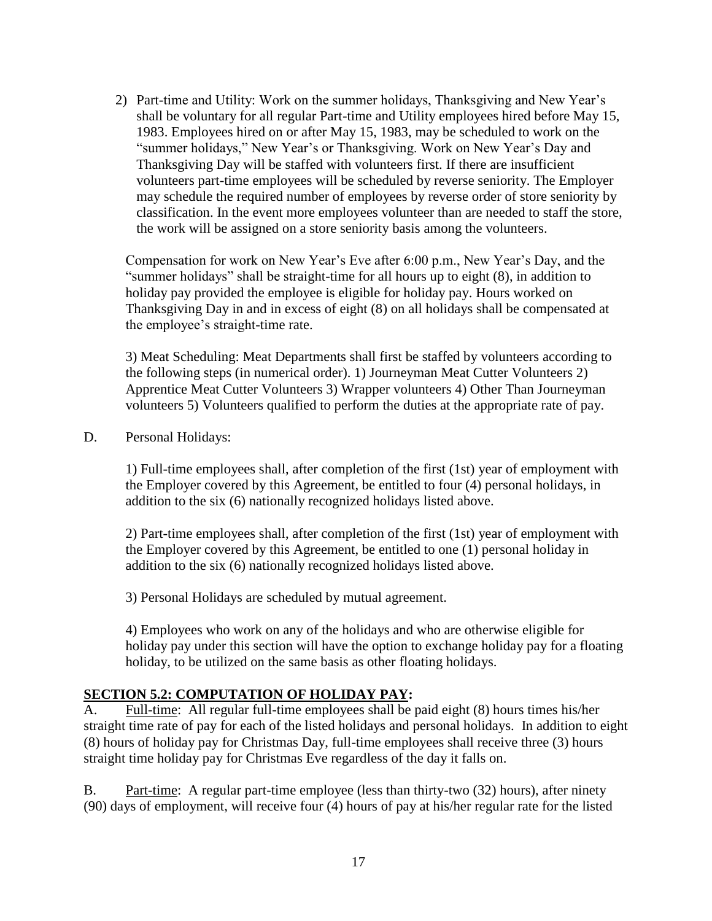2) Part-time and Utility: Work on the summer holidays, Thanksgiving and New Year's shall be voluntary for all regular Part-time and Utility employees hired before May 15, 1983. Employees hired on or after May 15, 1983, may be scheduled to work on the "summer holidays," New Year's or Thanksgiving. Work on New Year's Day and Thanksgiving Day will be staffed with volunteers first. If there are insufficient volunteers part-time employees will be scheduled by reverse seniority. The Employer may schedule the required number of employees by reverse order of store seniority by classification. In the event more employees volunteer than are needed to staff the store, the work will be assigned on a store seniority basis among the volunteers.

Compensation for work on New Year's Eve after 6:00 p.m., New Year's Day, and the "summer holidays" shall be straight-time for all hours up to eight (8), in addition to holiday pay provided the employee is eligible for holiday pay. Hours worked on Thanksgiving Day in and in excess of eight (8) on all holidays shall be compensated at the employee's straight-time rate.

3) Meat Scheduling: Meat Departments shall first be staffed by volunteers according to the following steps (in numerical order). 1) Journeyman Meat Cutter Volunteers 2) Apprentice Meat Cutter Volunteers 3) Wrapper volunteers 4) Other Than Journeyman volunteers 5) Volunteers qualified to perform the duties at the appropriate rate of pay.

D. Personal Holidays:

1) Full-time employees shall, after completion of the first (1st) year of employment with the Employer covered by this Agreement, be entitled to four (4) personal holidays, in addition to the six (6) nationally recognized holidays listed above.

2) Part-time employees shall, after completion of the first (1st) year of employment with the Employer covered by this Agreement, be entitled to one (1) personal holiday in addition to the six (6) nationally recognized holidays listed above.

3) Personal Holidays are scheduled by mutual agreement.

4) Employees who work on any of the holidays and who are otherwise eligible for holiday pay under this section will have the option to exchange holiday pay for a floating holiday, to be utilized on the same basis as other floating holidays.

## SECTION 5.2: COMPUTATION OF HOLIDAY PAY:

A. Full-time: All regular full-time employees shall be paid eight (8) hours times his/her straight time rate of pay for each of the listed holidays and personal holidays. In addition to eight (8) hours of holiday pay for Christmas Day, full-time employees shall receive three (3) hours straight time holiday pay for Christmas Eve regardless of the day it falls on.

B. Part-time: A regular part-time employee (less than thirty-two (32) hours), after ninety (90) days of employment, will receive four (4) hours of pay at his/her regular rate for the listed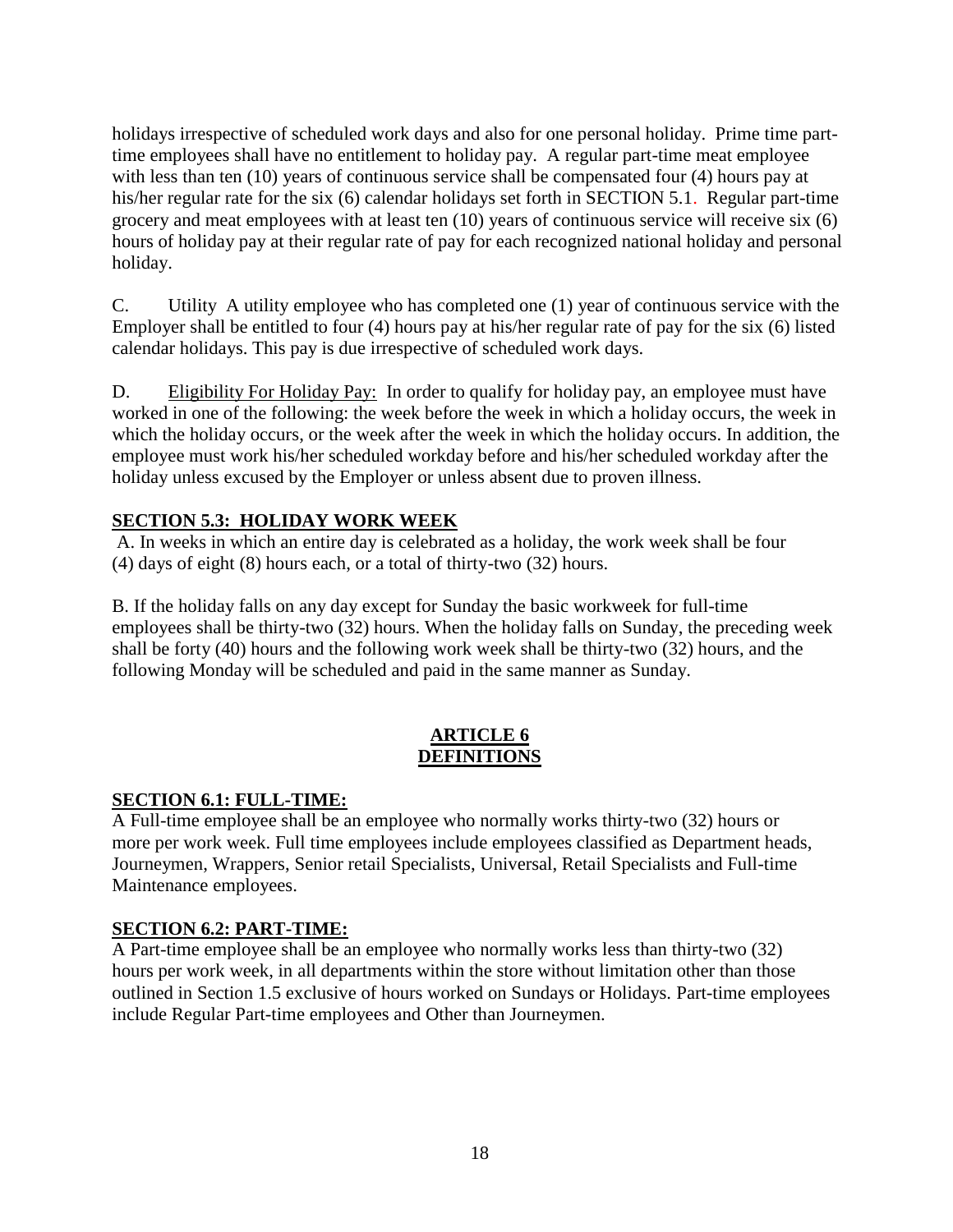holidays irrespective of scheduled work days and also for one personal holiday. Prime time part-time employees shall have no entitlement to holiday pay. A regular part-time meat employee with less than ten (10) years of continuous service shall be compensated four (4) hours pay at his/her regular rate for the six (6) calendar holidays set forth in SECTION 5.1. Regular part-time grocery and meat employees with at least ten (10) years of continuous service will receive six (6) hours of holiday pay at their regular rate of pay for each recognized national holiday and personal holiday.

C. Utility A utility employee who has completed one (1) year of continuous service with the Employer shall be entitled to four (4) hours pay at his/her regular rate of pay for the six (6) listed calendar holidays. This pay is due irrespective of scheduled work days.

D. Eligibility For Holiday Pay: In order to qualify for holiday pay, an employee must have worked in one of the following: the week before the week in which a holiday occurs, the week in which the holiday occurs, or the week after the week in which the holiday occurs. In addition, the employee must work his/her scheduled workday before and his/her scheduled workday after the holiday unless excused by the Employer or unless absent due to proven illness.

**SECTION 5.3: HOLIDAY WORK WEEK**

A. In weeks in which an entire day is celebrated as a holiday, the work week shall be four (4) days of eight (8) hours each, or a total of thirty-two (32) hours.

B. If the holiday falls on any day except for Sunday the basic workweek for full-time employees shall be thirty-two (32) hours. When the holiday falls on Sunday, the preceding week shall be forty (40) hours and the following work week shall be thirty-two (32) hours, and the following Monday will be scheduled and paid in the same manner as Sunday.

## ARTICLE 6
## DEFINITIONS

**SECTION 6.1: FULL-TIME:**

A Full-time employee shall be an employee who normally works thirty-two (32) hours or more per work week. Full time employees include employees classified as Department heads, Journeymen, Wrappers, Senior retail Specialists, Universal, Retail Specialists and Full-time Maintenance employees.

**SECTION 6.2: PART-TIME:**

A Part-time employee shall be an employee who normally works less than thirty-two (32) hours per work week, in all departments within the store without limitation other than those outlined in Section 1.5 exclusive of hours worked on Sundays or Holidays. Part-time employees include Regular Part-time employees and Other than Journeymen.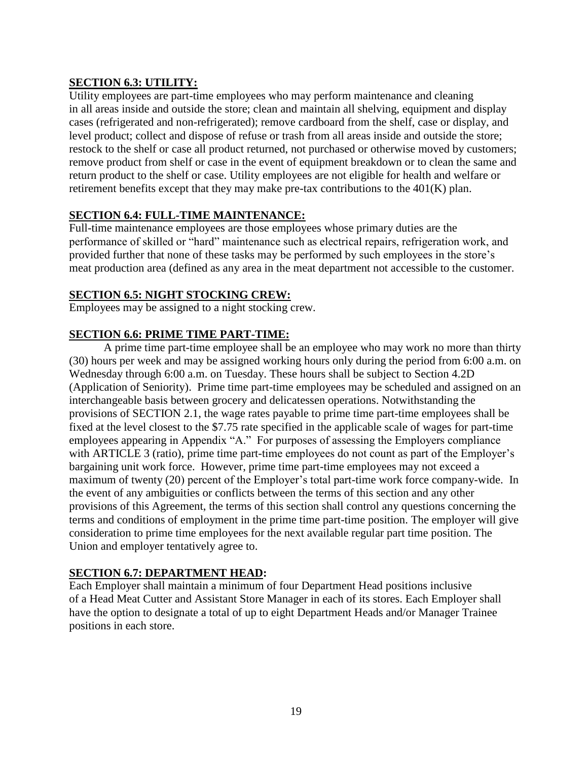**SECTION 6.3: UTILITY:**

Utility employees are part-time employees who may perform maintenance and cleaning in all areas inside and outside the store; clean and maintain all shelving, equipment and display cases (refrigerated and non-refrigerated); remove cardboard from the shelf, case or display, and level product; collect and dispose of refuse or trash from all areas inside and outside the store; restock to the shelf or case all product returned, not purchased or otherwise moved by customers; remove product from shelf or case in the event of equipment breakdown or to clean the same and return product to the shelf or case. Utility employees are not eligible for health and welfare or retirement benefits except that they may make pre-tax contributions to the 401(K) plan.

**SECTION 6.4: FULL-TIME MAINTENANCE:**

Full-time maintenance employees are those employees whose primary duties are the performance of skilled or "hard" maintenance such as electrical repairs, refrigeration work, and provided further that none of these tasks may be performed by such employees in the store's meat production area (defined as any area in the meat department not accessible to the customer.

**SECTION 6.5: NIGHT STOCKING CREW:**

Employees may be assigned to a night stocking crew.

**SECTION 6.6: PRIME TIME PART-TIME:**

A prime time part-time employee shall be an employee who may work no more than thirty (30) hours per week and may be assigned working hours only during the period from 6:00 a.m. on Wednesday through 6:00 a.m. on Tuesday. These hours shall be subject to Section 4.2D (Application of Seniority). Prime time part-time employees may be scheduled and assigned on an interchangeable basis between grocery and delicatessen operations. Notwithstanding the provisions of SECTION 2.1, the wage rates payable to prime time part-time employees shall be fixed at the level closest to the $7.75 rate specified in the applicable scale of wages for part-time employees appearing in Appendix "A." For purposes of assessing the Employers compliance with ARTICLE 3 (ratio), prime time part-time employees do not count as part of the Employer's bargaining unit work force. However, prime time part-time employees may not exceed a maximum of twenty (20) percent of the Employer's total part-time work force company-wide. In the event of any ambiguities or conflicts between the terms of this section and any other provisions of this Agreement, the terms of this section shall control any questions concerning the terms and conditions of employment in the prime time part-time position. The employer will give consideration to prime time employees for the next available regular part time position. The Union and employer tentatively agree to.

**SECTION 6.7: DEPARTMENT HEAD:**

Each Employer shall maintain a minimum of four Department Head positions inclusive of a Head Meat Cutter and Assistant Store Manager in each of its stores. Each Employer shall have the option to designate a total of up to eight Department Heads and/or Manager Trainee positions in each store.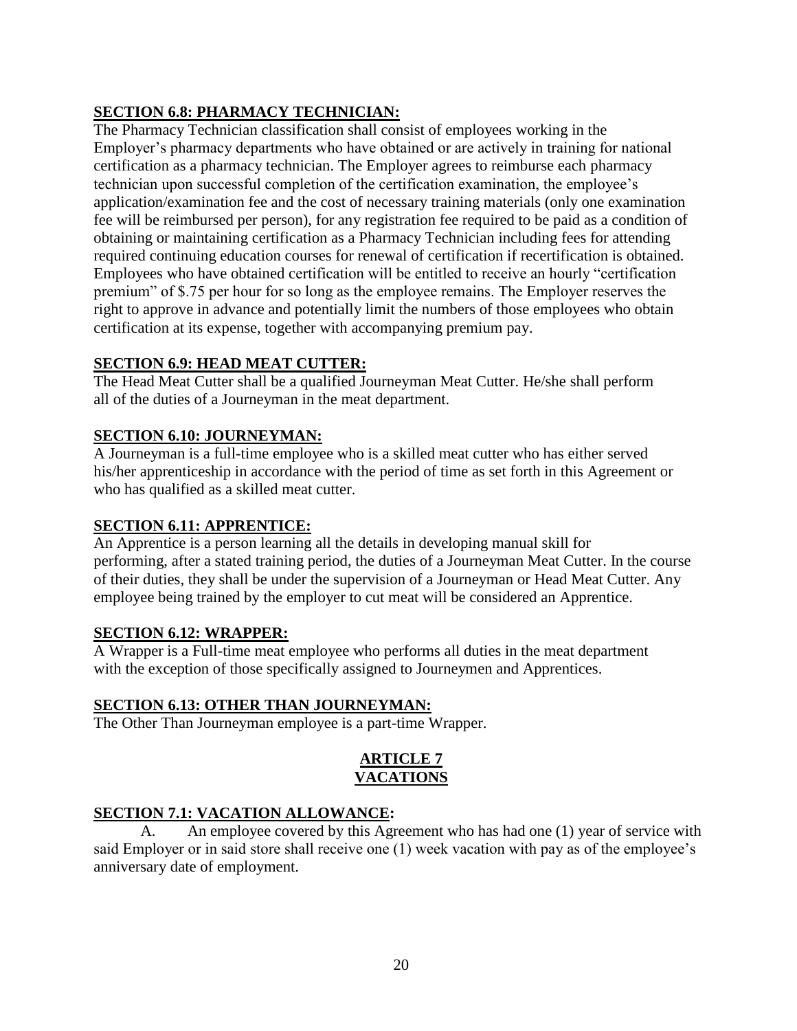**SECTION 6.8: PHARMACY TECHNICIAN:**

The Pharmacy Technician classification shall consist of employees working in the Employer's pharmacy departments who have obtained or are actively in training for national certification as a pharmacy technician. The Employer agrees to reimburse each pharmacy technician upon successful completion of the certification examination, the employee's application/examination fee and the cost of necessary training materials (only one examination fee will be reimbursed per person), for any registration fee required to be paid as a condition of obtaining or maintaining certification as a Pharmacy Technician including fees for attending required continuing education courses for renewal of certification if recertification is obtained. Employees who have obtained certification will be entitled to receive an hourly "certification premium" of $.75 per hour for so long as the employee remains. The Employer reserves the right to approve in advance and potentially limit the numbers of those employees who obtain certification at its expense, together with accompanying premium pay.

**SECTION 6.9: HEAD MEAT CUTTER:**

The Head Meat Cutter shall be a qualified Journeyman Meat Cutter. He/she shall perform all of the duties of a Journeyman in the meat department.

**SECTION 6.10: JOURNEYMAN:**

A Journeyman is a full-time employee who is a skilled meat cutter who has either served his/her apprenticeship in accordance with the period of time as set forth in this Agreement or who has qualified as a skilled meat cutter.

**SECTION 6.11: APPRENTICE:**

An Apprentice is a person learning all the details in developing manual skill for performing, after a stated training period, the duties of a Journeyman Meat Cutter. In the course of their duties, they shall be under the supervision of a Journeyman or Head Meat Cutter. Any employee being trained by the employer to cut meat will be considered an Apprentice.

**SECTION 6.12: WRAPPER:**

A Wrapper is a Full-time meat employee who performs all duties in the meat department with the exception of those specifically assigned to Journeymen and Apprentices.

**SECTION 6.13: OTHER THAN JOURNEYMAN:**

The Other Than Journeyman employee is a part-time Wrapper.

## ARTICLE 7
## VACATIONS

**SECTION 7.1: VACATION ALLOWANCE:**

A. An employee covered by this Agreement who has had one (1) year of service with said Employer or in said store shall receive one (1) week vacation with pay as of the employee's anniversary date of employment.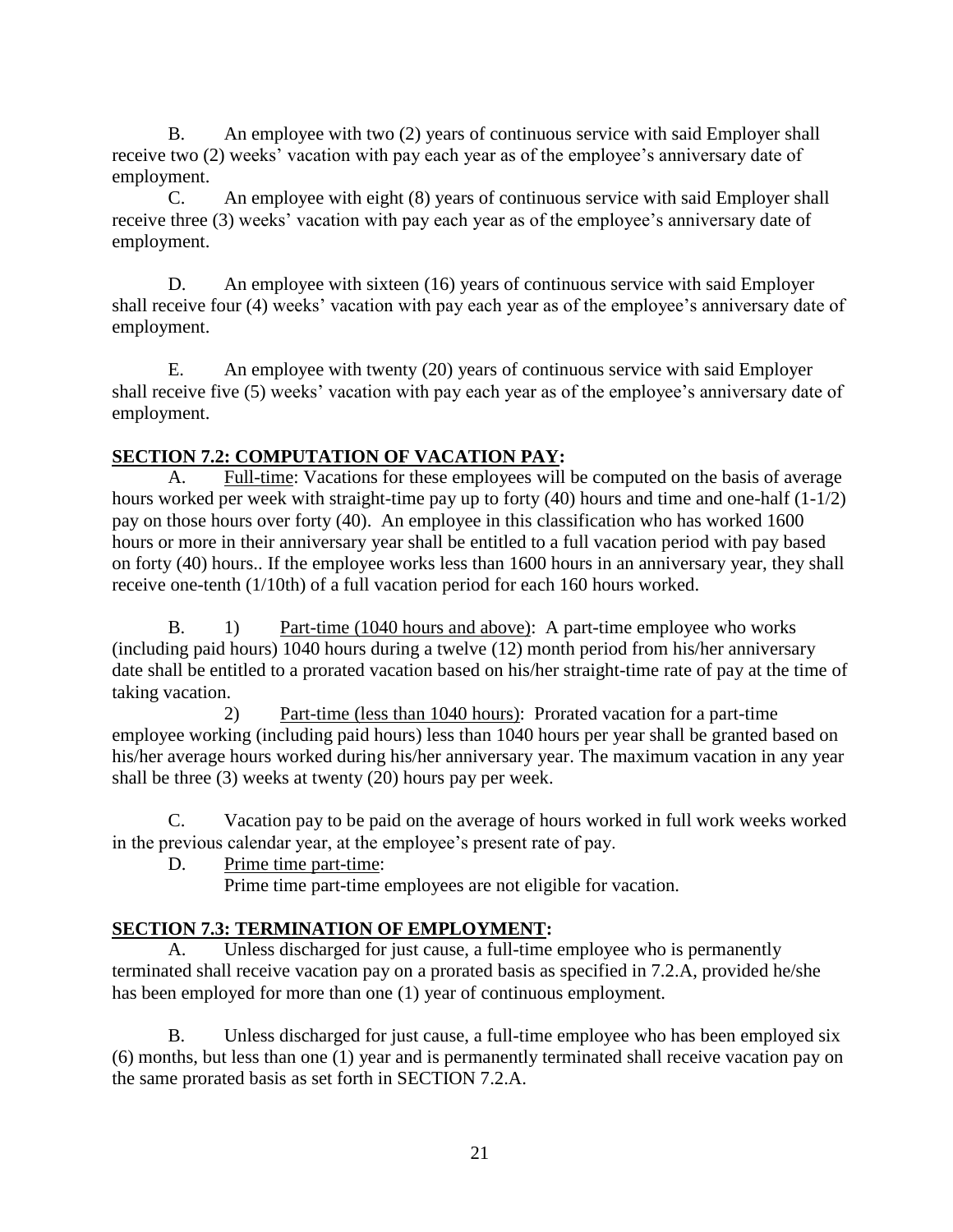B. An employee with two (2) years of continuous service with said Employer shall receive two (2) weeks' vacation with pay each year as of the employee's anniversary date of employment.

C. An employee with eight (8) years of continuous service with said Employer shall receive three (3) weeks' vacation with pay each year as of the employee's anniversary date of employment.

D. An employee with sixteen (16) years of continuous service with said Employer shall receive four (4) weeks' vacation with pay each year as of the employee's anniversary date of employment.

E. An employee with twenty (20) years of continuous service with said Employer shall receive five (5) weeks' vacation with pay each year as of the employee's anniversary date of employment.

**SECTION 7.2: COMPUTATION OF VACATION PAY:**

A. Full-time: Vacations for these employees will be computed on the basis of average hours worked per week with straight-time pay up to forty (40) hours and time and one-half (1-1/2) pay on those hours over forty (40). An employee in this classification who has worked 1600 hours or more in their anniversary year shall be entitled to a full vacation period with pay based on forty (40) hours.. If the employee works less than 1600 hours in an anniversary year, they shall receive one-tenth (1/10th) of a full vacation period for each 160 hours worked.

B. 1) Part-time (1040 hours and above): A part-time employee who works (including paid hours) 1040 hours during a twelve (12) month period from his/her anniversary date shall be entitled to a prorated vacation based on his/her straight-time rate of pay at the time of taking vacation.

2) Part-time (less than 1040 hours): Prorated vacation for a part-time employee working (including paid hours) less than 1040 hours per year shall be granted based on his/her average hours worked during his/her anniversary year. The maximum vacation in any year shall be three (3) weeks at twenty (20) hours pay per week.

C. Vacation pay to be paid on the average of hours worked in full work weeks worked in the previous calendar year, at the employee's present rate of pay.

D. Prime time part-time:

Prime time part-time employees are not eligible for vacation.

**SECTION 7.3: TERMINATION OF EMPLOYMENT:**

A. Unless discharged for just cause, a full-time employee who is permanently terminated shall receive vacation pay on a prorated basis as specified in 7.2.A, provided he/she has been employed for more than one (1) year of continuous employment.

B. Unless discharged for just cause, a full-time employee who has been employed six (6) months, but less than one (1) year and is permanently terminated shall receive vacation pay on the same prorated basis as set forth in SECTION 7.2.A.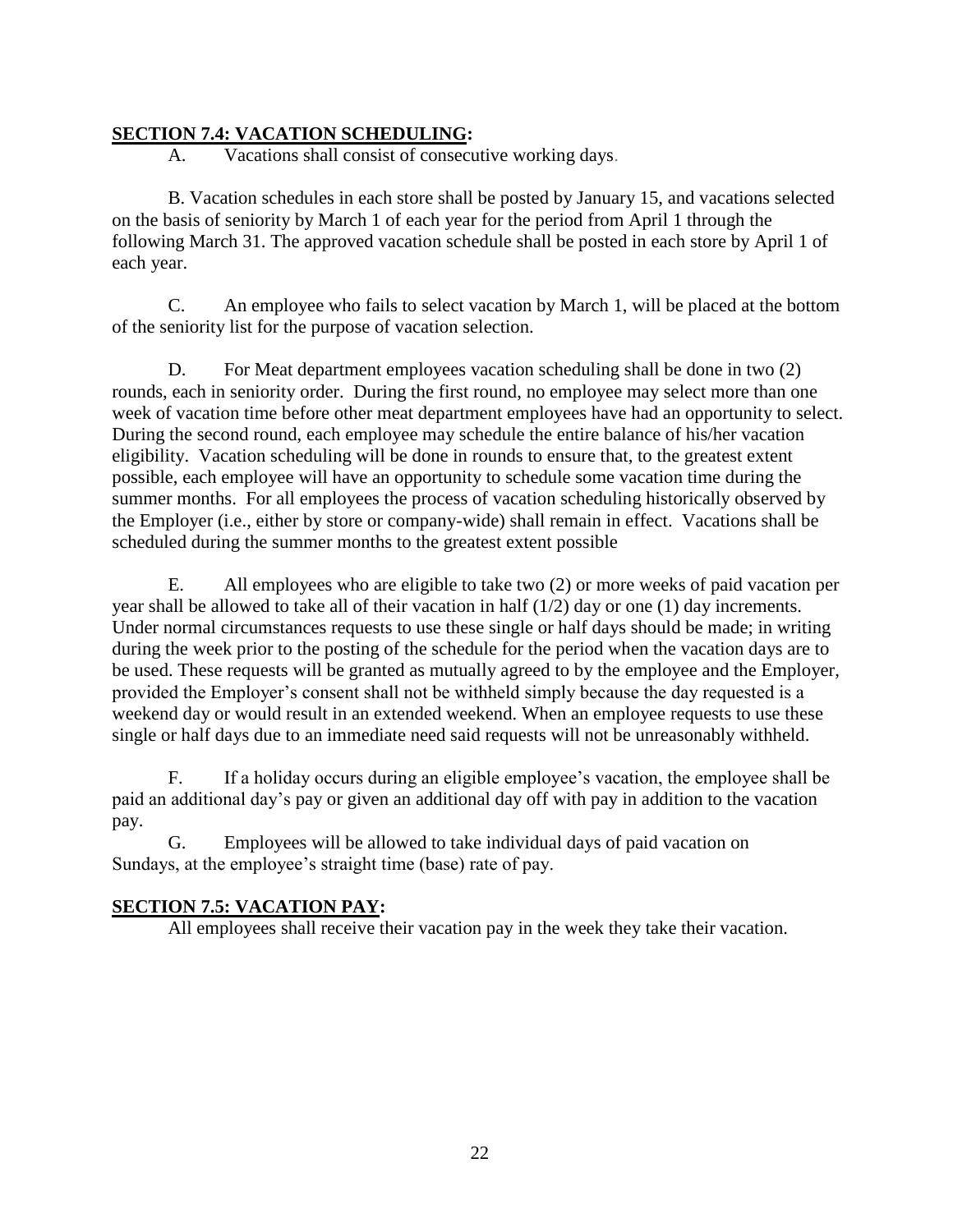## SECTION 7.4: VACATION SCHEDULING:

A. Vacations shall consist of consecutive working days.

B. Vacation schedules in each store shall be posted by January 15, and vacations selected on the basis of seniority by March 1 of each year for the period from April 1 through the following March 31. The approved vacation schedule shall be posted in each store by April 1 of each year.

C. An employee who fails to select vacation by March 1, will be placed at the bottom of the seniority list for the purpose of vacation selection.

D. For Meat department employees vacation scheduling shall be done in two (2) rounds, each in seniority order. During the first round, no employee may select more than one week of vacation time before other meat department employees have had an opportunity to select. During the second round, each employee may schedule the entire balance of his/her vacation eligibility. Vacation scheduling will be done in rounds to ensure that, to the greatest extent possible, each employee will have an opportunity to schedule some vacation time during the summer months. For all employees the process of vacation scheduling historically observed by the Employer (i.e., either by store or company-wide) shall remain in effect. Vacations shall be scheduled during the summer months to the greatest extent possible

E. All employees who are eligible to take two (2) or more weeks of paid vacation per year shall be allowed to take all of their vacation in half (1/2) day or one (1) day increments. Under normal circumstances requests to use these single or half days should be made; in writing during the week prior to the posting of the schedule for the period when the vacation days are to be used. These requests will be granted as mutually agreed to by the employee and the Employer, provided the Employer's consent shall not be withheld simply because the day requested is a weekend day or would result in an extended weekend. When an employee requests to use these single or half days due to an immediate need said requests will not be unreasonably withheld.

F. If a holiday occurs during an eligible employee's vacation, the employee shall be paid an additional day's pay or given an additional day off with pay in addition to the vacation pay.

G. Employees will be allowed to take individual days of paid vacation on Sundays, at the employee's straight time (base) rate of pay.

## SECTION 7.5: VACATION PAY:

All employees shall receive their vacation pay in the week they take their vacation.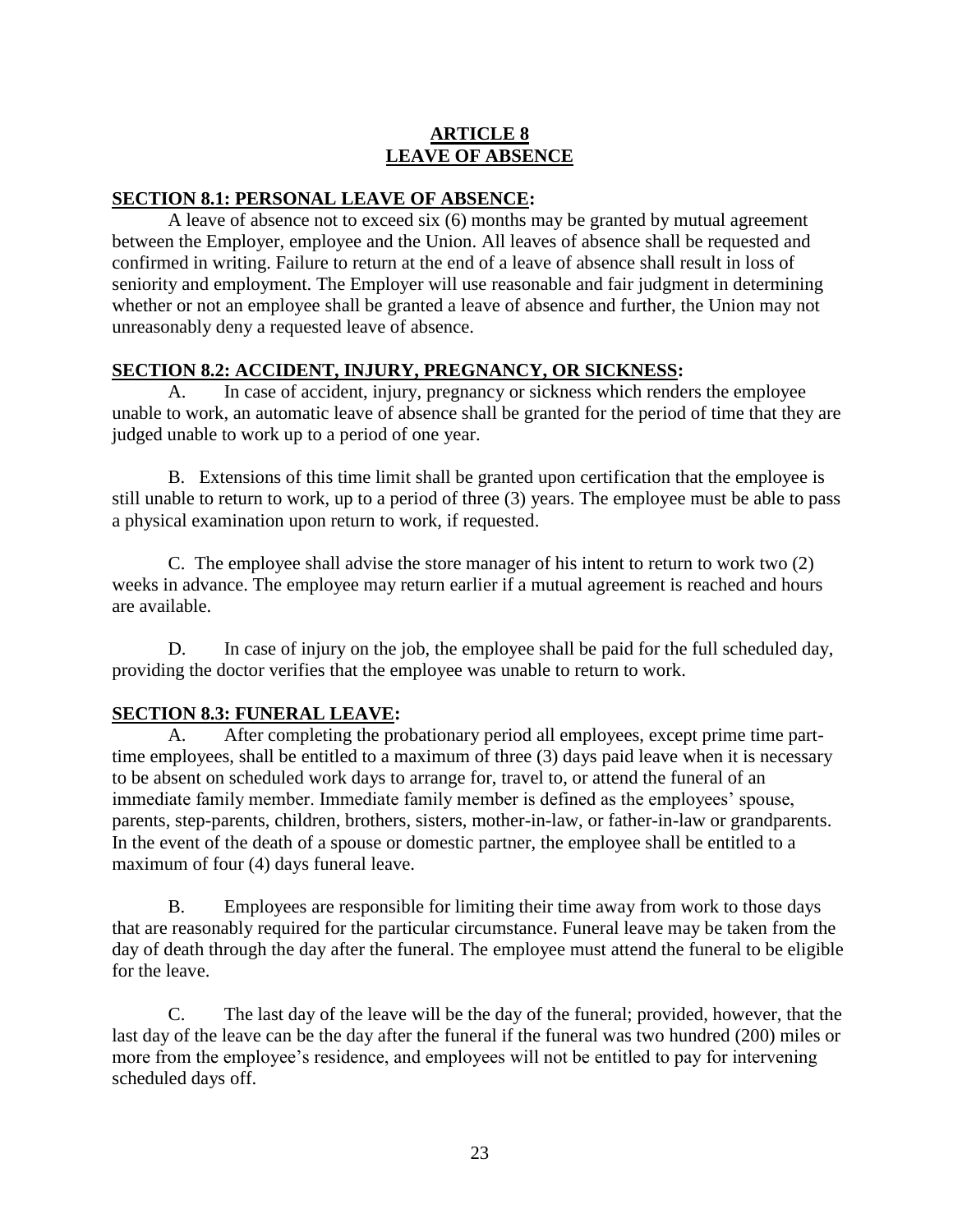## ARTICLE 8
## LEAVE OF ABSENCE

### SECTION 8.1: PERSONAL LEAVE OF ABSENCE:

A leave of absence not to exceed six (6) months may be granted by mutual agreement between the Employer, employee and the Union. All leaves of absence shall be requested and confirmed in writing. Failure to return at the end of a leave of absence shall result in loss of seniority and employment. The Employer will use reasonable and fair judgment in determining whether or not an employee shall be granted a leave of absence and further, the Union may not unreasonably deny a requested leave of absence.

### SECTION 8.2: ACCIDENT, INJURY, PREGNANCY, OR SICKNESS:

A. In case of accident, injury, pregnancy or sickness which renders the employee unable to work, an automatic leave of absence shall be granted for the period of time that they are judged unable to work up to a period of one year.

B. Extensions of this time limit shall be granted upon certification that the employee is still unable to return to work, up to a period of three (3) years. The employee must be able to pass a physical examination upon return to work, if requested.

C. The employee shall advise the store manager of his intent to return to work two (2) weeks in advance. The employee may return earlier if a mutual agreement is reached and hours are available.

D. In case of injury on the job, the employee shall be paid for the full scheduled day, providing the doctor verifies that the employee was unable to return to work.

### SECTION 8.3: FUNERAL LEAVE:

A. After completing the probationary period all employees, except prime time part-time employees, shall be entitled to a maximum of three (3) days paid leave when it is necessary to be absent on scheduled work days to arrange for, travel to, or attend the funeral of an immediate family member. Immediate family member is defined as the employees' spouse, parents, step-parents, children, brothers, sisters, mother-in-law, or father-in-law or grandparents. In the event of the death of a spouse or domestic partner, the employee shall be entitled to a maximum of four (4) days funeral leave.

B. Employees are responsible for limiting their time away from work to those days that are reasonably required for the particular circumstance. Funeral leave may be taken from the day of death through the day after the funeral. The employee must attend the funeral to be eligible for the leave.

C. The last day of the leave will be the day of the funeral; provided, however, that the last day of the leave can be the day after the funeral if the funeral was two hundred (200) miles or more from the employee's residence, and employees will not be entitled to pay for intervening scheduled days off.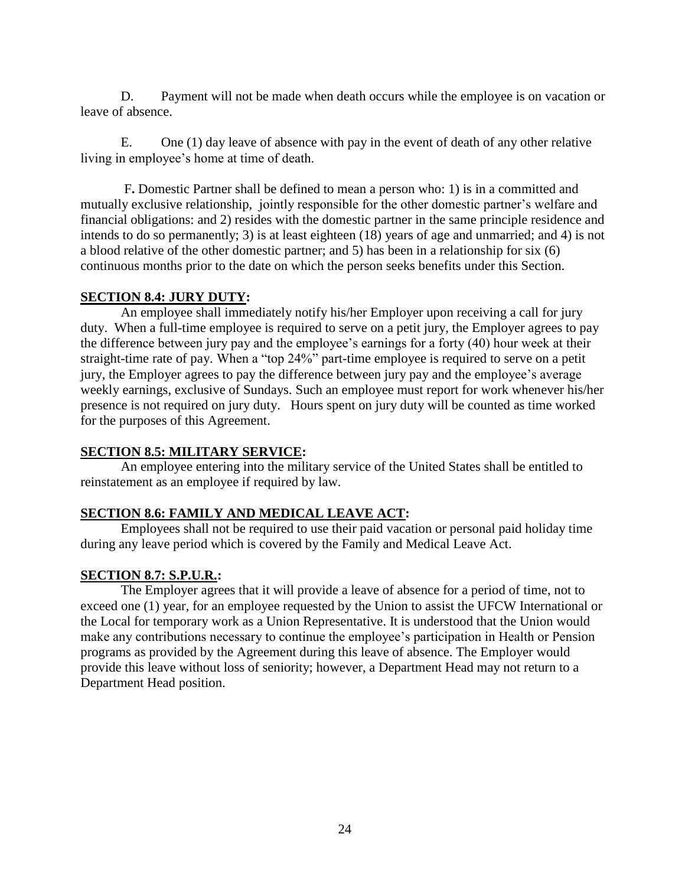D. Payment will not be made when death occurs while the employee is on vacation or leave of absence.

E. One (1) day leave of absence with pay in the event of death of any other relative living in employee's home at time of death.

**F.** Domestic Partner shall be defined to mean a person who: 1) is in a committed and mutually exclusive relationship, jointly responsible for the other domestic partner's welfare and financial obligations: and 2) resides with the domestic partner in the same principle residence and intends to do so permanently; 3) is at least eighteen (18) years of age and unmarried; and 4) is not a blood relative of the other domestic partner; and 5) has been in a relationship for six (6) continuous months prior to the date on which the person seeks benefits under this Section.

**SECTION 8.4: JURY DUTY:**

An employee shall immediately notify his/her Employer upon receiving a call for jury duty. When a full-time employee is required to serve on a petit jury, the Employer agrees to pay the difference between jury pay and the employee's earnings for a forty (40) hour week at their straight-time rate of pay. When a "top 24%" part-time employee is required to serve on a petit jury, the Employer agrees to pay the difference between jury pay and the employee's average weekly earnings, exclusive of Sundays. Such an employee must report for work whenever his/her presence is not required on jury duty. Hours spent on jury duty will be counted as time worked for the purposes of this Agreement.

**SECTION 8.5: MILITARY SERVICE:**

An employee entering into the military service of the United States shall be entitled to reinstatement as an employee if required by law.

**SECTION 8.6: FAMILY AND MEDICAL LEAVE ACT:**

Employees shall not be required to use their paid vacation or personal paid holiday time during any leave period which is covered by the Family and Medical Leave Act.

**SECTION 8.7: S.P.U.R.:**

The Employer agrees that it will provide a leave of absence for a period of time, not to exceed one (1) year, for an employee requested by the Union to assist the UFCW International or the Local for temporary work as a Union Representative. It is understood that the Union would make any contributions necessary to continue the employee's participation in Health or Pension programs as provided by the Agreement during this leave of absence. The Employer would provide this leave without loss of seniority; however, a Department Head may not return to a Department Head position.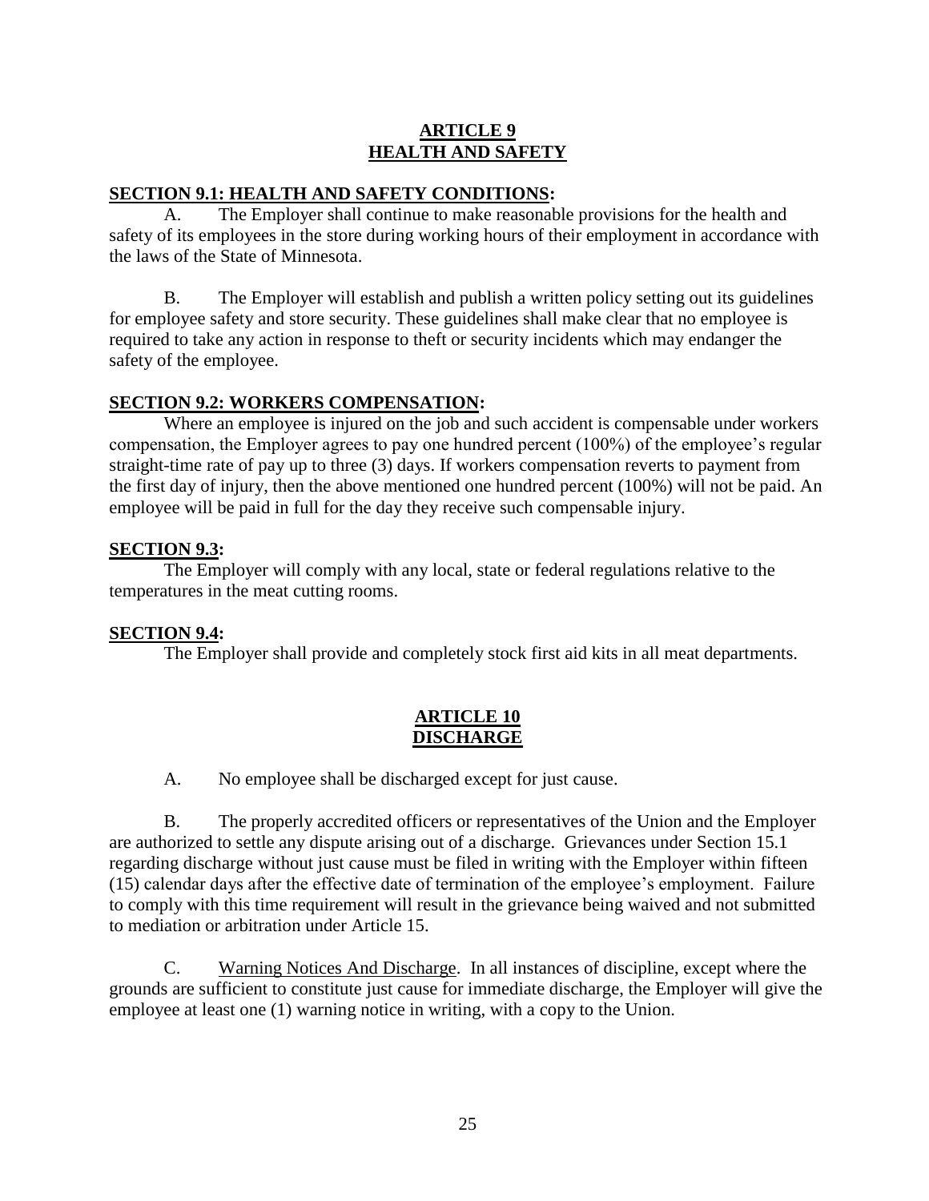## ARTICLE 9
## HEALTH AND SAFETY

**SECTION 9.1: HEALTH AND SAFETY CONDITIONS:**

A. The Employer shall continue to make reasonable provisions for the health and safety of its employees in the store during working hours of their employment in accordance with the laws of the State of Minnesota.

B. The Employer will establish and publish a written policy setting out its guidelines for employee safety and store security. These guidelines shall make clear that no employee is required to take any action in response to theft or security incidents which may endanger the safety of the employee.

**SECTION 9.2: WORKERS COMPENSATION:**

Where an employee is injured on the job and such accident is compensable under workers compensation, the Employer agrees to pay one hundred percent (100%) of the employee's regular straight-time rate of pay up to three (3) days. If workers compensation reverts to payment from the first day of injury, then the above mentioned one hundred percent (100%) will not be paid. An employee will be paid in full for the day they receive such compensable injury.

**SECTION 9.3:**

The Employer will comply with any local, state or federal regulations relative to the temperatures in the meat cutting rooms.

**SECTION 9.4:**

The Employer shall provide and completely stock first aid kits in all meat departments.

## ARTICLE 10
## DISCHARGE

A. No employee shall be discharged except for just cause.

B. The properly accredited officers or representatives of the Union and the Employer are authorized to settle any dispute arising out of a discharge. Grievances under Section 15.1 regarding discharge without just cause must be filed in writing with the Employer within fifteen (15) calendar days after the effective date of termination of the employee's employment. Failure to comply with this time requirement will result in the grievance being waived and not submitted to mediation or arbitration under Article 15.

C. Warning Notices And Discharge. In all instances of discipline, except where the grounds are sufficient to constitute just cause for immediate discharge, the Employer will give the employee at least one (1) warning notice in writing, with a copy to the Union.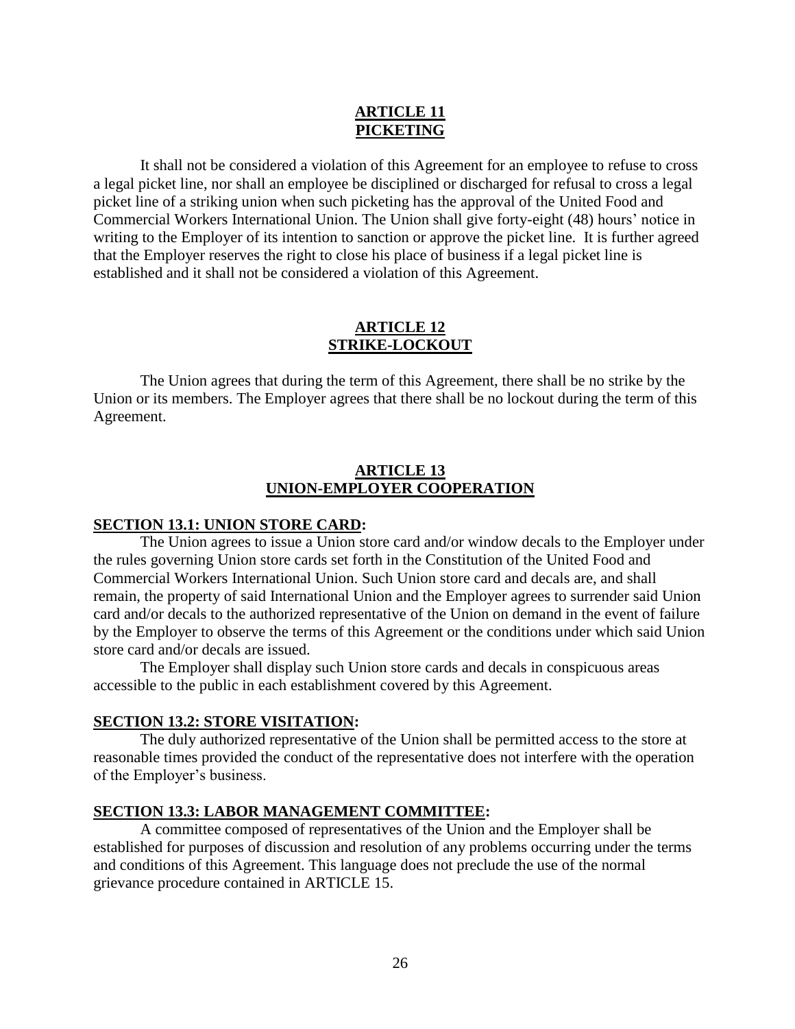## ARTICLE 11
## PICKETING

It shall not be considered a violation of this Agreement for an employee to refuse to cross a legal picket line, nor shall an employee be disciplined or discharged for refusal to cross a legal picket line of a striking union when such picketing has the approval of the United Food and Commercial Workers International Union. The Union shall give forty-eight (48) hours' notice in writing to the Employer of its intention to sanction or approve the picket line. It is further agreed that the Employer reserves the right to close his place of business if a legal picket line is established and it shall not be considered a violation of this Agreement.

## ARTICLE 12
## STRIKE-LOCKOUT

The Union agrees that during the term of this Agreement, there shall be no strike by the Union or its members. The Employer agrees that there shall be no lockout during the term of this Agreement.

## ARTICLE 13
## UNION-EMPLOYER COOPERATION

### SECTION 13.1: UNION STORE CARD:

The Union agrees to issue a Union store card and/or window decals to the Employer under the rules governing Union store cards set forth in the Constitution of the United Food and Commercial Workers International Union. Such Union store card and decals are, and shall remain, the property of said International Union and the Employer agrees to surrender said Union card and/or decals to the authorized representative of the Union on demand in the event of failure by the Employer to observe the terms of this Agreement or the conditions under which said Union store card and/or decals are issued.

The Employer shall display such Union store cards and decals in conspicuous areas accessible to the public in each establishment covered by this Agreement.

### SECTION 13.2: STORE VISITATION:

The duly authorized representative of the Union shall be permitted access to the store at reasonable times provided the conduct of the representative does not interfere with the operation of the Employer's business.

### SECTION 13.3: LABOR MANAGEMENT COMMITTEE:

A committee composed of representatives of the Union and the Employer shall be established for purposes of discussion and resolution of any problems occurring under the terms and conditions of this Agreement. This language does not preclude the use of the normal grievance procedure contained in ARTICLE 15.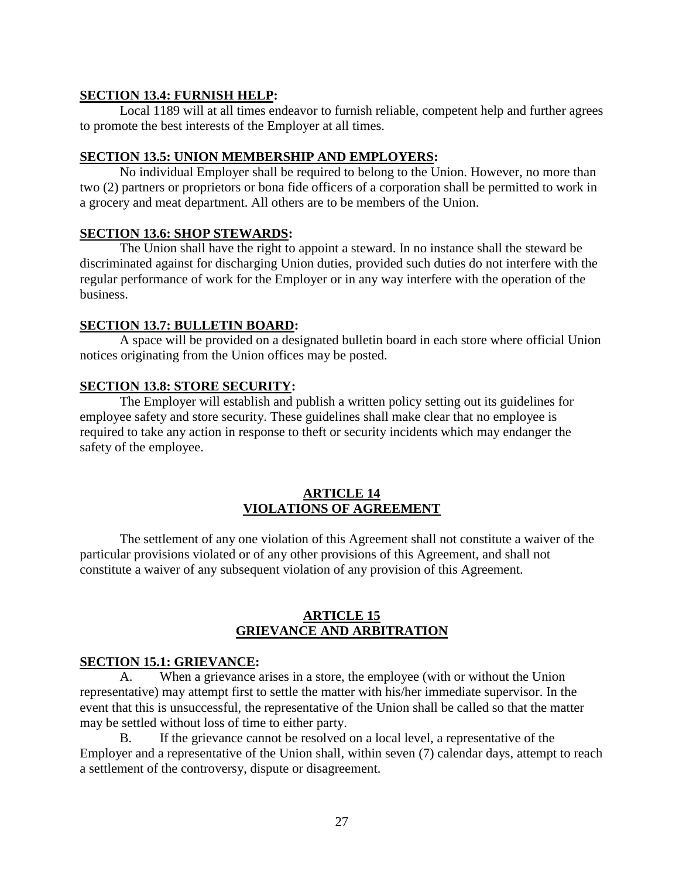**SECTION 13.4: FURNISH HELP:**

Local 1189 will at all times endeavor to furnish reliable, competent help and further agrees to promote the best interests of the Employer at all times.

**SECTION 13.5: UNION MEMBERSHIP AND EMPLOYERS:**

No individual Employer shall be required to belong to the Union. However, no more than two (2) partners or proprietors or bona fide officers of a corporation shall be permitted to work in a grocery and meat department. All others are to be members of the Union.

**SECTION 13.6: SHOP STEWARDS:**

The Union shall have the right to appoint a steward. In no instance shall the steward be discriminated against for discharging Union duties, provided such duties do not interfere with the regular performance of work for the Employer or in any way interfere with the operation of the business.

**SECTION 13.7: BULLETIN BOARD:**

A space will be provided on a designated bulletin board in each store where official Union notices originating from the Union offices may be posted.

**SECTION 13.8: STORE SECURITY:**

The Employer will establish and publish a written policy setting out its guidelines for employee safety and store security. These guidelines shall make clear that no employee is required to take any action in response to theft or security incidents which may endanger the safety of the employee.

## ARTICLE 14
## VIOLATIONS OF AGREEMENT

The settlement of any one violation of this Agreement shall not constitute a waiver of the particular provisions violated or of any other provisions of this Agreement, and shall not constitute a waiver of any subsequent violation of any provision of this Agreement.

## ARTICLE 15
## GRIEVANCE AND ARBITRATION

**SECTION 15.1: GRIEVANCE:**

A. When a grievance arises in a store, the employee (with or without the Union representative) may attempt first to settle the matter with his/her immediate supervisor. In the event that this is unsuccessful, the representative of the Union shall be called so that the matter may be settled without loss of time to either party.

B. If the grievance cannot be resolved on a local level, a representative of the Employer and a representative of the Union shall, within seven (7) calendar days, attempt to reach a settlement of the controversy, dispute or disagreement.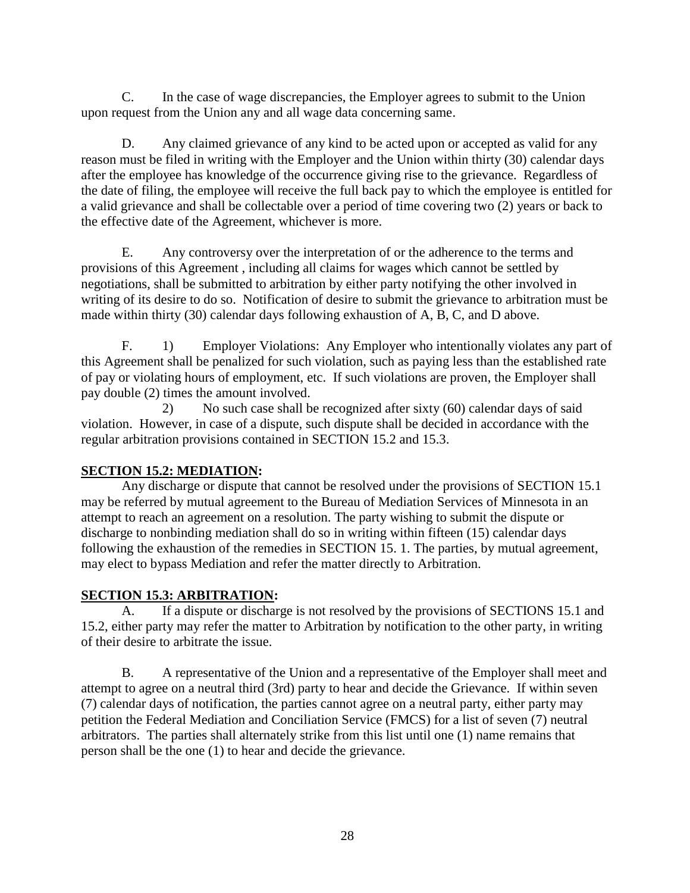C. In the case of wage discrepancies, the Employer agrees to submit to the Union upon request from the Union any and all wage data concerning same.

D. Any claimed grievance of any kind to be acted upon or accepted as valid for any reason must be filed in writing with the Employer and the Union within thirty (30) calendar days after the employee has knowledge of the occurrence giving rise to the grievance. Regardless of the date of filing, the employee will receive the full back pay to which the employee is entitled for a valid grievance and shall be collectable over a period of time covering two (2) years or back to the effective date of the Agreement, whichever is more.

E. Any controversy over the interpretation of or the adherence to the terms and provisions of this Agreement , including all claims for wages which cannot be settled by negotiations, shall be submitted to arbitration by either party notifying the other involved in writing of its desire to do so. Notification of desire to submit the grievance to arbitration must be made within thirty (30) calendar days following exhaustion of A, B, C, and D above.

F. 1) Employer Violations: Any Employer who intentionally violates any part of this Agreement shall be penalized for such violation, such as paying less than the established rate of pay or violating hours of employment, etc. If such violations are proven, the Employer shall pay double (2) times the amount involved.

2) No such case shall be recognized after sixty (60) calendar days of said violation. However, in case of a dispute, such dispute shall be decided in accordance with the regular arbitration provisions contained in SECTION 15.2 and 15.3.

**SECTION 15.2: MEDIATION:**

Any discharge or dispute that cannot be resolved under the provisions of SECTION 15.1 may be referred by mutual agreement to the Bureau of Mediation Services of Minnesota in an attempt to reach an agreement on a resolution. The party wishing to submit the dispute or discharge to nonbinding mediation shall do so in writing within fifteen (15) calendar days following the exhaustion of the remedies in SECTION 15. 1. The parties, by mutual agreement, may elect to bypass Mediation and refer the matter directly to Arbitration.

**SECTION 15.3: ARBITRATION:**

A. If a dispute or discharge is not resolved by the provisions of SECTIONS 15.1 and 15.2, either party may refer the matter to Arbitration by notification to the other party, in writing of their desire to arbitrate the issue.

B. A representative of the Union and a representative of the Employer shall meet and attempt to agree on a neutral third (3rd) party to hear and decide the Grievance. If within seven (7) calendar days of notification, the parties cannot agree on a neutral party, either party may petition the Federal Mediation and Conciliation Service (FMCS) for a list of seven (7) neutral arbitrators. The parties shall alternately strike from this list until one (1) name remains that person shall be the one (1) to hear and decide the grievance.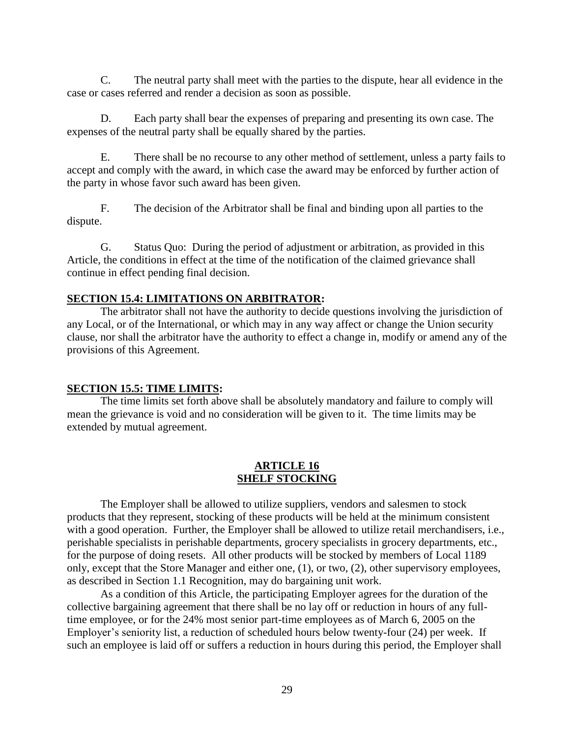C. The neutral party shall meet with the parties to the dispute, hear all evidence in the case or cases referred and render a decision as soon as possible.

D. Each party shall bear the expenses of preparing and presenting its own case. The expenses of the neutral party shall be equally shared by the parties.

E. There shall be no recourse to any other method of settlement, unless a party fails to accept and comply with the award, in which case the award may be enforced by further action of the party in whose favor such award has been given.

F. The decision of the Arbitrator shall be final and binding upon all parties to the dispute.

G. Status Quo: During the period of adjustment or arbitration, as provided in this Article, the conditions in effect at the time of the notification of the claimed grievance shall continue in effect pending final decision.

**SECTION 15.4: LIMITATIONS ON ARBITRATOR:**

The arbitrator shall not have the authority to decide questions involving the jurisdiction of any Local, or of the International, or which may in any way affect or change the Union security clause, nor shall the arbitrator have the authority to effect a change in, modify or amend any of the provisions of this Agreement.

**SECTION 15.5: TIME LIMITS:**

The time limits set forth above shall be absolutely mandatory and failure to comply will mean the grievance is void and no consideration will be given to it. The time limits may be extended by mutual agreement.

## ARTICLE 16
## SHELF STOCKING

The Employer shall be allowed to utilize suppliers, vendors and salesmen to stock products that they represent, stocking of these products will be held at the minimum consistent with a good operation. Further, the Employer shall be allowed to utilize retail merchandisers, i.e., perishable specialists in perishable departments, grocery specialists in grocery departments, etc., for the purpose of doing resets. All other products will be stocked by members of Local 1189 only, except that the Store Manager and either one, (1), or two, (2), other supervisory employees, as described in Section 1.1 Recognition, may do bargaining unit work.

As a condition of this Article, the participating Employer agrees for the duration of the collective bargaining agreement that there shall be no lay off or reduction in hours of any full-time employee, or for the 24% most senior part-time employees as of March 6, 2005 on the Employer's seniority list, a reduction of scheduled hours below twenty-four (24) per week. If such an employee is laid off or suffers a reduction in hours during this period, the Employer shall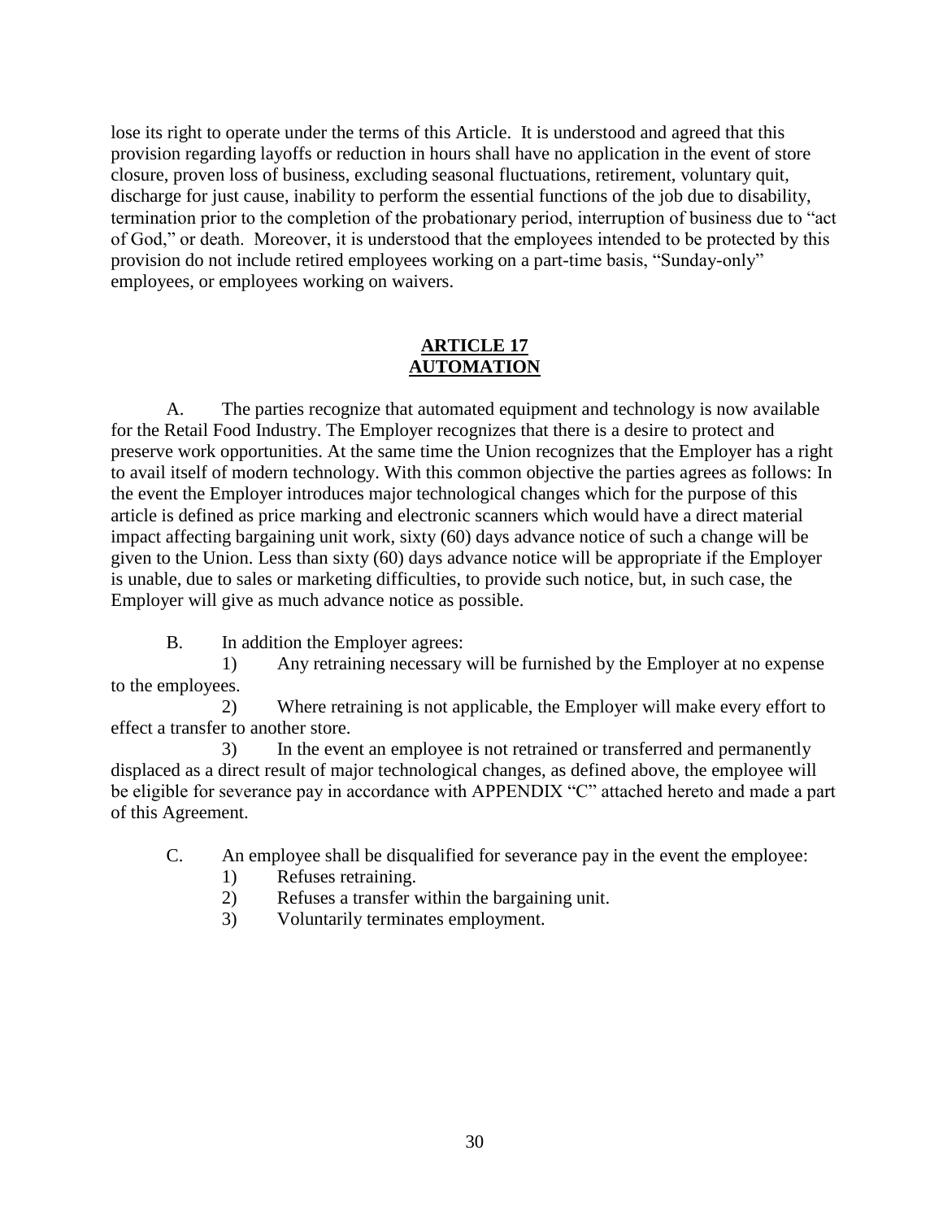lose its right to operate under the terms of this Article. It is understood and agreed that this provision regarding layoffs or reduction in hours shall have no application in the event of store closure, proven loss of business, excluding seasonal fluctuations, retirement, voluntary quit, discharge for just cause, inability to perform the essential functions of the job due to disability, termination prior to the completion of the probationary period, interruption of business due to "act of God," or death. Moreover, it is understood that the employees intended to be protected by this provision do not include retired employees working on a part-time basis, "Sunday-only" employees, or employees working on waivers.

## ARTICLE 17
## AUTOMATION

A. The parties recognize that automated equipment and technology is now available for the Retail Food Industry. The Employer recognizes that there is a desire to protect and preserve work opportunities. At the same time the Union recognizes that the Employer has a right to avail itself of modern technology. With this common objective the parties agrees as follows: In the event the Employer introduces major technological changes which for the purpose of this article is defined as price marking and electronic scanners which would have a direct material impact affecting bargaining unit work, sixty (60) days advance notice of such a change will be given to the Union. Less than sixty (60) days advance notice will be appropriate if the Employer is unable, due to sales or marketing difficulties, to provide such notice, but, in such case, the Employer will give as much advance notice as possible.

B. In addition the Employer agrees:

1) Any retraining necessary will be furnished by the Employer at no expense to the employees.

2) Where retraining is not applicable, the Employer will make every effort to effect a transfer to another store.

3) In the event an employee is not retrained or transferred and permanently displaced as a direct result of major technological changes, as defined above, the employee will be eligible for severance pay in accordance with APPENDIX "C" attached hereto and made a part of this Agreement.

C. An employee shall be disqualified for severance pay in the event the employee:

1) Refuses retraining.
2) Refuses a transfer within the bargaining unit.
3) Voluntarily terminates employment.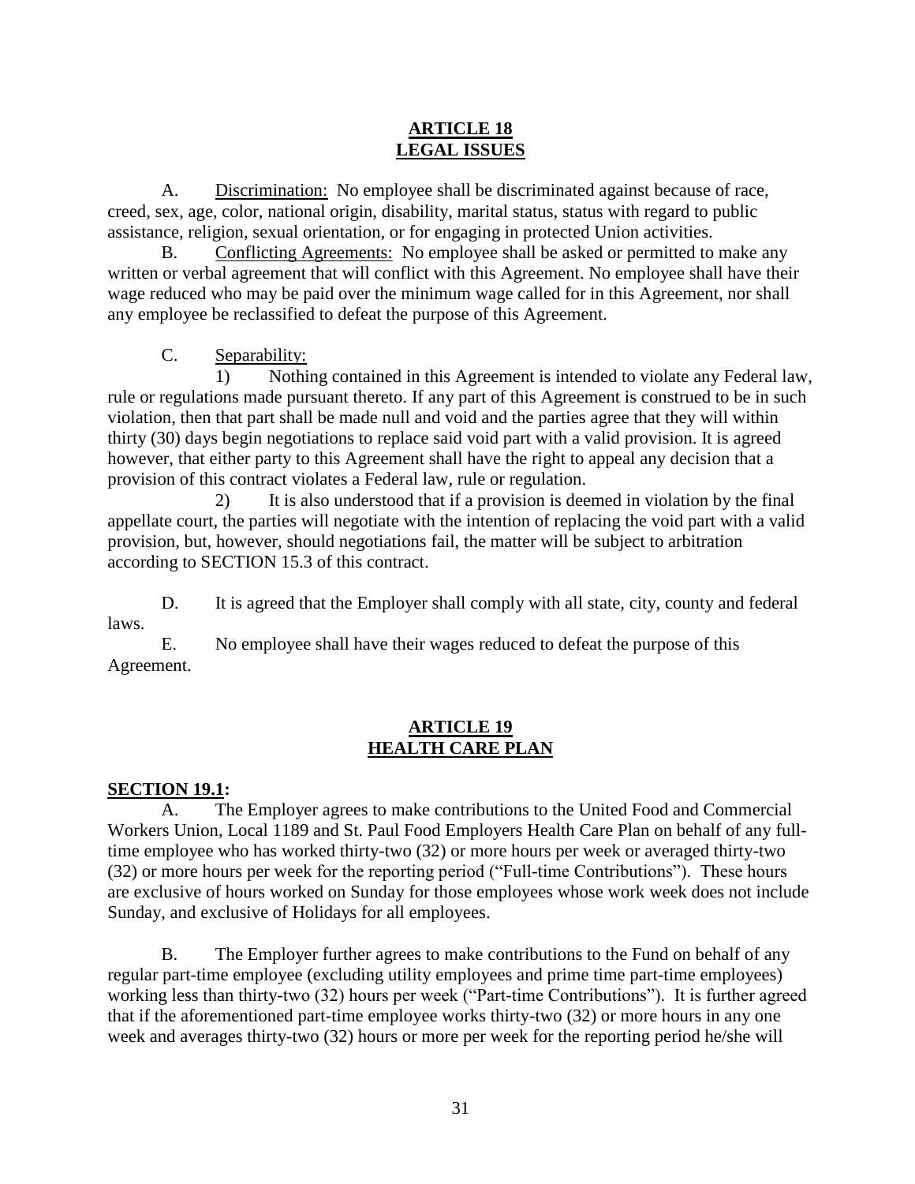## ARTICLE 18
## LEGAL ISSUES

A. Discrimination: No employee shall be discriminated against because of race, creed, sex, age, color, national origin, disability, marital status, status with regard to public assistance, religion, sexual orientation, or for engaging in protected Union activities.

B. Conflicting Agreements: No employee shall be asked or permitted to make any written or verbal agreement that will conflict with this Agreement. No employee shall have their wage reduced who may be paid over the minimum wage called for in this Agreement, nor shall any employee be reclassified to defeat the purpose of this Agreement.

C. Separability:

1) Nothing contained in this Agreement is intended to violate any Federal law, rule or regulations made pursuant thereto. If any part of this Agreement is construed to be in such violation, then that part shall be made null and void and the parties agree that they will within thirty (30) days begin negotiations to replace said void part with a valid provision. It is agreed however, that either party to this Agreement shall have the right to appeal any decision that a provision of this contract violates a Federal law, rule or regulation.

2) It is also understood that if a provision is deemed in violation by the final appellate court, the parties will negotiate with the intention of replacing the void part with a valid provision, but, however, should negotiations fail, the matter will be subject to arbitration according to SECTION 15.3 of this contract.

D. It is agreed that the Employer shall comply with all state, city, county and federal laws.

E. No employee shall have their wages reduced to defeat the purpose of this Agreement.

## ARTICLE 19
## HEALTH CARE PLAN

**SECTION 19.1:**

A. The Employer agrees to make contributions to the United Food and Commercial Workers Union, Local 1189 and St. Paul Food Employers Health Care Plan on behalf of any full-time employee who has worked thirty-two (32) or more hours per week or averaged thirty-two (32) or more hours per week for the reporting period ("Full-time Contributions"). These hours are exclusive of hours worked on Sunday for those employees whose work week does not include Sunday, and exclusive of Holidays for all employees.

B. The Employer further agrees to make contributions to the Fund on behalf of any regular part-time employee (excluding utility employees and prime time part-time employees) working less than thirty-two (32) hours per week ("Part-time Contributions"). It is further agreed that if the aforementioned part-time employee works thirty-two (32) or more hours in any one week and averages thirty-two (32) hours or more per week for the reporting period he/she will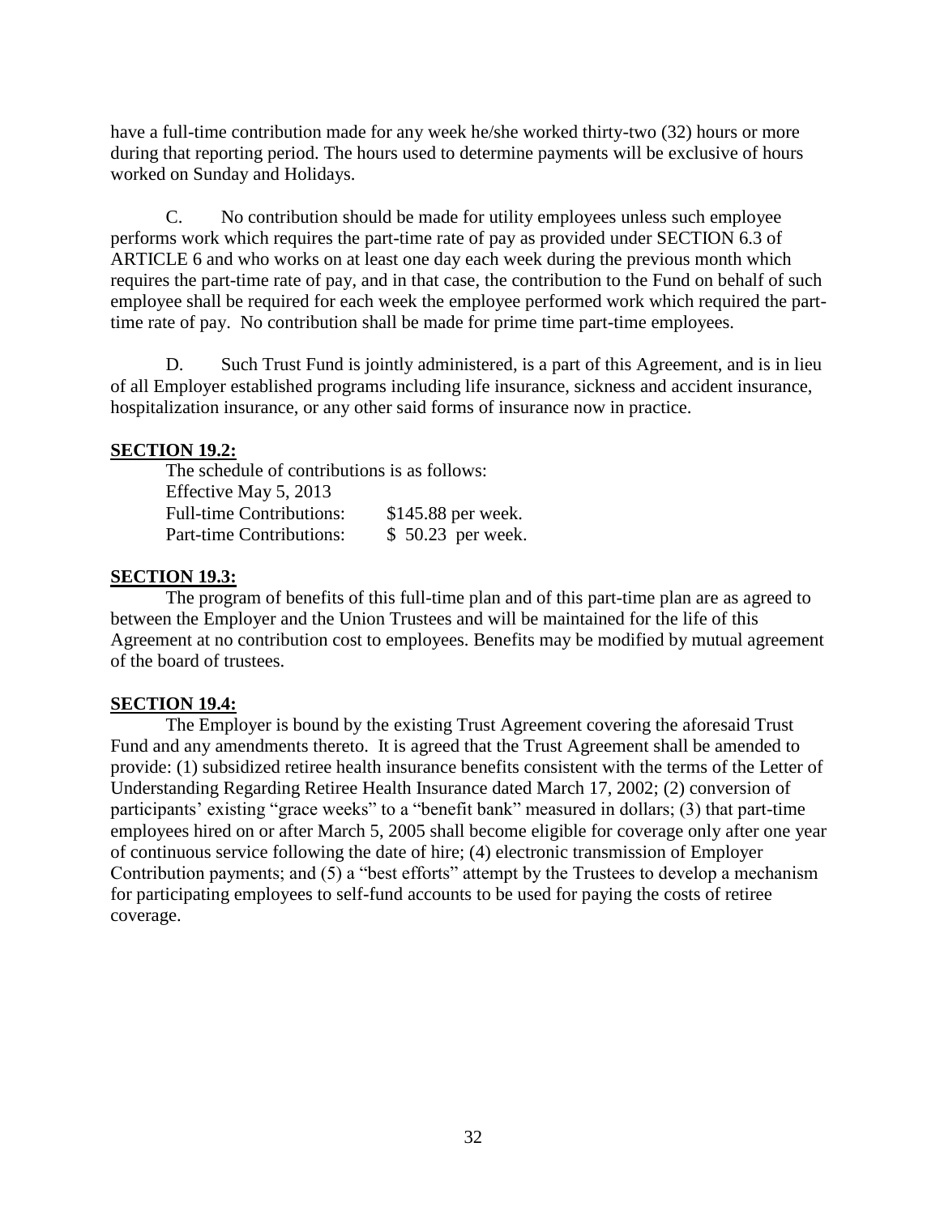have a full-time contribution made for any week he/she worked thirty-two (32) hours or more during that reporting period. The hours used to determine payments will be exclusive of hours worked on Sunday and Holidays.

C. No contribution should be made for utility employees unless such employee performs work which requires the part-time rate of pay as provided under SECTION 6.3 of ARTICLE 6 and who works on at least one day each week during the previous month which requires the part-time rate of pay, and in that case, the contribution to the Fund on behalf of such employee shall be required for each week the employee performed work which required the part-time rate of pay. No contribution shall be made for prime time part-time employees.

D. Such Trust Fund is jointly administered, is a part of this Agreement, and is in lieu of all Employer established programs including life insurance, sickness and accident insurance, hospitalization insurance, or any other said forms of insurance now in practice.

**SECTION 19.2:**

The schedule of contributions is as follows:

Effective May 5, 2013

| | |
|---|---|
| Full-time Contributions: | $145.88 per week. |
| Part-time Contributions: | $ 50.23 per week. |

**SECTION 19.3:**

The program of benefits of this full-time plan and of this part-time plan are as agreed to between the Employer and the Union Trustees and will be maintained for the life of this Agreement at no contribution cost to employees. Benefits may be modified by mutual agreement of the board of trustees.

**SECTION 19.4:**

The Employer is bound by the existing Trust Agreement covering the aforesaid Trust Fund and any amendments thereto. It is agreed that the Trust Agreement shall be amended to provide: (1) subsidized retiree health insurance benefits consistent with the terms of the Letter of Understanding Regarding Retiree Health Insurance dated March 17, 2002; (2) conversion of participants' existing "grace weeks" to a "benefit bank" measured in dollars; (3) that part-time employees hired on or after March 5, 2005 shall become eligible for coverage only after one year of continuous service following the date of hire; (4) electronic transmission of Employer Contribution payments; and (5) a "best efforts" attempt by the Trustees to develop a mechanism for participating employees to self-fund accounts to be used for paying the costs of retiree coverage.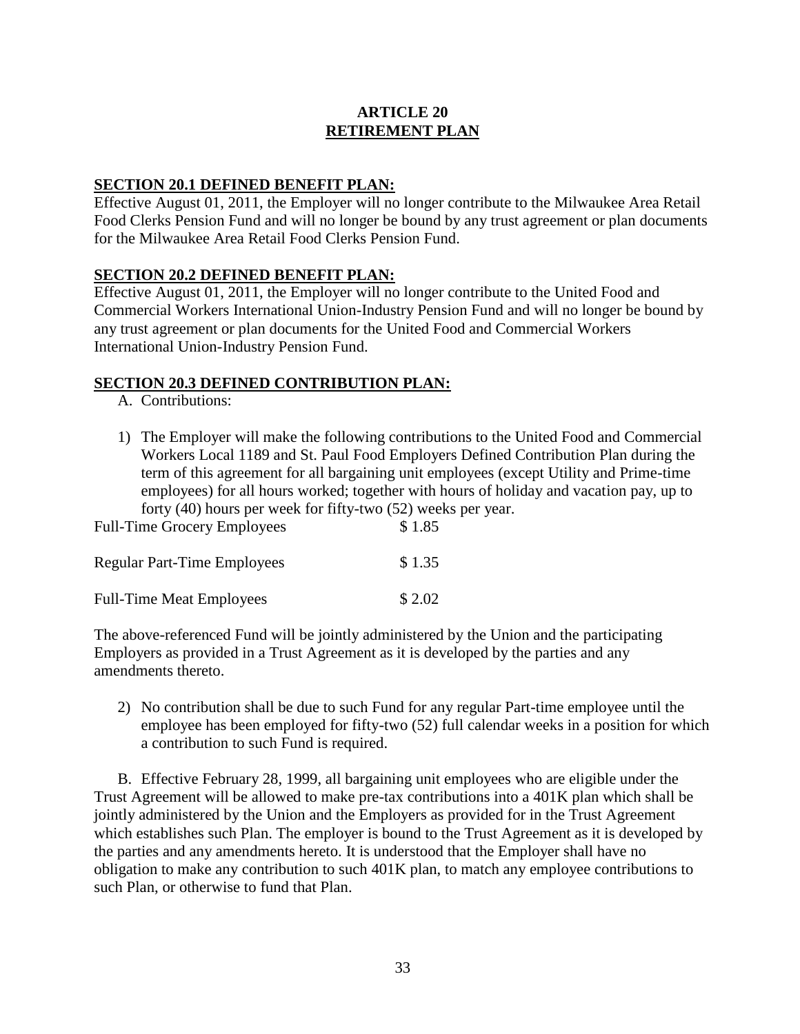# ARTICLE 20
## RETIREMENT PLAN

### SECTION 20.1 DEFINED BENEFIT PLAN:

Effective August 01, 2011, the Employer will no longer contribute to the Milwaukee Area Retail Food Clerks Pension Fund and will no longer be bound by any trust agreement or plan documents for the Milwaukee Area Retail Food Clerks Pension Fund.

### SECTION 20.2 DEFINED BENEFIT PLAN:

Effective August 01, 2011, the Employer will no longer contribute to the United Food and Commercial Workers International Union-Industry Pension Fund and will no longer be bound by any trust agreement or plan documents for the United Food and Commercial Workers International Union-Industry Pension Fund.

### SECTION 20.3 DEFINED CONTRIBUTION PLAN:

A. Contributions:

1) The Employer will make the following contributions to the United Food and Commercial Workers Local 1189 and St. Paul Food Employers Defined Contribution Plan during the term of this agreement for all bargaining unit employees (except Utility and Prime-time employees) for all hours worked; together with hours of holiday and vacation pay, up to forty (40) hours per week for fifty-two (52) weeks per year.

| | |
|---|---|
| Full-Time Grocery Employees | $ 1.85 |
| Regular Part-Time Employees | $ 1.35 |
| Full-Time Meat Employees | $ 2.02 |

The above-referenced Fund will be jointly administered by the Union and the participating Employers as provided in a Trust Agreement as it is developed by the parties and any amendments thereto.

2) No contribution shall be due to such Fund for any regular Part-time employee until the employee has been employed for fifty-two (52) full calendar weeks in a position for which a contribution to such Fund is required.

B. Effective February 28, 1999, all bargaining unit employees who are eligible under the Trust Agreement will be allowed to make pre-tax contributions into a 401K plan which shall be jointly administered by the Union and the Employers as provided for in the Trust Agreement which establishes such Plan. The employer is bound to the Trust Agreement as it is developed by the parties and any amendments hereto. It is understood that the Employer shall have no obligation to make any contribution to such 401K plan, to match any employee contributions to such Plan, or otherwise to fund that Plan.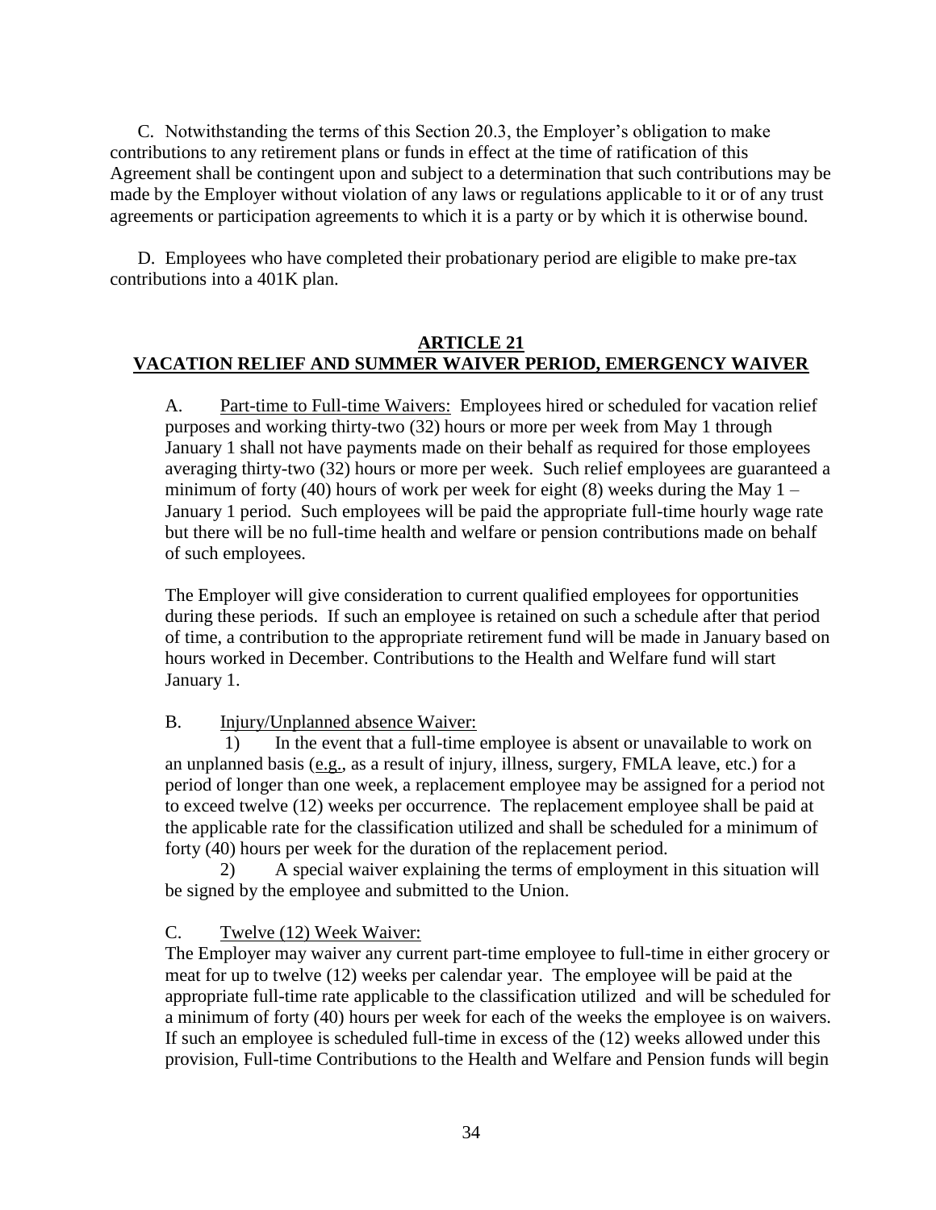C. Notwithstanding the terms of this Section 20.3, the Employer's obligation to make contributions to any retirement plans or funds in effect at the time of ratification of this Agreement shall be contingent upon and subject to a determination that such contributions may be made by the Employer without violation of any laws or regulations applicable to it or of any trust agreements or participation agreements to which it is a party or by which it is otherwise bound.

D. Employees who have completed their probationary period are eligible to make pre-tax contributions into a 401K plan.

## ARTICLE 21
## VACATION RELIEF AND SUMMER WAIVER PERIOD, EMERGENCY WAIVER

A. Part-time to Full-time Waivers: Employees hired or scheduled for vacation relief purposes and working thirty-two (32) hours or more per week from May 1 through January 1 shall not have payments made on their behalf as required for those employees averaging thirty-two (32) hours or more per week. Such relief employees are guaranteed a minimum of forty (40) hours of work per week for eight (8) weeks during the May 1 – January 1 period. Such employees will be paid the appropriate full-time hourly wage rate but there will be no full-time health and welfare or pension contributions made on behalf of such employees.

The Employer will give consideration to current qualified employees for opportunities during these periods. If such an employee is retained on such a schedule after that period of time, a contribution to the appropriate retirement fund will be made in January based on hours worked in December. Contributions to the Health and Welfare fund will start January 1.

B. Injury/Unplanned absence Waiver:

1) In the event that a full-time employee is absent or unavailable to work on an unplanned basis (e.g., as a result of injury, illness, surgery, FMLA leave, etc.) for a period of longer than one week, a replacement employee may be assigned for a period not to exceed twelve (12) weeks per occurrence. The replacement employee shall be paid at the applicable rate for the classification utilized and shall be scheduled for a minimum of forty (40) hours per week for the duration of the replacement period.

2) A special waiver explaining the terms of employment in this situation will be signed by the employee and submitted to the Union.

C. Twelve (12) Week Waiver:

The Employer may waiver any current part-time employee to full-time in either grocery or meat for up to twelve (12) weeks per calendar year. The employee will be paid at the appropriate full-time rate applicable to the classification utilized and will be scheduled for a minimum of forty (40) hours per week for each of the weeks the employee is on waivers. If such an employee is scheduled full-time in excess of the (12) weeks allowed under this provision, Full-time Contributions to the Health and Welfare and Pension funds will begin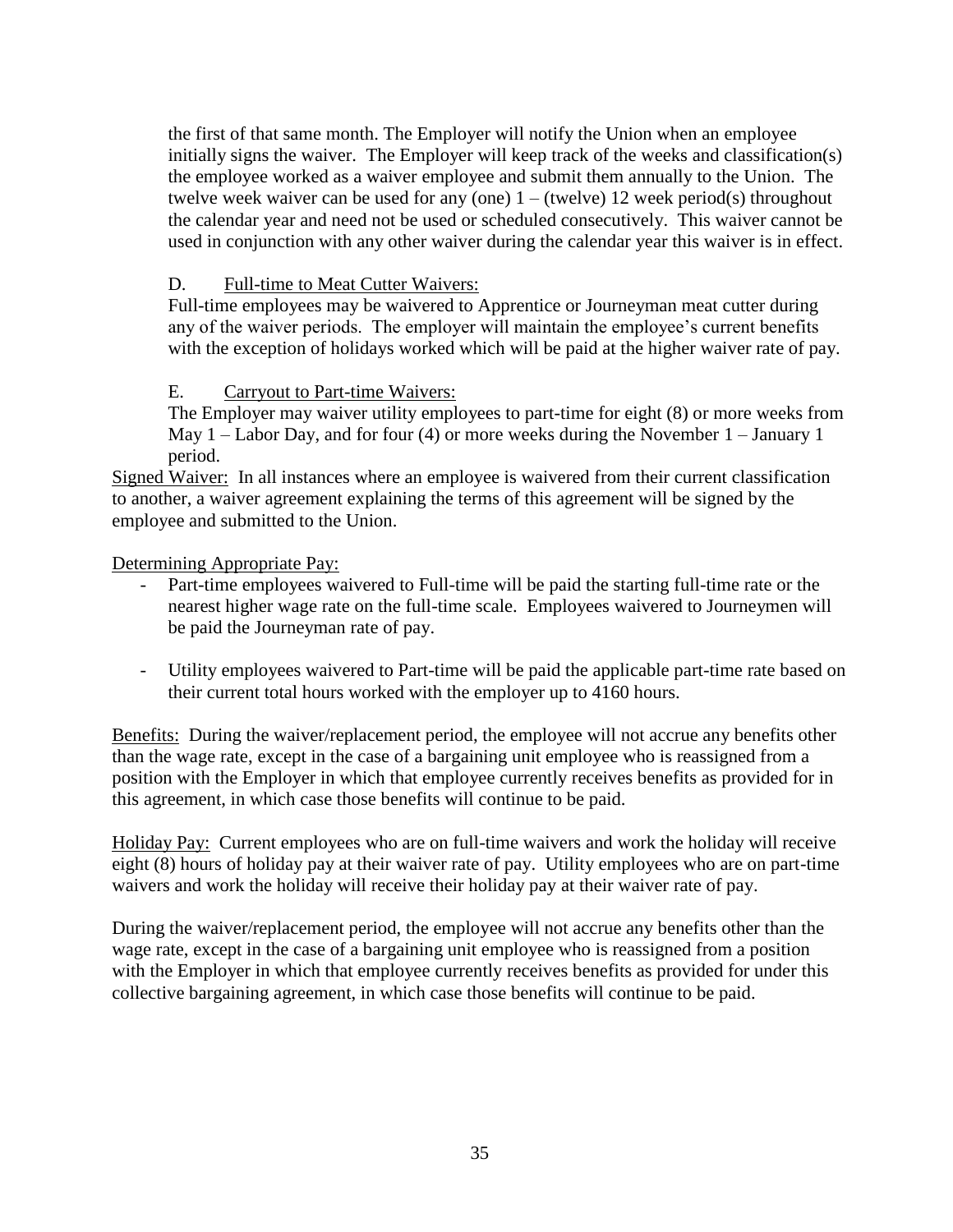the first of that same month. The Employer will notify the Union when an employee initially signs the waiver. The Employer will keep track of the weeks and classification(s) the employee worked as a waiver employee and submit them annually to the Union. The twelve week waiver can be used for any (one) 1 – (twelve) 12 week period(s) throughout the calendar year and need not be used or scheduled consecutively. This waiver cannot be used in conjunction with any other waiver during the calendar year this waiver is in effect.

D. <u>Full-time to Meat Cutter Waivers:</u>
Full-time employees may be waivered to Apprentice or Journeyman meat cutter during any of the waiver periods. The employer will maintain the employee's current benefits with the exception of holidays worked which will be paid at the higher waiver rate of pay.

E. <u>Carryout to Part-time Waivers:</u>
The Employer may waiver utility employees to part-time for eight (8) or more weeks from May 1 – Labor Day, and for four (4) or more weeks during the November 1 – January 1 period.

<u>Signed Waiver:</u> In all instances where an employee is waivered from their current classification to another, a waiver agreement explaining the terms of this agreement will be signed by the employee and submitted to the Union.

<u>Determining Appropriate Pay:</u>

- Part-time employees waivered to Full-time will be paid the starting full-time rate or the nearest higher wage rate on the full-time scale. Employees waivered to Journeymen will be paid the Journeyman rate of pay.

- Utility employees waivered to Part-time will be paid the applicable part-time rate based on their current total hours worked with the employer up to 4160 hours.

<u>Benefits:</u> During the waiver/replacement period, the employee will not accrue any benefits other than the wage rate, except in the case of a bargaining unit employee who is reassigned from a position with the Employer in which that employee currently receives benefits as provided for in this agreement, in which case those benefits will continue to be paid.

<u>Holiday Pay:</u> Current employees who are on full-time waivers and work the holiday will receive eight (8) hours of holiday pay at their waiver rate of pay. Utility employees who are on part-time waivers and work the holiday will receive their holiday pay at their waiver rate of pay.

During the waiver/replacement period, the employee will not accrue any benefits other than the wage rate, except in the case of a bargaining unit employee who is reassigned from a position with the Employer in which that employee currently receives benefits as provided for under this collective bargaining agreement, in which case those benefits will continue to be paid.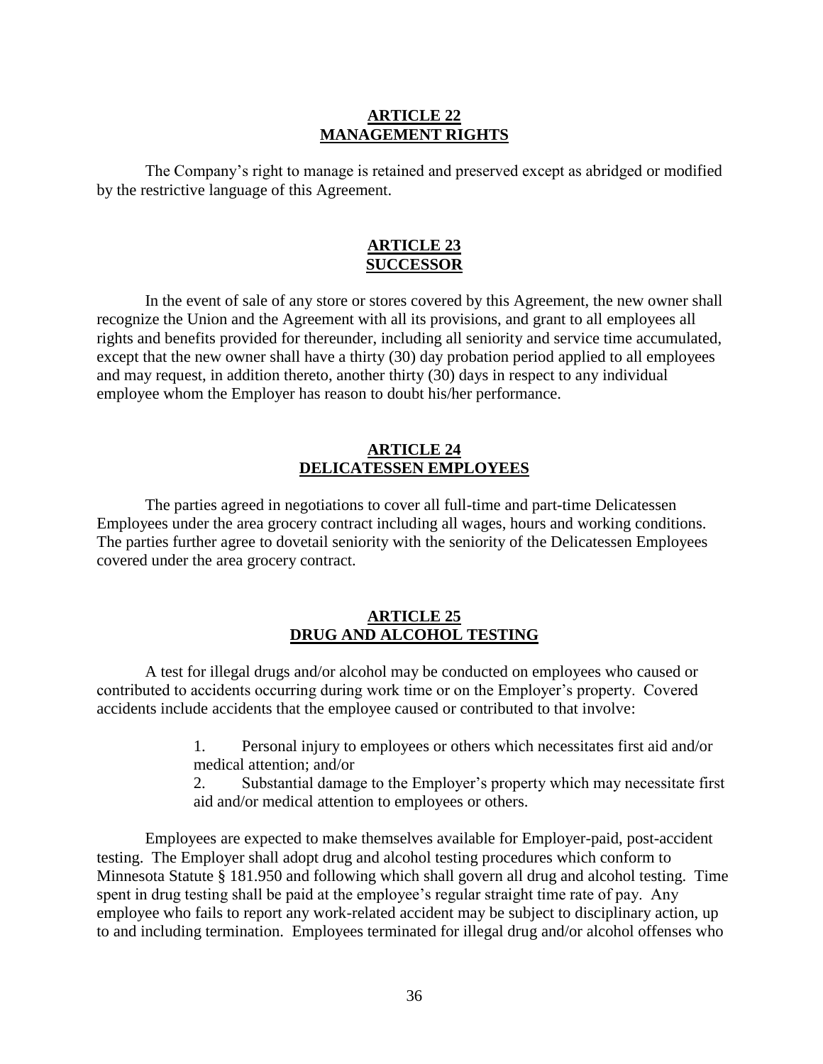## ARTICLE 22
## MANAGEMENT RIGHTS

The Company's right to manage is retained and preserved except as abridged or modified by the restrictive language of this Agreement.

## ARTICLE 23
## SUCCESSOR

In the event of sale of any store or stores covered by this Agreement, the new owner shall recognize the Union and the Agreement with all its provisions, and grant to all employees all rights and benefits provided for thereunder, including all seniority and service time accumulated, except that the new owner shall have a thirty (30) day probation period applied to all employees and may request, in addition thereto, another thirty (30) days in respect to any individual employee whom the Employer has reason to doubt his/her performance.

## ARTICLE 24
## DELICATESSEN EMPLOYEES

The parties agreed in negotiations to cover all full-time and part-time Delicatessen Employees under the area grocery contract including all wages, hours and working conditions. The parties further agree to dovetail seniority with the seniority of the Delicatessen Employees covered under the area grocery contract.

## ARTICLE 25
## DRUG AND ALCOHOL TESTING

A test for illegal drugs and/or alcohol may be conducted on employees who caused or contributed to accidents occurring during work time or on the Employer's property. Covered accidents include accidents that the employee caused or contributed to that involve:

1. Personal injury to employees or others which necessitates first aid and/or medical attention; and/or
2. Substantial damage to the Employer's property which may necessitate first aid and/or medical attention to employees or others.

Employees are expected to make themselves available for Employer-paid, post-accident testing. The Employer shall adopt drug and alcohol testing procedures which conform to Minnesota Statute § 181.950 and following which shall govern all drug and alcohol testing. Time spent in drug testing shall be paid at the employee's regular straight time rate of pay. Any employee who fails to report any work-related accident may be subject to disciplinary action, up to and including termination. Employees terminated for illegal drug and/or alcohol offenses who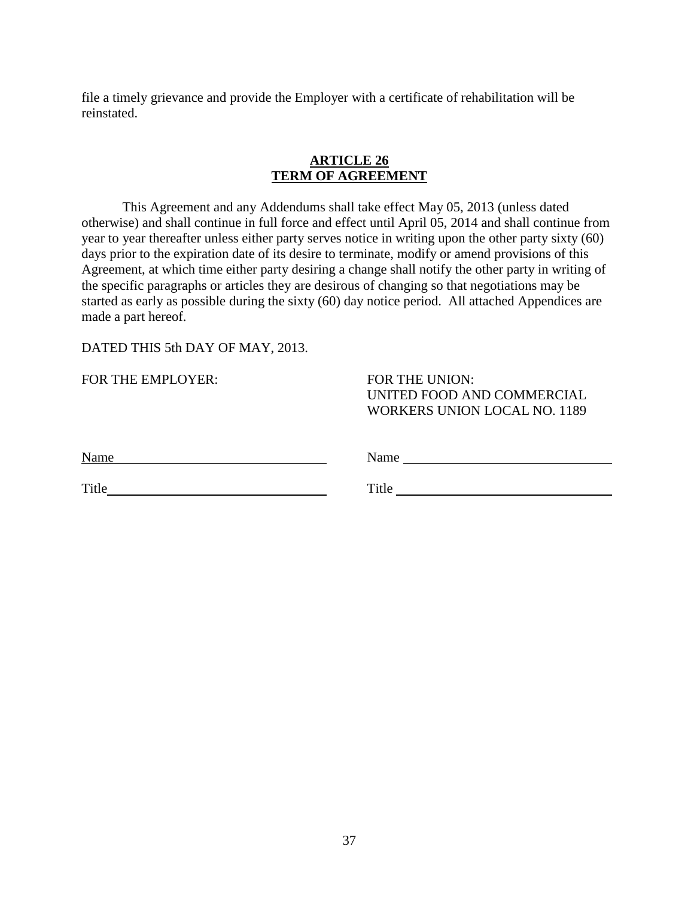file a timely grievance and provide the Employer with a certificate of rehabilitation will be reinstated.

## ARTICLE 26
## TERM OF AGREEMENT

This Agreement and any Addendums shall take effect May 05, 2013 (unless dated otherwise) and shall continue in full force and effect until April 05, 2014 and shall continue from year to year thereafter unless either party serves notice in writing upon the other party sixty (60) days prior to the expiration date of its desire to terminate, modify or amend provisions of this Agreement, at which time either party desiring a change shall notify the other party in writing of the specific paragraphs or articles they are desirous of changing so that negotiations may be started as early as possible during the sixty (60) day notice period. All attached Appendices are made a part hereof.

DATED THIS 5th DAY OF MAY, 2013.

| FOR THE EMPLOYER: | FOR THE UNION: UNITED FOOD AND COMMERCIAL WORKERS UNION LOCAL NO. 1189 |
|---|---|
| Name ______________________ | Name ______________________ |
| Title ______________________ | Title ______________________ |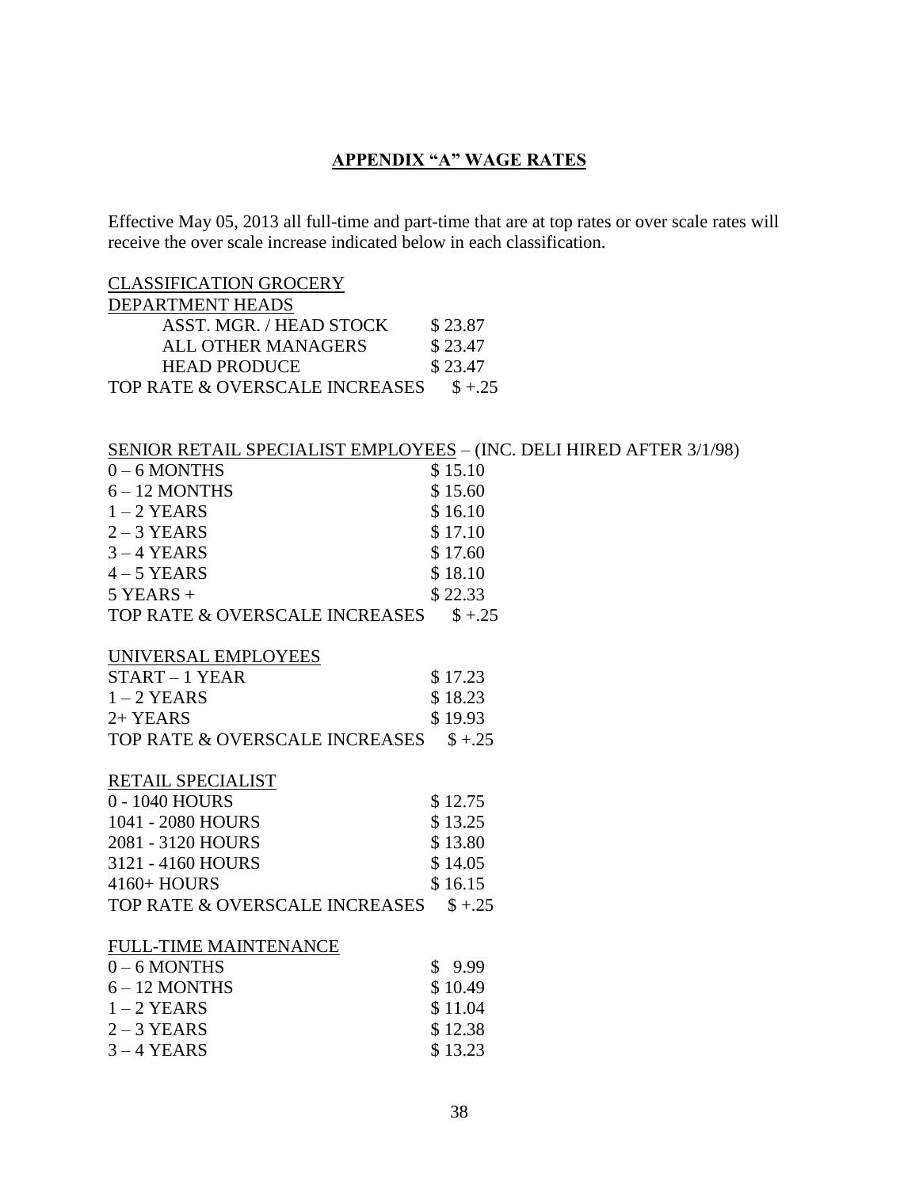## APPENDIX "A" WAGE RATES

Effective May 05, 2013 all full-time and part-time that are at top rates or over scale rates will receive the over scale increase indicated below in each classification.

CLASSIFICATION GROCERY

DEPARTMENT HEADS

| | |
|---|---|
| ASST. MGR. / HEAD STOCK | $ 23.87 |
| ALL OTHER MANAGERS | $ 23.47 |
| HEAD PRODUCE | $ 23.47 |
| TOP RATE & OVERSCALE INCREASES | $ +.25 |

SENIOR RETAIL SPECIALIST EMPLOYEES – (INC. DELI HIRED AFTER 3/1/98)

| | |
|---|---|
| 0 – 6 MONTHS | $ 15.10 |
| 6 – 12 MONTHS | $ 15.60 |
| 1 – 2 YEARS | $ 16.10 |
| 2 – 3 YEARS | $ 17.10 |
| 3 – 4 YEARS | $ 17.60 |
| 4 – 5 YEARS | $ 18.10 |
| 5 YEARS + | $ 22.33 |
| TOP RATE & OVERSCALE INCREASES | $ +.25 |

UNIVERSAL EMPLOYEES

| | |
|---|---|
| START – 1 YEAR | $ 17.23 |
| 1 – 2 YEARS | $ 18.23 |
| 2+ YEARS | $ 19.93 |
| TOP RATE & OVERSCALE INCREASES | $ +.25 |

RETAIL SPECIALIST

| | |
|---|---|
| 0 - 1040 HOURS | $ 12.75 |
| 1041 - 2080 HOURS | $ 13.25 |
| 2081 - 3120 HOURS | $ 13.80 |
| 3121 - 4160 HOURS | $ 14.05 |
| 4160+ HOURS | $ 16.15 |
| TOP RATE & OVERSCALE INCREASES | $ +.25 |

FULL-TIME MAINTENANCE

| | |
|---|---|
| 0 – 6 MONTHS | $ 9.99 |
| 6 – 12 MONTHS | $ 10.49 |
| 1 – 2 YEARS | $ 11.04 |
| 2 – 3 YEARS | $ 12.38 |
| 3 – 4 YEARS | $ 13.23 |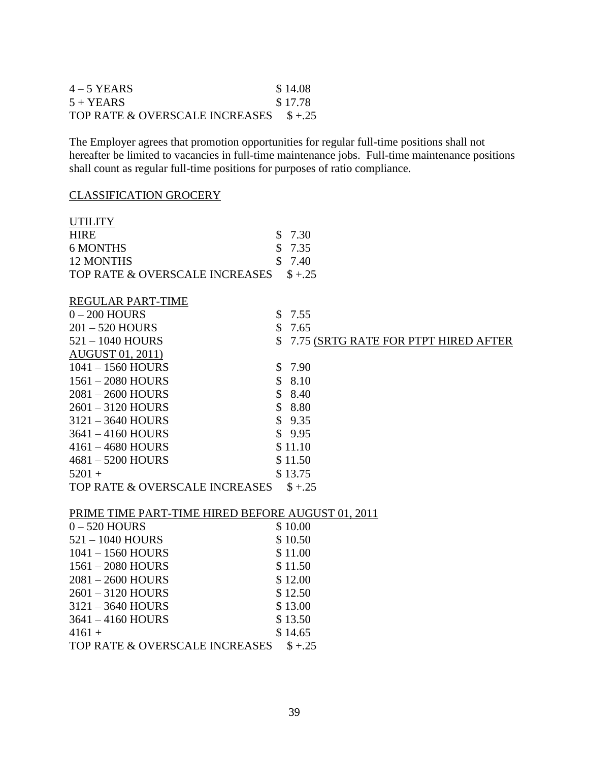| | |
|---|---|
| 4 – 5 YEARS | $ 14.08 |
| 5 + YEARS | $ 17.78 |
| TOP RATE & OVERSCALE INCREASES | $ +.25 |

The Employer agrees that promotion opportunities for regular full-time positions shall not hereafter be limited to vacancies in full-time maintenance jobs. Full-time maintenance positions shall count as regular full-time positions for purposes of ratio compliance.

CLASSIFICATION GROCERY

UTILITY

| | |
|---|---|
| HIRE | $ 7.30 |
| 6 MONTHS | $ 7.35 |
| 12 MONTHS | $ 7.40 |
| TOP RATE & OVERSCALE INCREASES | $ +.25 |

REGULAR PART-TIME

| | |
|---|---|
| 0 – 200 HOURS | $ 7.55 |
| 201 – 520 HOURS | $ 7.65 |
| 521 – 1040 HOURS | $ 7.75 (SRTG RATE FOR PTPT HIRED AFTER AUGUST 01, 2011) |
| 1041 – 1560 HOURS | $ 7.90 |
| 1561 – 2080 HOURS | $ 8.10 |
| 2081 – 2600 HOURS | $ 8.40 |
| 2601 – 3120 HOURS | $ 8.80 |
| 3121 – 3640 HOURS | $ 9.35 |
| 3641 – 4160 HOURS | $ 9.95 |
| 4161 – 4680 HOURS | $ 11.10 |
| 4681 – 5200 HOURS | $ 11.50 |
| 5201 + | $ 13.75 |
| TOP RATE & OVERSCALE INCREASES | $ +.25 |

PRIME TIME PART-TIME HIRED BEFORE AUGUST 01, 2011

| | |
|---|---|
| 0 – 520 HOURS | $ 10.00 |
| 521 – 1040 HOURS | $ 10.50 |
| 1041 – 1560 HOURS | $ 11.00 |
| 1561 – 2080 HOURS | $ 11.50 |
| 2081 – 2600 HOURS | $ 12.00 |
| 2601 – 3120 HOURS | $ 12.50 |
| 3121 – 3640 HOURS | $ 13.00 |
| 3641 – 4160 HOURS | $ 13.50 |
| 4161 + | $ 14.65 |
| TOP RATE & OVERSCALE INCREASES | $ +.25 |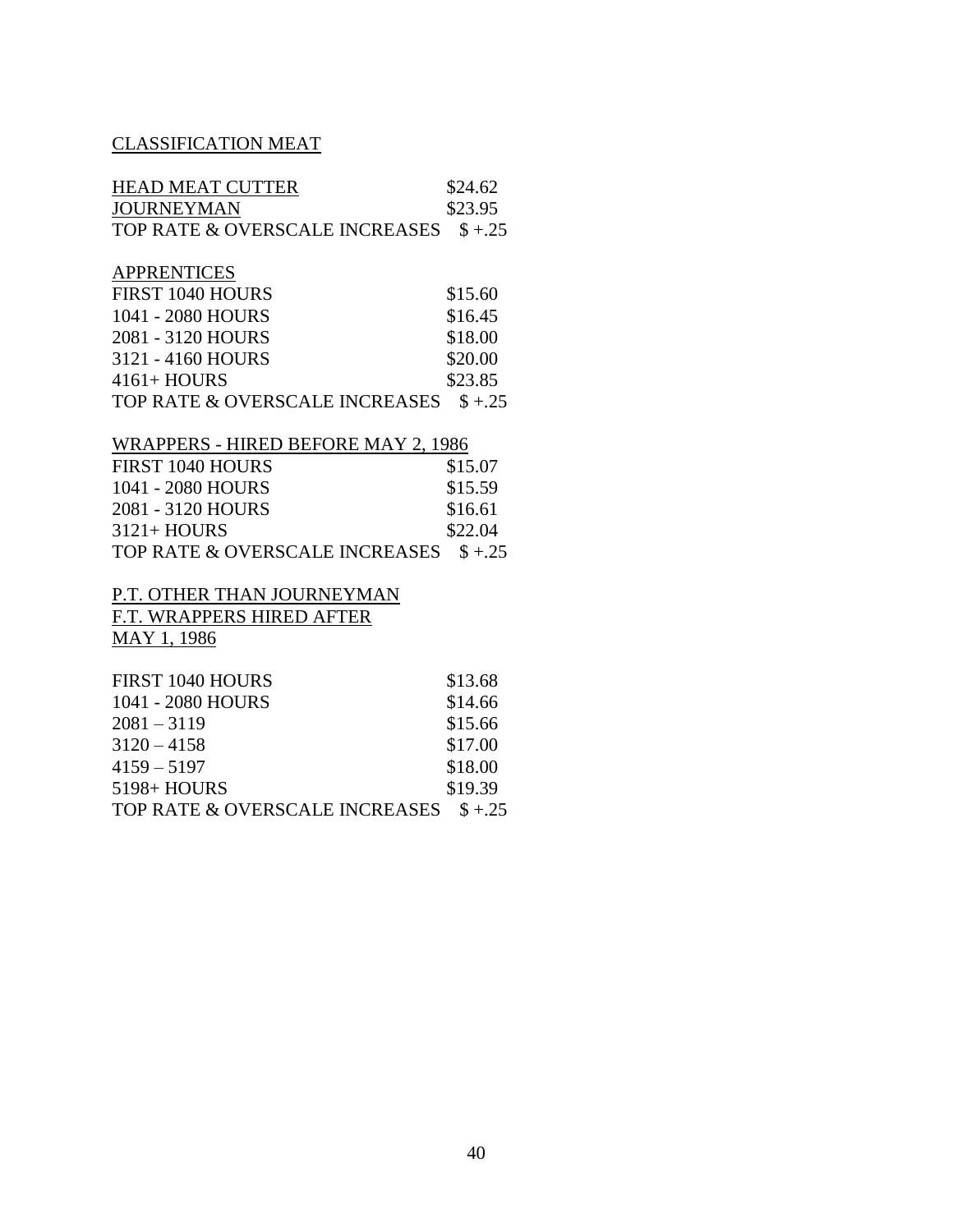CLASSIFICATION MEAT

| HEAD MEAT CUTTER | $24.62 |
|---|---|
| JOURNEYMAN | $23.95 |
| TOP RATE & OVERSCALE INCREASES | $ +.25 |

APPRENTICES

| FIRST 1040 HOURS | $15.60 |
|---|---|
| 1041 - 2080 HOURS | $16.45 |
| 2081 - 3120 HOURS | $18.00 |
| 3121 - 4160 HOURS | $20.00 |
| 4161+ HOURS | $23.85 |
| TOP RATE & OVERSCALE INCREASES | $ +.25 |

WRAPPERS - HIRED BEFORE MAY 2, 1986

| FIRST 1040 HOURS | $15.07 |
|---|---|
| 1041 - 2080 HOURS | $15.59 |
| 2081 - 3120 HOURS | $16.61 |
| 3121+ HOURS | $22.04 |
| TOP RATE & OVERSCALE INCREASES | $ +.25 |

P.T. OTHER THAN JOURNEYMAN
F.T. WRAPPERS HIRED AFTER
MAY 1, 1986

| FIRST 1040 HOURS | $13.68 |
|---|---|
| 1041 - 2080 HOURS | $14.66 |
| 2081 – 3119 | $15.66 |
| 3120 – 4158 | $17.00 |
| 4159 – 5197 | $18.00 |
| 5198+ HOURS | $19.39 |
| TOP RATE & OVERSCALE INCREASES | $ +.25 |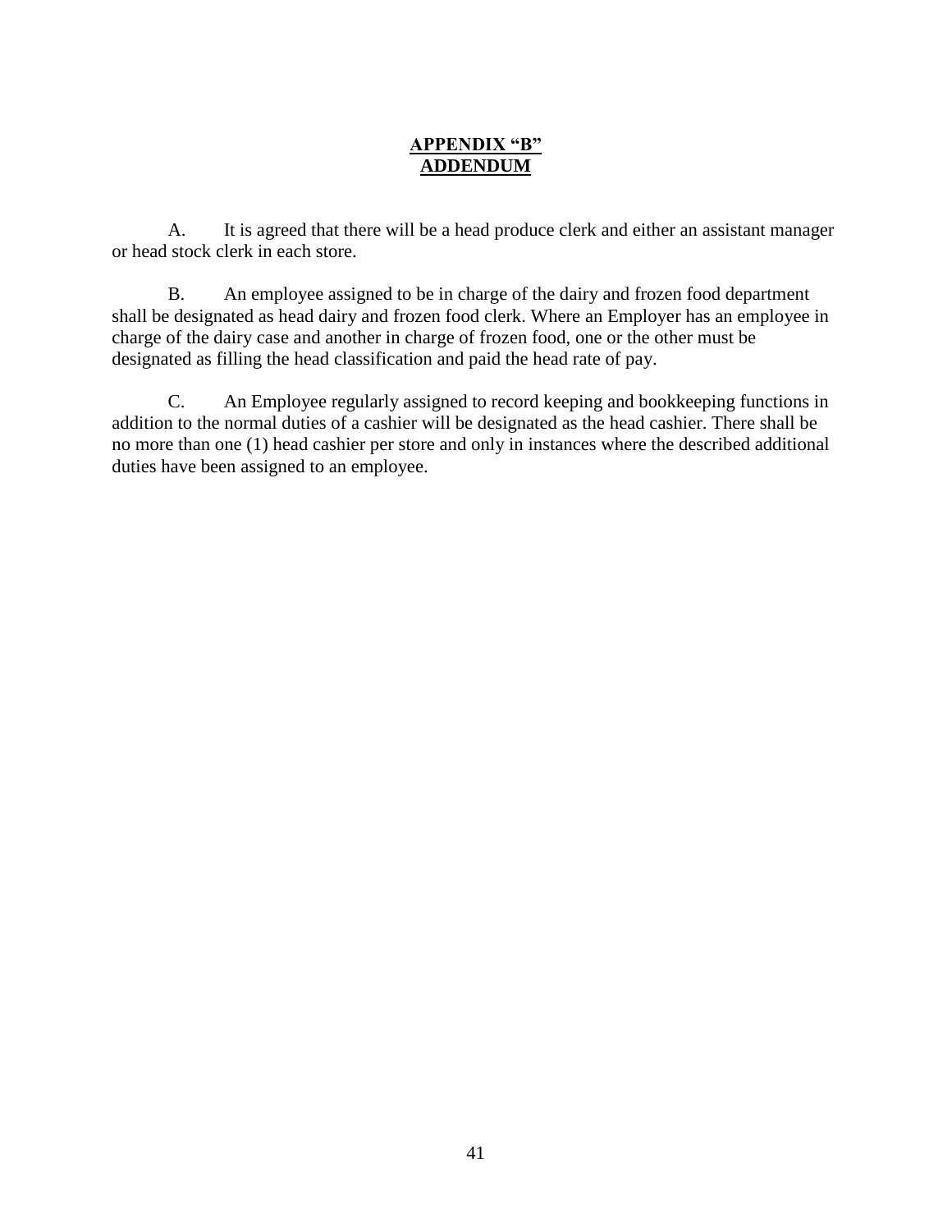# APPENDIX "B"
# ADDENDUM

A. It is agreed that there will be a head produce clerk and either an assistant manager or head stock clerk in each store.

B. An employee assigned to be in charge of the dairy and frozen food department shall be designated as head dairy and frozen food clerk. Where an Employer has an employee in charge of the dairy case and another in charge of frozen food, one or the other must be designated as filling the head classification and paid the head rate of pay.

C. An Employee regularly assigned to record keeping and bookkeeping functions in addition to the normal duties of a cashier will be designated as the head cashier. There shall be no more than one (1) head cashier per store and only in instances where the described additional duties have been assigned to an employee.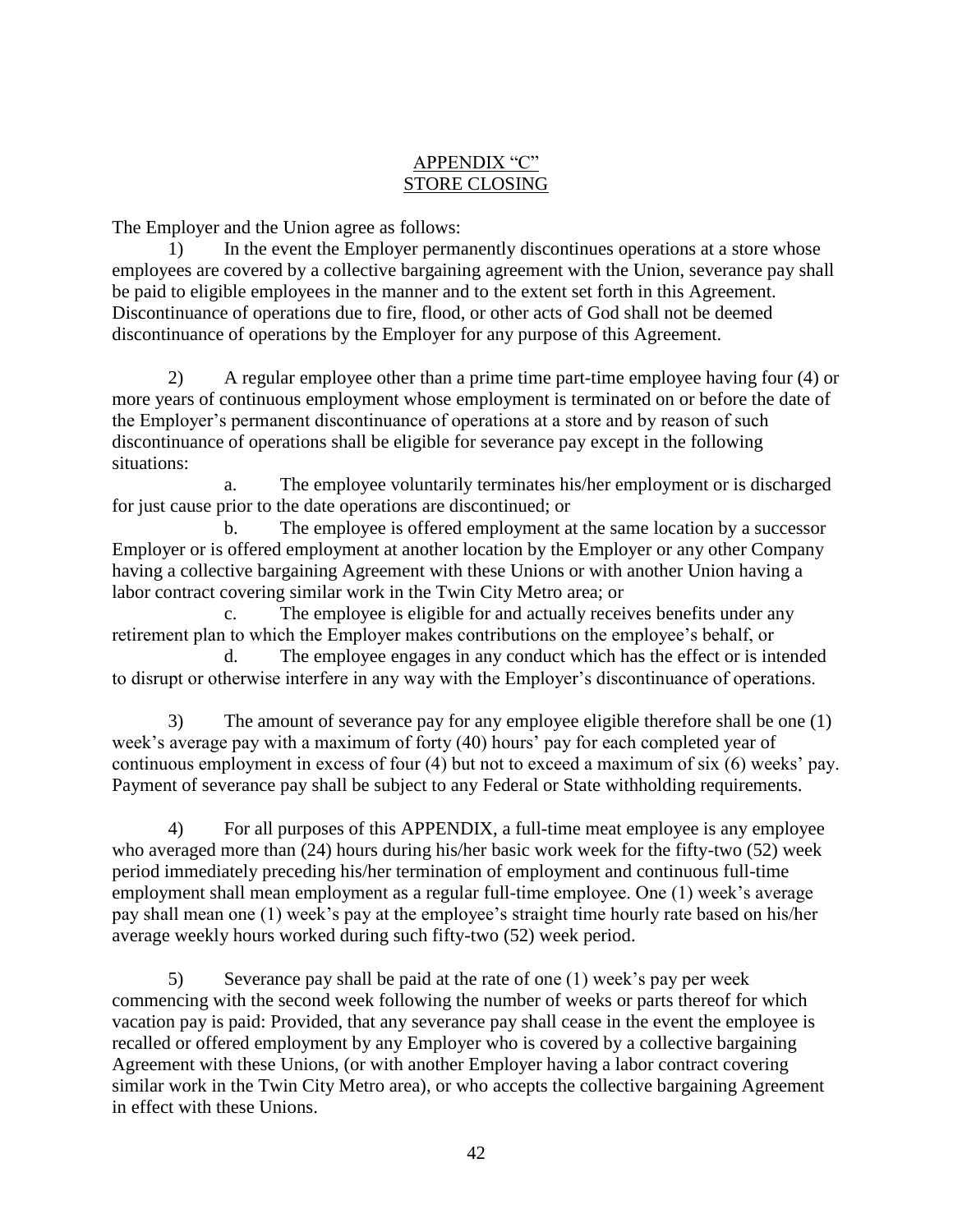## APPENDIX "C"
## STORE CLOSING

The Employer and the Union agree as follows:

1) In the event the Employer permanently discontinues operations at a store whose employees are covered by a collective bargaining agreement with the Union, severance pay shall be paid to eligible employees in the manner and to the extent set forth in this Agreement. Discontinuance of operations due to fire, flood, or other acts of God shall not be deemed discontinuance of operations by the Employer for any purpose of this Agreement.

2) A regular employee other than a prime time part-time employee having four (4) or more years of continuous employment whose employment is terminated on or before the date of the Employer's permanent discontinuance of operations at a store and by reason of such discontinuance of operations shall be eligible for severance pay except in the following situations:

   a. The employee voluntarily terminates his/her employment or is discharged for just cause prior to the date operations are discontinued; or

   b. The employee is offered employment at the same location by a successor Employer or is offered employment at another location by the Employer or any other Company having a collective bargaining Agreement with these Unions or with another Union having a labor contract covering similar work in the Twin City Metro area; or

   c. The employee is eligible for and actually receives benefits under any retirement plan to which the Employer makes contributions on the employee's behalf, or

   d. The employee engages in any conduct which has the effect or is intended to disrupt or otherwise interfere in any way with the Employer's discontinuance of operations.

3) The amount of severance pay for any employee eligible therefore shall be one (1) week's average pay with a maximum of forty (40) hours' pay for each completed year of continuous employment in excess of four (4) but not to exceed a maximum of six (6) weeks' pay. Payment of severance pay shall be subject to any Federal or State withholding requirements.

4) For all purposes of this APPENDIX, a full-time meat employee is any employee who averaged more than (24) hours during his/her basic work week for the fifty-two (52) week period immediately preceding his/her termination of employment and continuous full-time employment shall mean employment as a regular full-time employee. One (1) week's average pay shall mean one (1) week's pay at the employee's straight time hourly rate based on his/her average weekly hours worked during such fifty-two (52) week period.

5) Severance pay shall be paid at the rate of one (1) week's pay per week commencing with the second week following the number of weeks or parts thereof for which vacation pay is paid: Provided, that any severance pay shall cease in the event the employee is recalled or offered employment by any Employer who is covered by a collective bargaining Agreement with these Unions, (or with another Employer having a labor contract covering similar work in the Twin City Metro area), or who accepts the collective bargaining Agreement in effect with these Unions.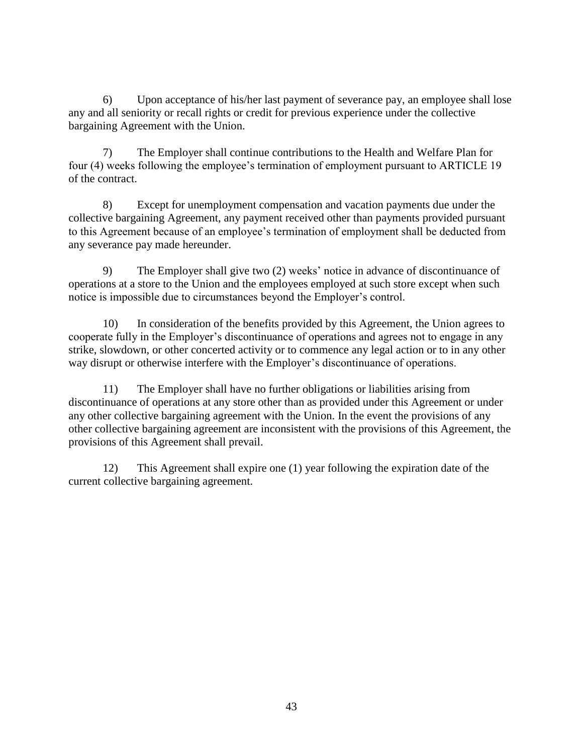6) Upon acceptance of his/her last payment of severance pay, an employee shall lose any and all seniority or recall rights or credit for previous experience under the collective bargaining Agreement with the Union.

7) The Employer shall continue contributions to the Health and Welfare Plan for four (4) weeks following the employee's termination of employment pursuant to ARTICLE 19 of the contract.

8) Except for unemployment compensation and vacation payments due under the collective bargaining Agreement, any payment received other than payments provided pursuant to this Agreement because of an employee's termination of employment shall be deducted from any severance pay made hereunder.

9) The Employer shall give two (2) weeks' notice in advance of discontinuance of operations at a store to the Union and the employees employed at such store except when such notice is impossible due to circumstances beyond the Employer's control.

10) In consideration of the benefits provided by this Agreement, the Union agrees to cooperate fully in the Employer's discontinuance of operations and agrees not to engage in any strike, slowdown, or other concerted activity or to commence any legal action or to in any other way disrupt or otherwise interfere with the Employer's discontinuance of operations.

11) The Employer shall have no further obligations or liabilities arising from discontinuance of operations at any store other than as provided under this Agreement or under any other collective bargaining agreement with the Union. In the event the provisions of any other collective bargaining agreement are inconsistent with the provisions of this Agreement, the provisions of this Agreement shall prevail.

12) This Agreement shall expire one (1) year following the expiration date of the current collective bargaining agreement.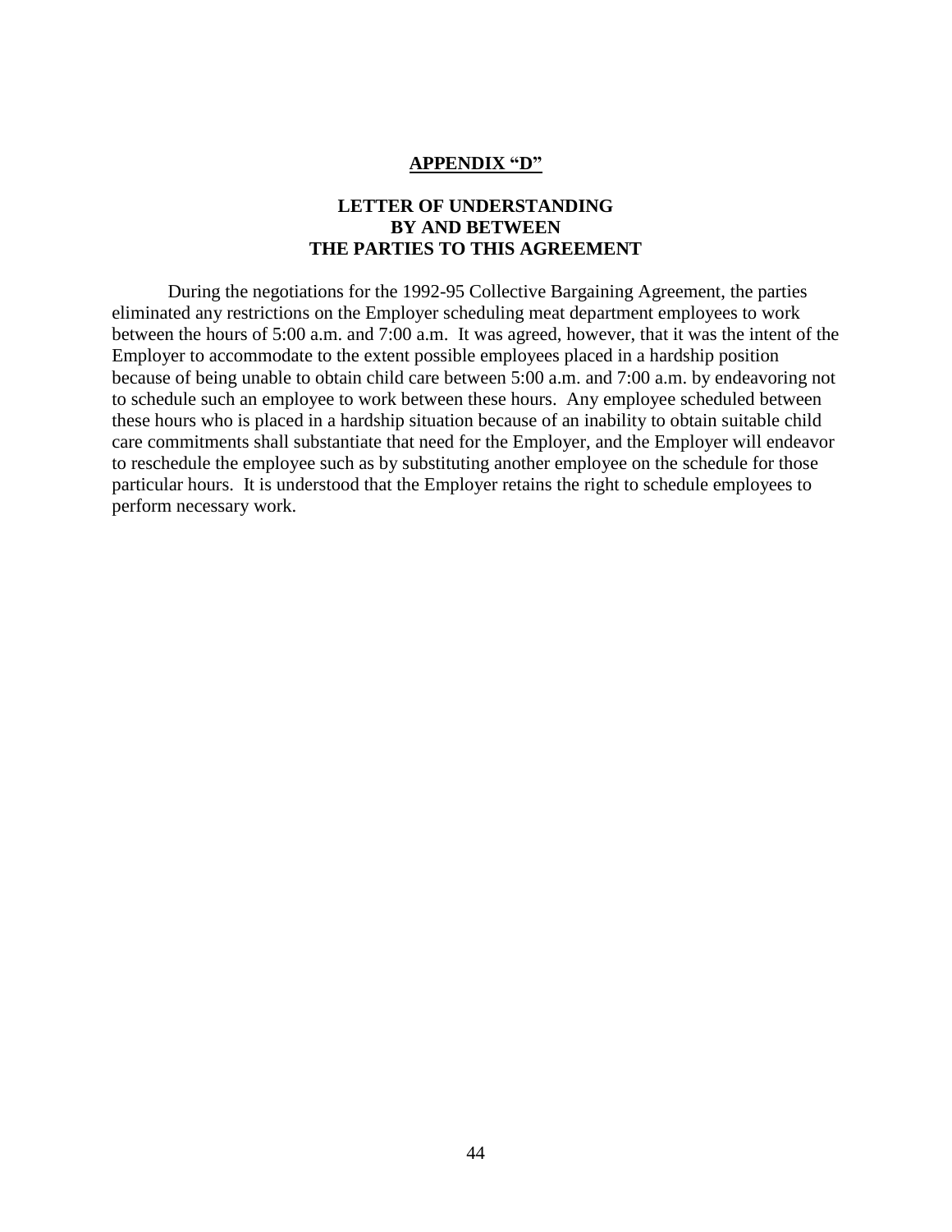## APPENDIX "D"

### LETTER OF UNDERSTANDING BY AND BETWEEN THE PARTIES TO THIS AGREEMENT

During the negotiations for the 1992-95 Collective Bargaining Agreement, the parties eliminated any restrictions on the Employer scheduling meat department employees to work between the hours of 5:00 a.m. and 7:00 a.m. It was agreed, however, that it was the intent of the Employer to accommodate to the extent possible employees placed in a hardship position because of being unable to obtain child care between 5:00 a.m. and 7:00 a.m. by endeavoring not to schedule such an employee to work between these hours. Any employee scheduled between these hours who is placed in a hardship situation because of an inability to obtain suitable child care commitments shall substantiate that need for the Employer, and the Employer will endeavor to reschedule the employee such as by substituting another employee on the schedule for those particular hours. It is understood that the Employer retains the right to schedule employees to perform necessary work.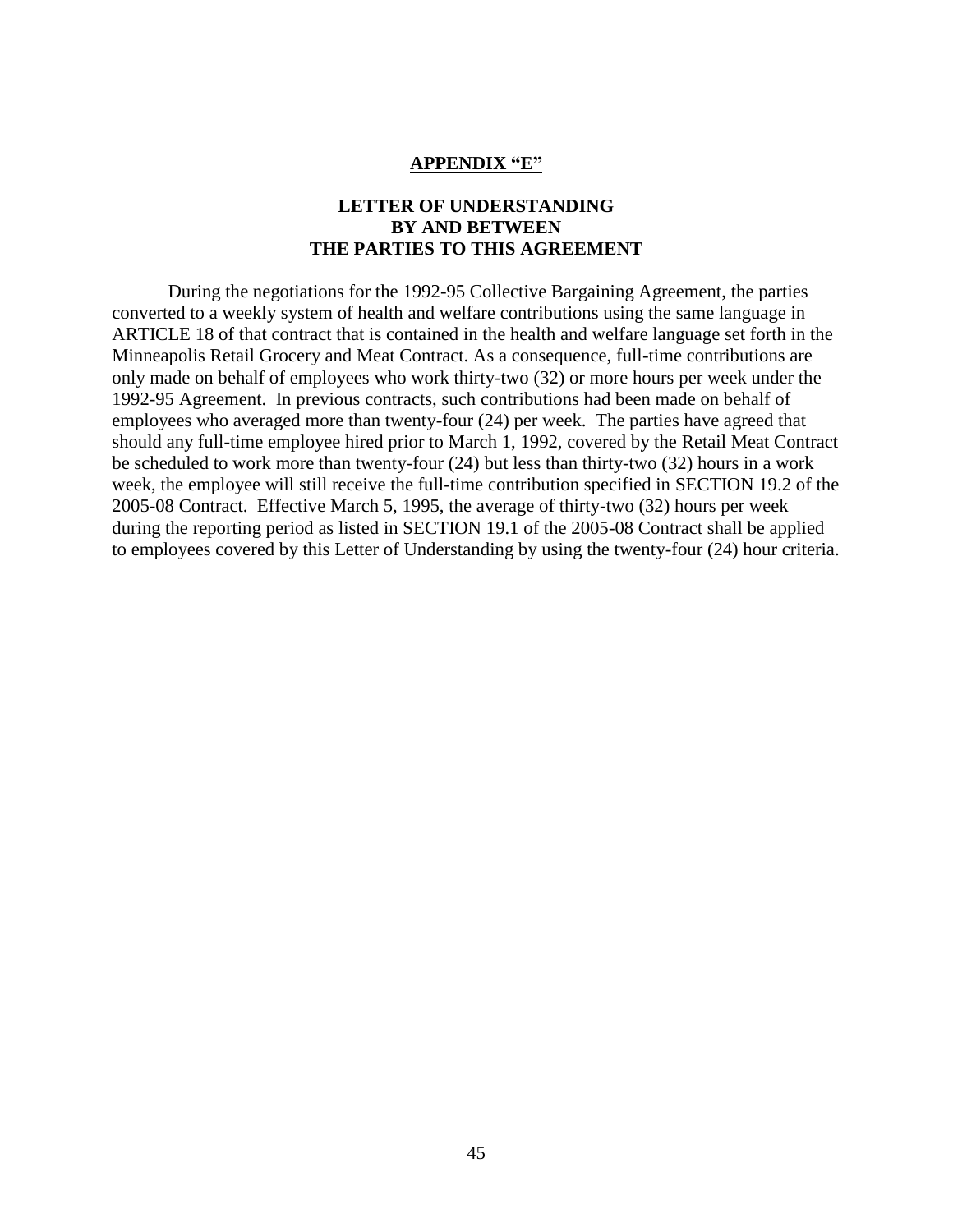## APPENDIX "E"

### LETTER OF UNDERSTANDING BY AND BETWEEN THE PARTIES TO THIS AGREEMENT

During the negotiations for the 1992-95 Collective Bargaining Agreement, the parties converted to a weekly system of health and welfare contributions using the same language in ARTICLE 18 of that contract that is contained in the health and welfare language set forth in the Minneapolis Retail Grocery and Meat Contract. As a consequence, full-time contributions are only made on behalf of employees who work thirty-two (32) or more hours per week under the 1992-95 Agreement. In previous contracts, such contributions had been made on behalf of employees who averaged more than twenty-four (24) per week. The parties have agreed that should any full-time employee hired prior to March 1, 1992, covered by the Retail Meat Contract be scheduled to work more than twenty-four (24) but less than thirty-two (32) hours in a work week, the employee will still receive the full-time contribution specified in SECTION 19.2 of the 2005-08 Contract. Effective March 5, 1995, the average of thirty-two (32) hours per week during the reporting period as listed in SECTION 19.1 of the 2005-08 Contract shall be applied to employees covered by this Letter of Understanding by using the twenty-four (24) hour criteria.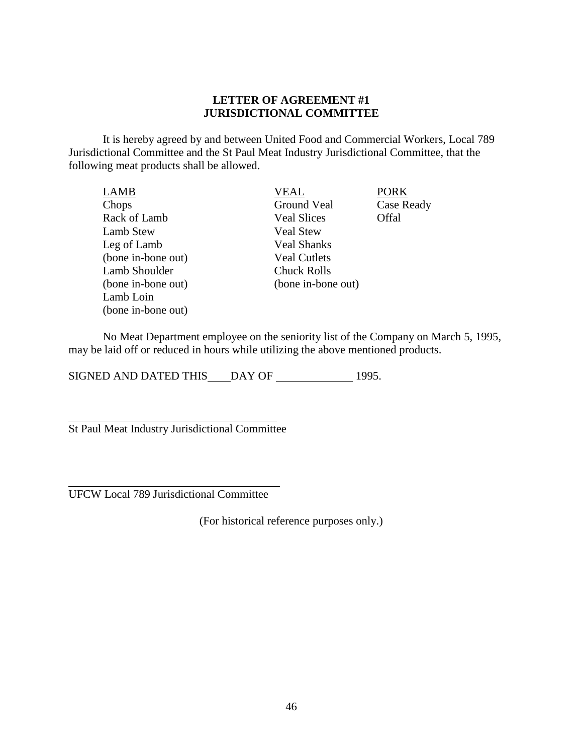**LETTER OF AGREEMENT #1**
**JURISDICTIONAL COMMITTEE**

It is hereby agreed by and between United Food and Commercial Workers, Local 789 Jurisdictional Committee and the St Paul Meat Industry Jurisdictional Committee, that the following meat products shall be allowed.

| LAMB | VEAL | PORK |
|---|---|---|
| Chops | Ground Veal | Case Ready |
| Rack of Lamb | Veal Slices | Offal |
| Lamb Stew | Veal Stew | |
| Leg of Lamb (bone in-bone out) | Veal Shanks | |
| Lamb Shoulder (bone in-bone out) | Veal Cutlets | |
| Lamb Loin (bone in-bone out) | Chuck Rolls (bone in-bone out) | |

No Meat Department employee on the seniority list of the Company on March 5, 1995, may be laid off or reduced in hours while utilizing the above mentioned products.

SIGNED AND DATED THIS\_\_\_\_DAY OF \_\_\_\_\_\_\_\_\_\_\_\_\_\_ 1995.

\_\_\_\_\_\_\_\_\_\_\_\_\_\_\_\_\_\_\_\_\_\_\_\_\_\_\_\_\_\_\_\_\_\_\_\_\_\_\_\_
St Paul Meat Industry Jurisdictional Committee

\_\_\_\_\_\_\_\_\_\_\_\_\_\_\_\_\_\_\_\_\_\_\_\_\_\_\_\_\_\_\_\_\_\_\_\_\_\_\_\_
UFCW Local 789 Jurisdictional Committee

(For historical reference purposes only.)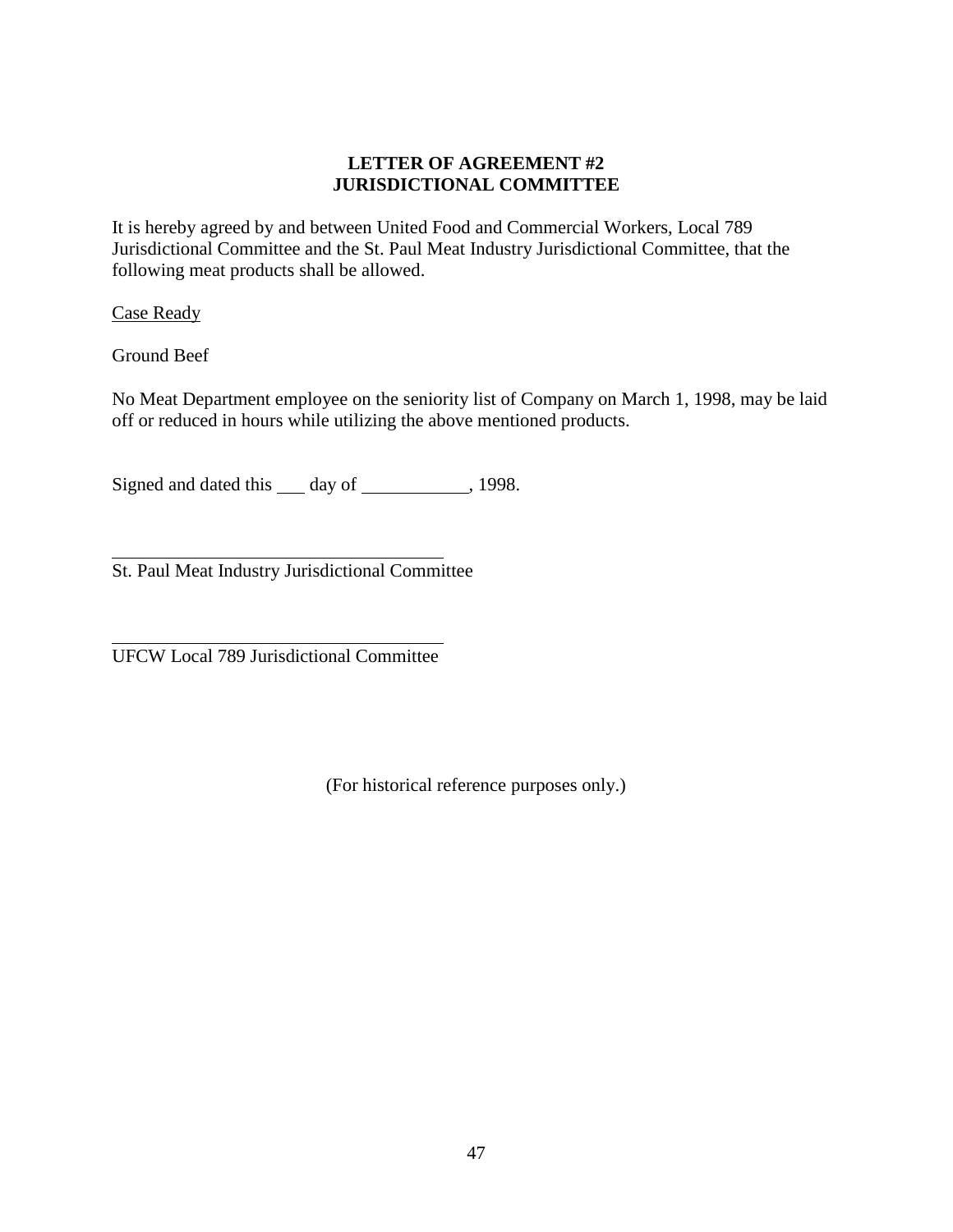**LETTER OF AGREEMENT #2**
**JURISDICTIONAL COMMITTEE**

It is hereby agreed by and between United Food and Commercial Workers, Local 789 Jurisdictional Committee and the St. Paul Meat Industry Jurisdictional Committee, that the following meat products shall be allowed.

<u>Case Ready</u>

Ground Beef

No Meat Department employee on the seniority list of Company on March 1, 1998, may be laid off or reduced in hours while utilizing the above mentioned products.

Signed and dated this \_\_\_ day of \_\_\_\_\_\_\_\_\_\_\_, 1998.

\_\_\_\_\_\_\_\_\_\_\_\_\_\_\_\_\_\_\_\_\_\_\_\_\_\_\_\_\_\_\_\_\_\_\_\_
St. Paul Meat Industry Jurisdictional Committee

\_\_\_\_\_\_\_\_\_\_\_\_\_\_\_\_\_\_\_\_\_\_\_\_\_\_\_\_\_\_\_\_\_\_\_\_
UFCW Local 789 Jurisdictional Committee

(For historical reference purposes only.)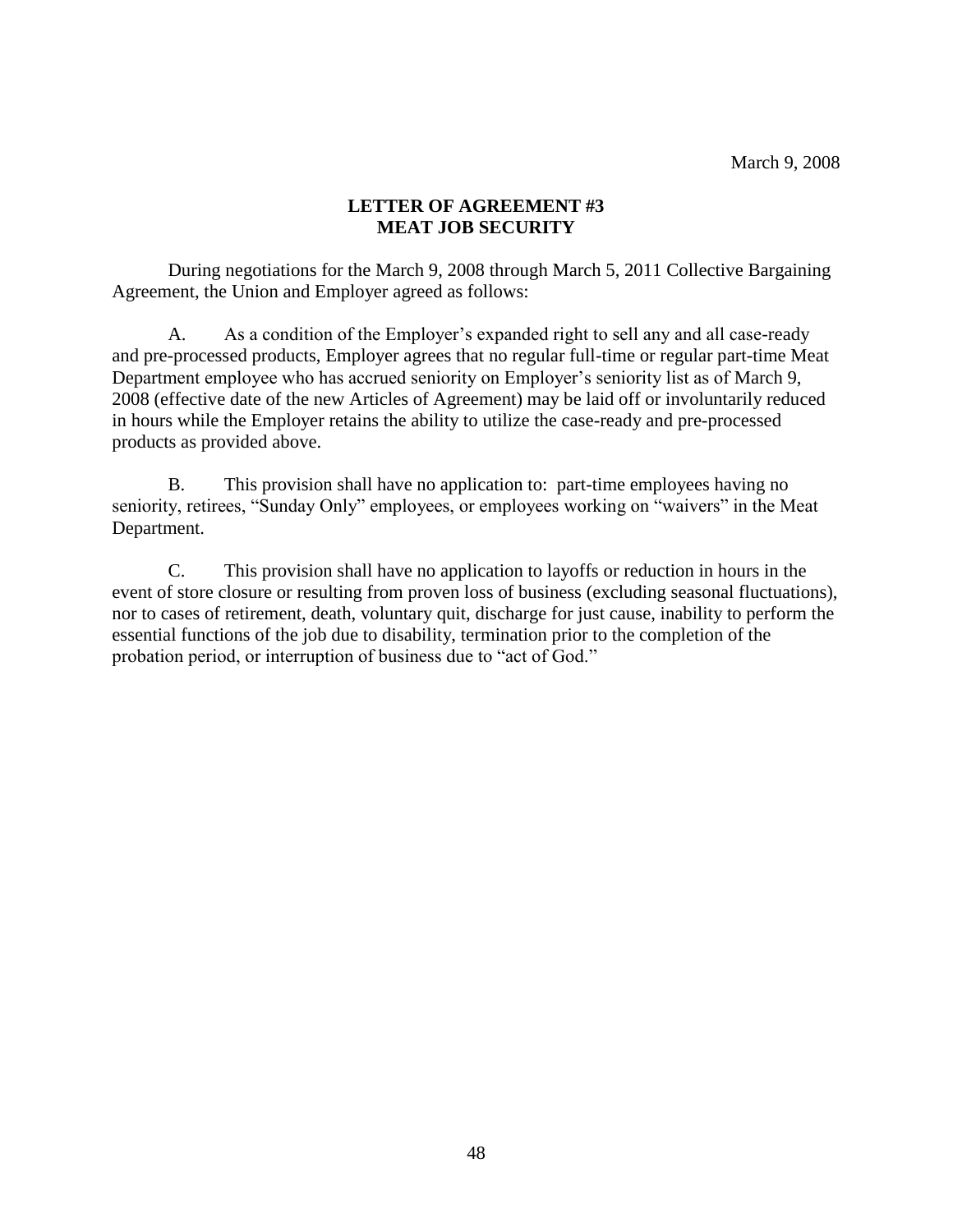March 9, 2008

# LETTER OF AGREEMENT #3
# MEAT JOB SECURITY

During negotiations for the March 9, 2008 through March 5, 2011 Collective Bargaining Agreement, the Union and Employer agreed as follows:

A. As a condition of the Employer's expanded right to sell any and all case-ready and pre-processed products, Employer agrees that no regular full-time or regular part-time Meat Department employee who has accrued seniority on Employer's seniority list as of March 9, 2008 (effective date of the new Articles of Agreement) may be laid off or involuntarily reduced in hours while the Employer retains the ability to utilize the case-ready and pre-processed products as provided above.

B. This provision shall have no application to: part-time employees having no seniority, retirees, "Sunday Only" employees, or employees working on "waivers" in the Meat Department.

C. This provision shall have no application to layoffs or reduction in hours in the event of store closure or resulting from proven loss of business (excluding seasonal fluctuations), nor to cases of retirement, death, voluntary quit, discharge for just cause, inability to perform the essential functions of the job due to disability, termination prior to the completion of the probation period, or interruption of business due to "act of God."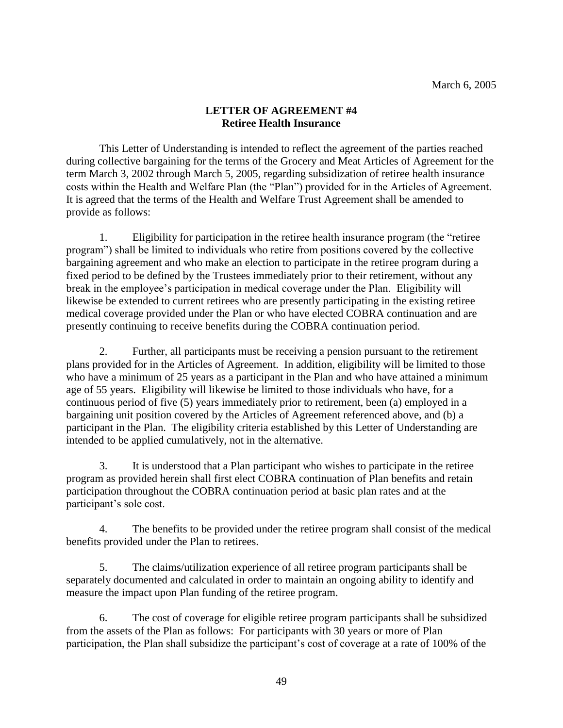March 6, 2005

**LETTER OF AGREEMENT #4**
**Retiree Health Insurance**

This Letter of Understanding is intended to reflect the agreement of the parties reached during collective bargaining for the terms of the Grocery and Meat Articles of Agreement for the term March 3, 2002 through March 5, 2005, regarding subsidization of retiree health insurance costs within the Health and Welfare Plan (the "Plan") provided for in the Articles of Agreement. It is agreed that the terms of the Health and Welfare Trust Agreement shall be amended to provide as follows:

1. Eligibility for participation in the retiree health insurance program (the "retiree program") shall be limited to individuals who retire from positions covered by the collective bargaining agreement and who make an election to participate in the retiree program during a fixed period to be defined by the Trustees immediately prior to their retirement, without any break in the employee's participation in medical coverage under the Plan. Eligibility will likewise be extended to current retirees who are presently participating in the existing retiree medical coverage provided under the Plan or who have elected COBRA continuation and are presently continuing to receive benefits during the COBRA continuation period.

2. Further, all participants must be receiving a pension pursuant to the retirement plans provided for in the Articles of Agreement. In addition, eligibility will be limited to those who have a minimum of 25 years as a participant in the Plan and who have attained a minimum age of 55 years. Eligibility will likewise be limited to those individuals who have, for a continuous period of five (5) years immediately prior to retirement, been (a) employed in a bargaining unit position covered by the Articles of Agreement referenced above, and (b) a participant in the Plan. The eligibility criteria established by this Letter of Understanding are intended to be applied cumulatively, not in the alternative.

3. It is understood that a Plan participant who wishes to participate in the retiree program as provided herein shall first elect COBRA continuation of Plan benefits and retain participation throughout the COBRA continuation period at basic plan rates and at the participant's sole cost.

4. The benefits to be provided under the retiree program shall consist of the medical benefits provided under the Plan to retirees.

5. The claims/utilization experience of all retiree program participants shall be separately documented and calculated in order to maintain an ongoing ability to identify and measure the impact upon Plan funding of the retiree program.

6. The cost of coverage for eligible retiree program participants shall be subsidized from the assets of the Plan as follows: For participants with 30 years or more of Plan participation, the Plan shall subsidize the participant's cost of coverage at a rate of 100% of the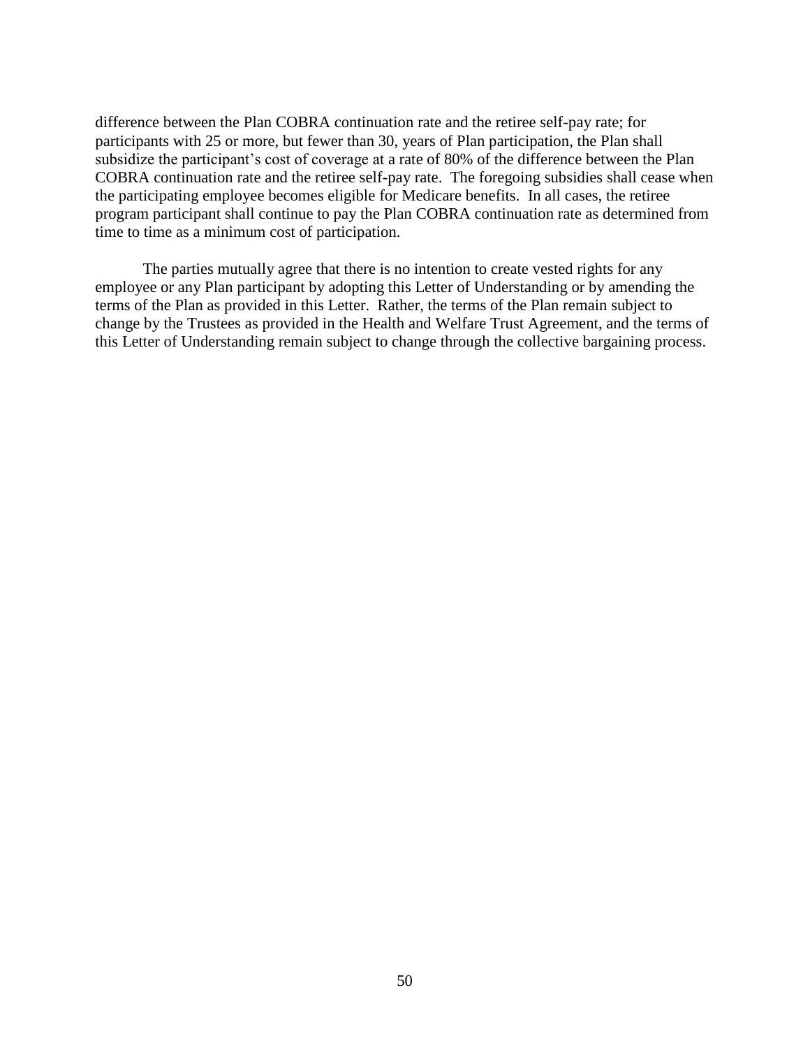difference between the Plan COBRA continuation rate and the retiree self-pay rate; for participants with 25 or more, but fewer than 30, years of Plan participation, the Plan shall subsidize the participant's cost of coverage at a rate of 80% of the difference between the Plan COBRA continuation rate and the retiree self-pay rate. The foregoing subsidies shall cease when the participating employee becomes eligible for Medicare benefits. In all cases, the retiree program participant shall continue to pay the Plan COBRA continuation rate as determined from time to time as a minimum cost of participation.

The parties mutually agree that there is no intention to create vested rights for any employee or any Plan participant by adopting this Letter of Understanding or by amending the terms of the Plan as provided in this Letter. Rather, the terms of the Plan remain subject to change by the Trustees as provided in the Health and Welfare Trust Agreement, and the terms of this Letter of Understanding remain subject to change through the collective bargaining process.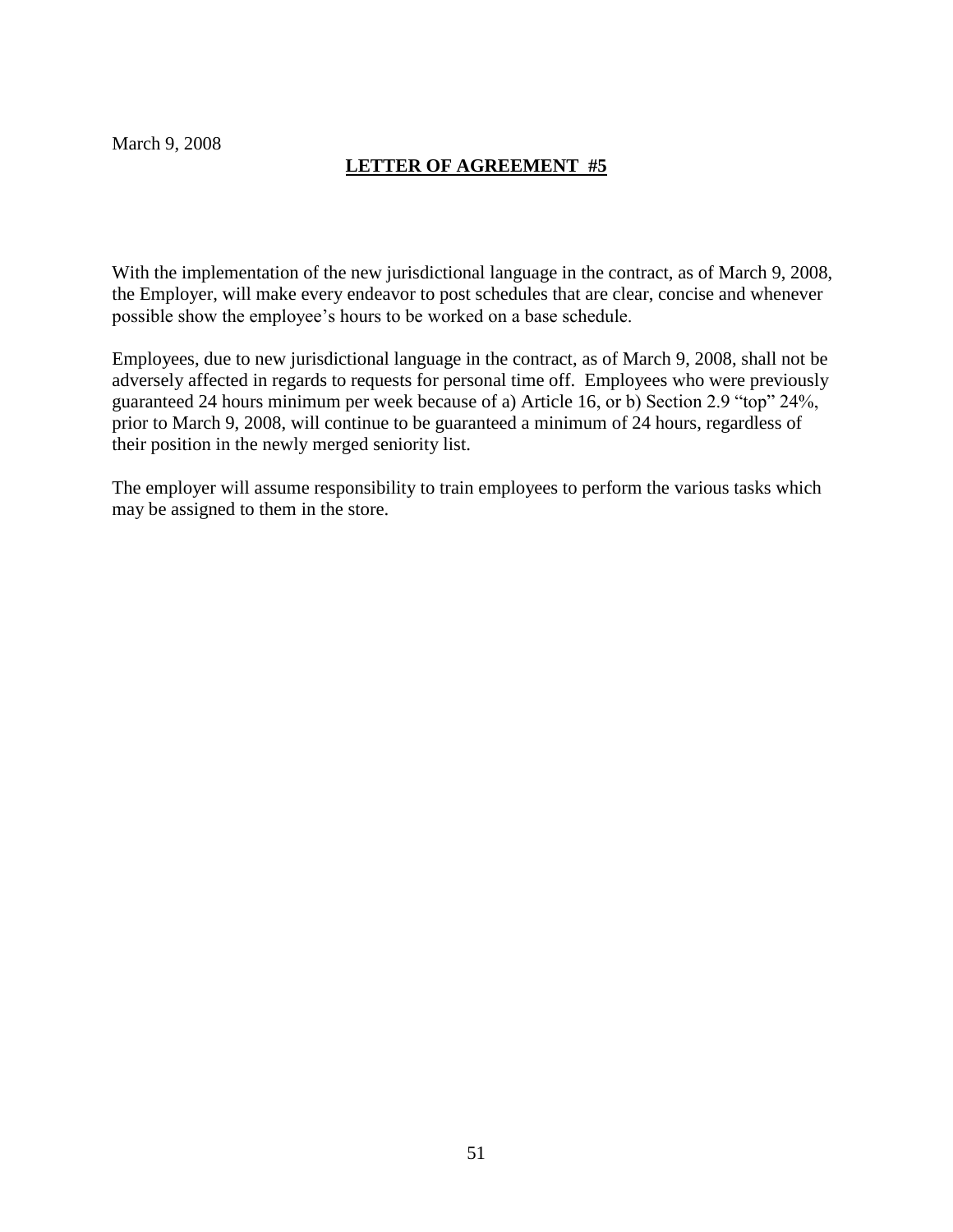March 9, 2008

## **LETTER OF AGREEMENT #5**

With the implementation of the new jurisdictional language in the contract, as of March 9, 2008, the Employer, will make every endeavor to post schedules that are clear, concise and whenever possible show the employee's hours to be worked on a base schedule.

Employees, due to new jurisdictional language in the contract, as of March 9, 2008, shall not be adversely affected in regards to requests for personal time off. Employees who were previously guaranteed 24 hours minimum per week because of a) Article 16, or b) Section 2.9 "top" 24%, prior to March 9, 2008, will continue to be guaranteed a minimum of 24 hours, regardless of their position in the newly merged seniority list.

The employer will assume responsibility to train employees to perform the various tasks which may be assigned to them in the store.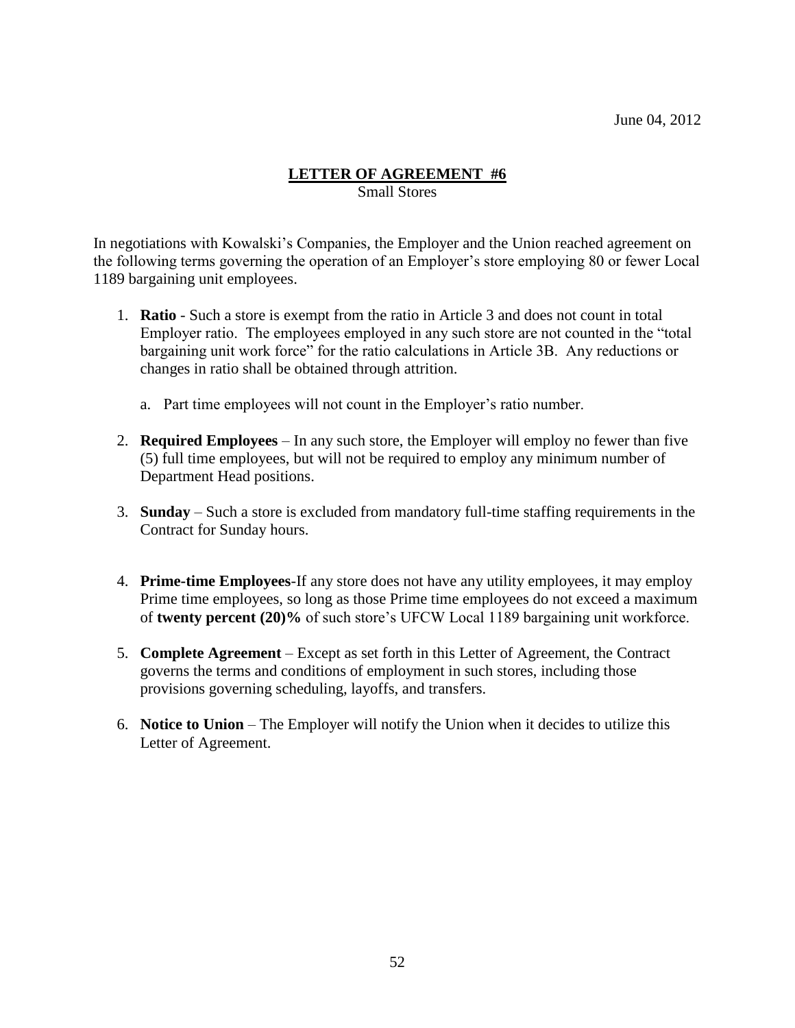June 04, 2012

## LETTER OF AGREEMENT #6

Small Stores

In negotiations with Kowalski's Companies, the Employer and the Union reached agreement on the following terms governing the operation of an Employer's store employing 80 or fewer Local 1189 bargaining unit employees.

1. **Ratio** - Such a store is exempt from the ratio in Article 3 and does not count in total Employer ratio. The employees employed in any such store are not counted in the "total bargaining unit work force" for the ratio calculations in Article 3B. Any reductions or changes in ratio shall be obtained through attrition.

   a. Part time employees will not count in the Employer's ratio number.

2. **Required Employees** – In any such store, the Employer will employ no fewer than five (5) full time employees, but will not be required to employ any minimum number of Department Head positions.

3. **Sunday** – Such a store is excluded from mandatory full-time staffing requirements in the Contract for Sunday hours.

4. **Prime-time Employees**-If any store does not have any utility employees, it may employ Prime time employees, so long as those Prime time employees do not exceed a maximum of **twenty percent (20)%** of such store's UFCW Local 1189 bargaining unit workforce.

5. **Complete Agreement** – Except as set forth in this Letter of Agreement, the Contract governs the terms and conditions of employment in such stores, including those provisions governing scheduling, layoffs, and transfers.

6. **Notice to Union** – The Employer will notify the Union when it decides to utilize this Letter of Agreement.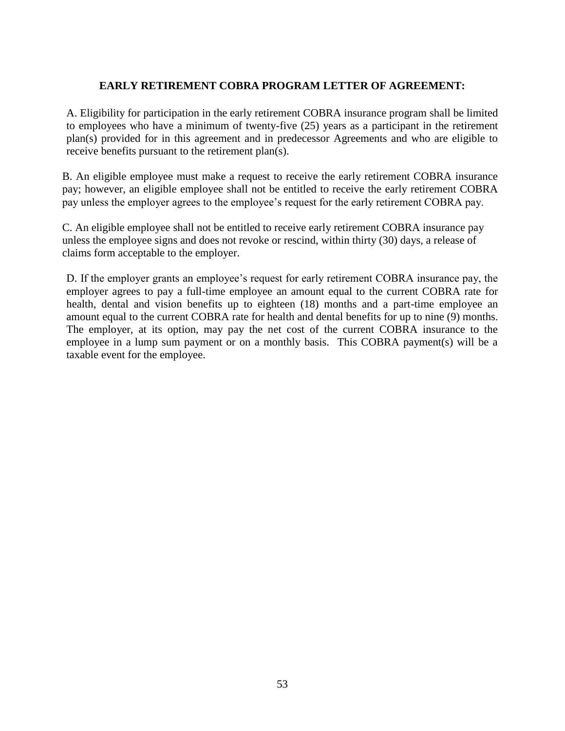## EARLY RETIREMENT COBRA PROGRAM LETTER OF AGREEMENT:

A. Eligibility for participation in the early retirement COBRA insurance program shall be limited to employees who have a minimum of twenty-five (25) years as a participant in the retirement plan(s) provided for in this agreement and in predecessor Agreements and who are eligible to receive benefits pursuant to the retirement plan(s).

B. An eligible employee must make a request to receive the early retirement COBRA insurance pay; however, an eligible employee shall not be entitled to receive the early retirement COBRA pay unless the employer agrees to the employee's request for the early retirement COBRA pay.

C. An eligible employee shall not be entitled to receive early retirement COBRA insurance pay unless the employee signs and does not revoke or rescind, within thirty (30) days, a release of claims form acceptable to the employer.

D. If the employer grants an employee's request for early retirement COBRA insurance pay, the employer agrees to pay a full-time employee an amount equal to the current COBRA rate for health, dental and vision benefits up to eighteen (18) months and a part-time employee an amount equal to the current COBRA rate for health and dental benefits for up to nine (9) months. The employer, at its option, may pay the net cost of the current COBRA insurance to the employee in a lump sum payment or on a monthly basis. This COBRA payment(s) will be a taxable event for the employee.